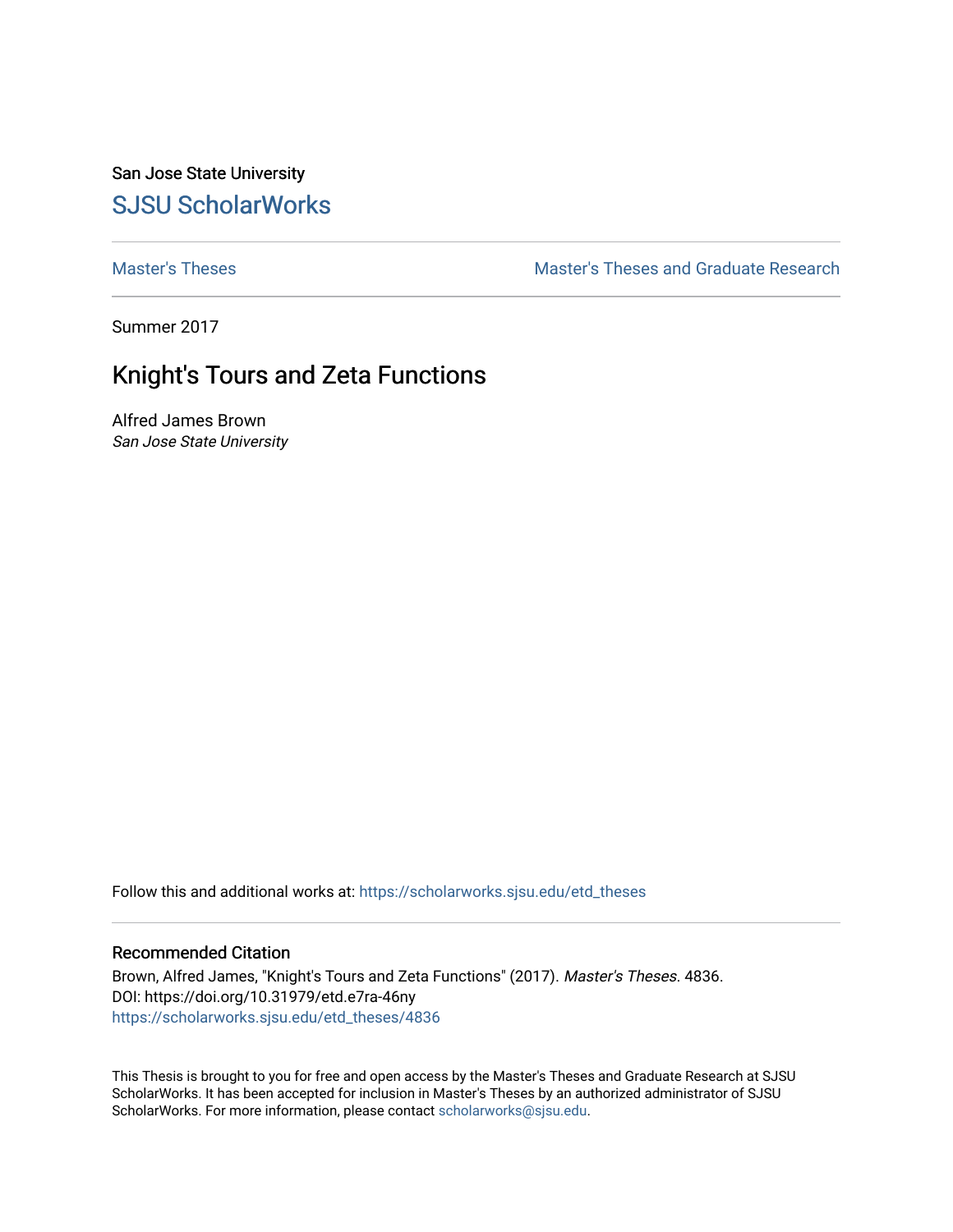San Jose State University

## SJSU ScholarWorks

Master's Theses | Master's Theses and Graduate Research

Summer 2017

# Knight's Tours and Zeta Functions

Alfred James Brown

*San Jose State University*

Follow this and additional works at: https://scholarworks.sjsu.edu/etd_theses

### Recommended Citation

Brown, Alfred James, "Knight's Tours and Zeta Functions" (2017). *Master's Theses*. 4836.
DOI: https://doi.org/10.31979/etd.e7ra-46ny
https://scholarworks.sjsu.edu/etd_theses/4836

This Thesis is brought to you for free and open access by the Master's Theses and Graduate Research at SJSU ScholarWorks. It has been accepted for inclusion in Master's Theses by an authorized administrator of SJSU ScholarWorks. For more information, please contact scholarworks@sjsu.edu.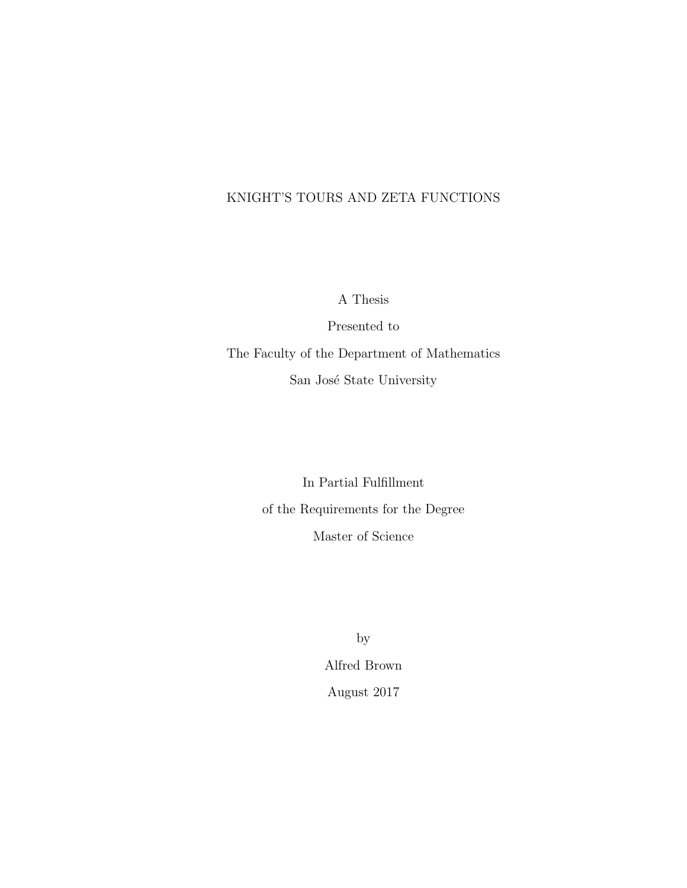# KNIGHT'S TOURS AND ZETA FUNCTIONS

A Thesis

Presented to

The Faculty of the Department of Mathematics

San José State University

In Partial Fulfillment

of the Requirements for the Degree

Master of Science

by

Alfred Brown

August 2017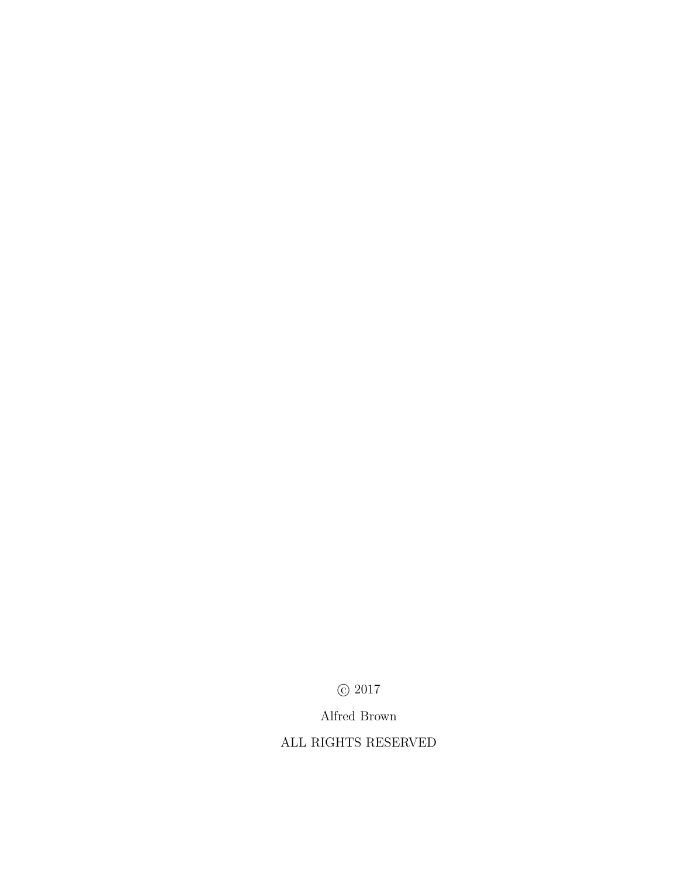© 2017

Alfred Brown

ALL RIGHTS RESERVED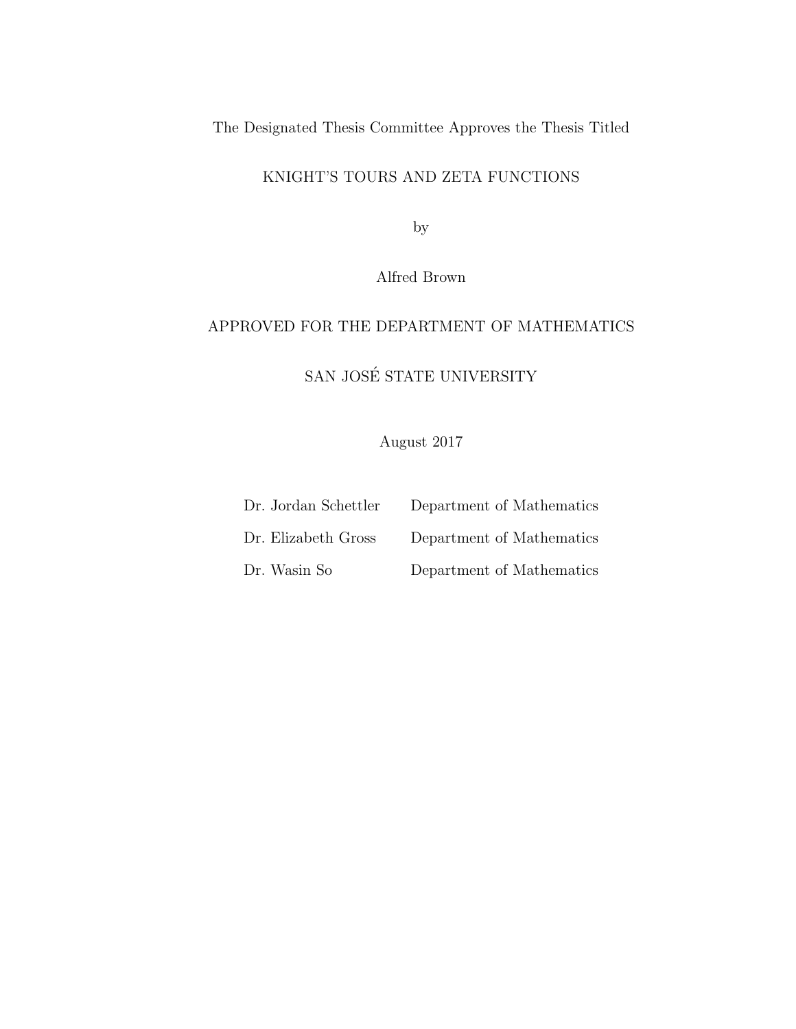The Designated Thesis Committee Approves the Thesis Titled

KNIGHT'S TOURS AND ZETA FUNCTIONS

by

Alfred Brown

APPROVED FOR THE DEPARTMENT OF MATHEMATICS

SAN JOSÉ STATE UNIVERSITY

August 2017

| | |
|---|---|
| Dr. Jordan Schettler | Department of Mathematics |
| Dr. Elizabeth Gross | Department of Mathematics |
| Dr. Wasin So | Department of Mathematics |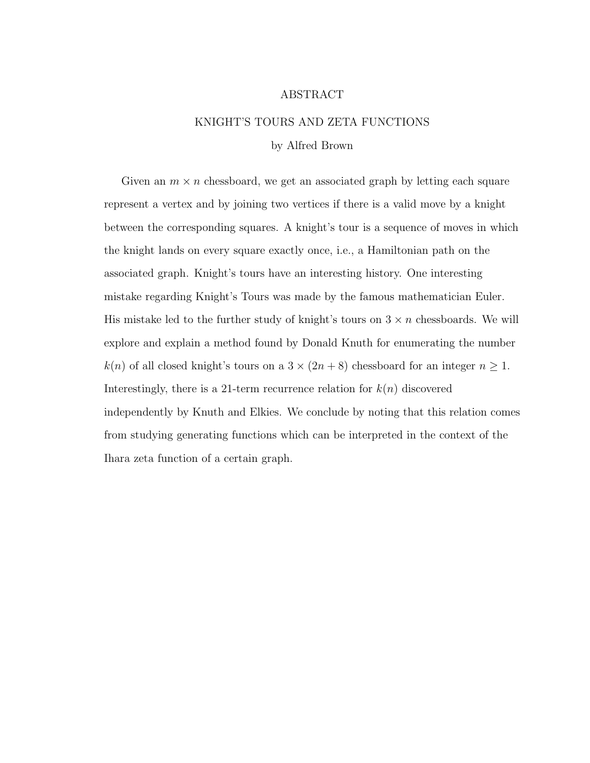# ABSTRACT

## KNIGHT'S TOURS AND ZETA FUNCTIONS

by Alfred Brown

Given an $m \times n$ chessboard, we get an associated graph by letting each square represent a vertex and by joining two vertices if there is a valid move by a knight between the corresponding squares. A knight's tour is a sequence of moves in which the knight lands on every square exactly once, i.e., a Hamiltonian path on the associated graph. Knight's tours have an interesting history. One interesting mistake regarding Knight's Tours was made by the famous mathematician Euler. His mistake led to the further study of knight's tours on $3 \times n$ chessboards. We will explore and explain a method found by Donald Knuth for enumerating the number $k(n)$ of all closed knight's tours on a $3 \times (2n + 8)$ chessboard for an integer $n \geq 1$. Interestingly, there is a 21-term recurrence relation for $k(n)$ discovered independently by Knuth and Elkies. We conclude by noting that this relation comes from studying generating functions which can be interpreted in the context of the Ihara zeta function of a certain graph.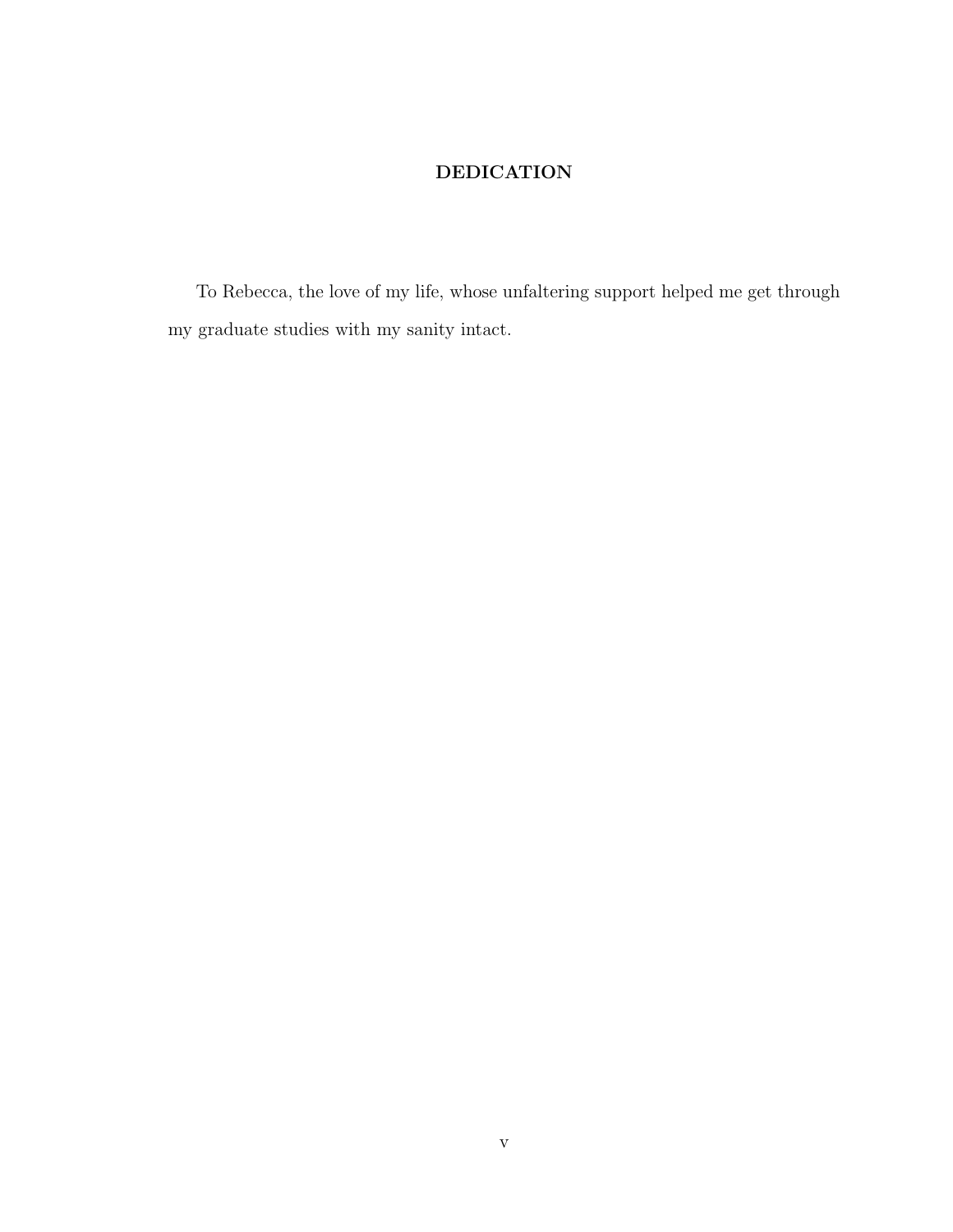# DEDICATION

To Rebecca, the love of my life, whose unfaltering support helped me get through my graduate studies with my sanity intact.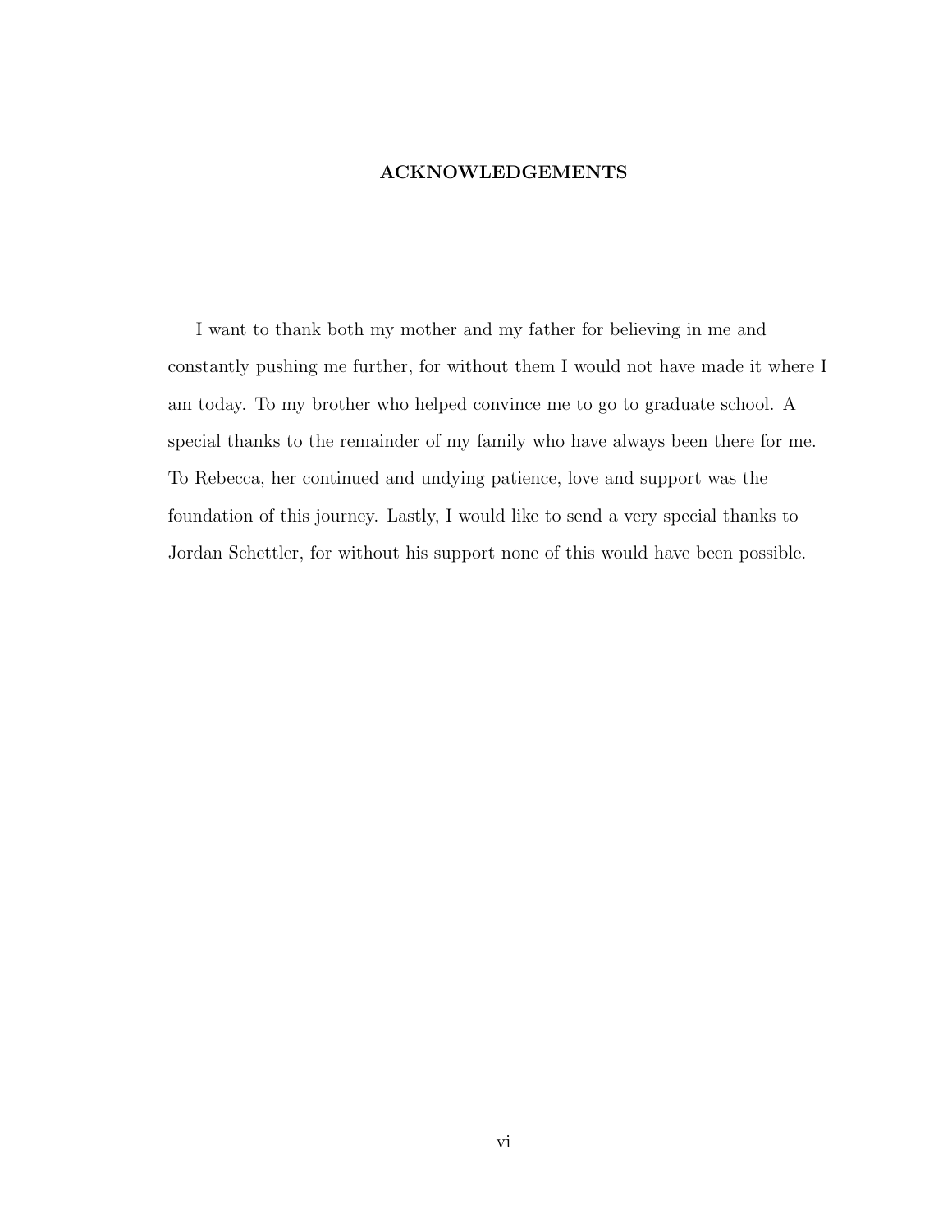# ACKNOWLEDGEMENTS

I want to thank both my mother and my father for believing in me and constantly pushing me further, for without them I would not have made it where I am today. To my brother who helped convince me to go to graduate school. A special thanks to the remainder of my family who have always been there for me. To Rebecca, her continued and undying patience, love and support was the foundation of this journey. Lastly, I would like to send a very special thanks to Jordan Schettler, for without his support none of this would have been possible.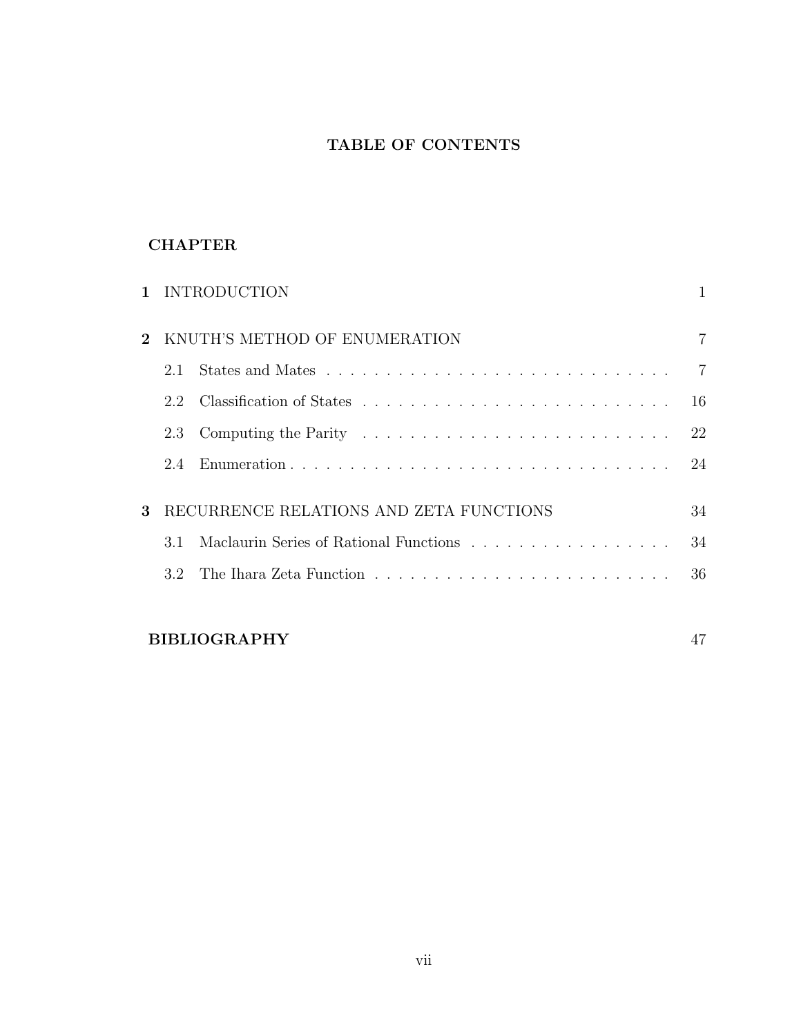# TABLE OF CONTENTS

**CHAPTER**

| | | |
|---|---|---|
| **1** | INTRODUCTION | 1 |
| **2** | KNUTH'S METHOD OF ENUMERATION | 7 |
| | 2.1 States and Mates | 7 |
| | 2.2 Classification of States | 16 |
| | 2.3 Computing the Parity | 22 |
| | 2.4 Enumeration | 24 |
| **3** | RECURRENCE RELATIONS AND ZETA FUNCTIONS | 34 |
| | 3.1 Maclaurin Series of Rational Functions | 34 |
| | 3.2 The Ihara Zeta Function | 36 |

**BIBLIOGRAPHY** 47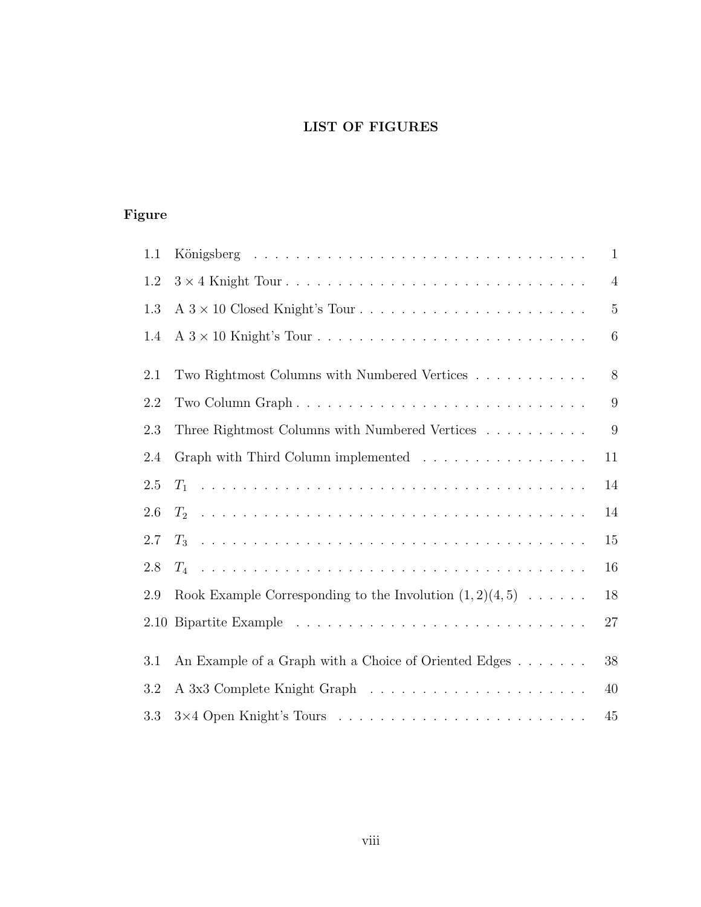# LIST OF FIGURES

**Figure**

| | | |
|---|---|---|
| 1.1 | Königsberg | 1 |
| 1.2 | $3 \times 4$ Knight Tour | 4 |
| 1.3 | A $3 \times 10$ Closed Knight's Tour | 5 |
| 1.4 | A $3 \times 10$ Knight's Tour | 6 |
| 2.1 | Two Rightmost Columns with Numbered Vertices | 8 |
| 2.2 | Two Column Graph | 9 |
| 2.3 | Three Rightmost Columns with Numbered Vertices | 9 |
| 2.4 | Graph with Third Column implemented | 11 |
| 2.5 | $T_1$ | 14 |
| 2.6 | $T_2$ | 14 |
| 2.7 | $T_3$ | 15 |
| 2.8 | $T_4$ | 16 |
| 2.9 | Rook Example Corresponding to the Involution $(1, 2)(4, 5)$ | 18 |
| 2.10 | Bipartite Example | 27 |
| 3.1 | An Example of a Graph with a Choice of Oriented Edges | 38 |
| 3.2 | A 3x3 Complete Knight Graph | 40 |
| 3.3 | $3 \times 4$ Open Knight's Tours | 45 |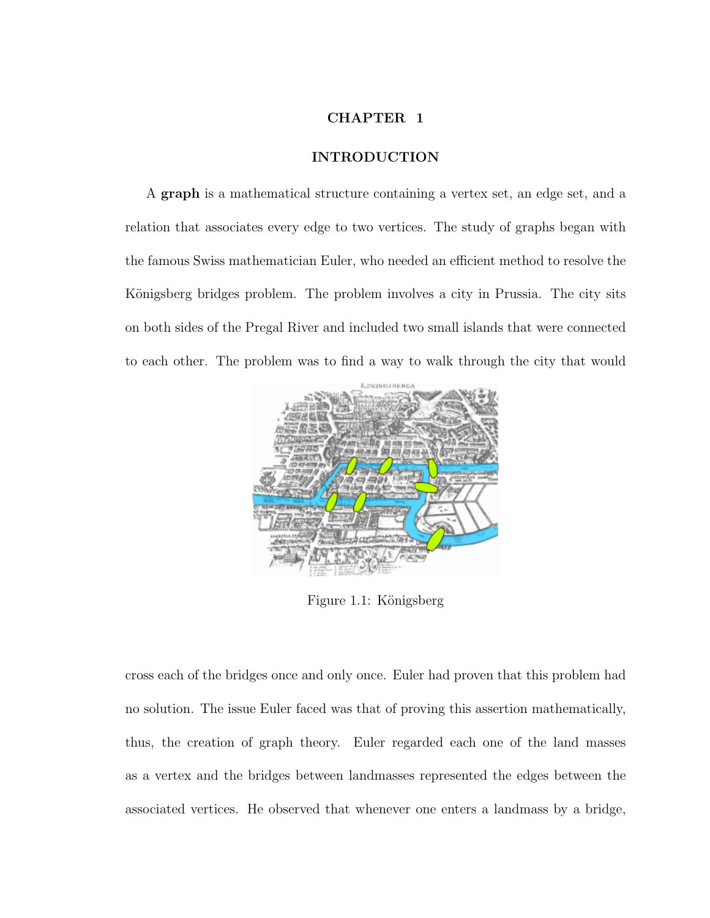# CHAPTER 1

## INTRODUCTION

A **graph** is a mathematical structure containing a vertex set, an edge set, and a relation that associates every edge to two vertices. The study of graphs began with the famous Swiss mathematician Euler, who needed an efficient method to resolve the Königsberg bridges problem. The problem involves a city in Prussia. The city sits on both sides of the Pregal River and included two small islands that were connected to each other. The problem was to find a way to walk through the city that would

Figure 1.1: Königsberg

cross each of the bridges once and only once. Euler had proven that this problem had no solution. The issue Euler faced was that of proving this assertion mathematically, thus, the creation of graph theory. Euler regarded each one of the land masses as a vertex and the bridges between landmasses represented the edges between the associated vertices. He observed that whenever one enters a landmass by a bridge,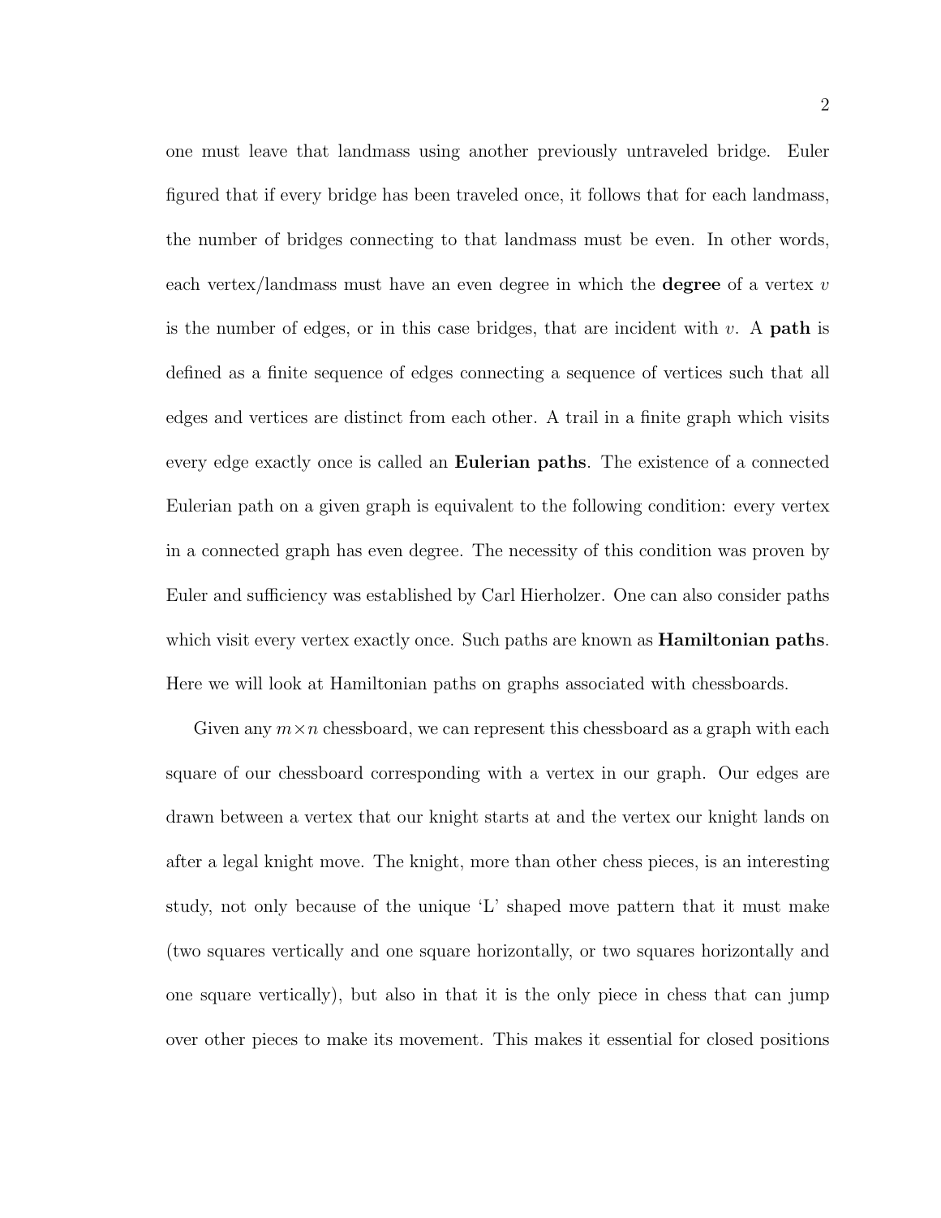one must leave that landmass using another previously untraveled bridge. Euler figured that if every bridge has been traveled once, it follows that for each landmass, the number of bridges connecting to that landmass must be even. In other words, each vertex/landmass must have an even degree in which the **degree** of a vertex $v$ is the number of edges, or in this case bridges, that are incident with $v$. A **path** is defined as a finite sequence of edges connecting a sequence of vertices such that all edges and vertices are distinct from each other. A trail in a finite graph which visits every edge exactly once is called an **Eulerian paths**. The existence of a connected Eulerian path on a given graph is equivalent to the following condition: every vertex in a connected graph has even degree. The necessity of this condition was proven by Euler and sufficiency was established by Carl Hierholzer. One can also consider paths which visit every vertex exactly once. Such paths are known as **Hamiltonian paths**. Here we will look at Hamiltonian paths on graphs associated with chessboards.

Given any $m \times n$ chessboard, we can represent this chessboard as a graph with each square of our chessboard corresponding with a vertex in our graph. Our edges are drawn between a vertex that our knight starts at and the vertex our knight lands on after a legal knight move. The knight, more than other chess pieces, is an interesting study, not only because of the unique 'L' shaped move pattern that it must make (two squares vertically and one square horizontally, or two squares horizontally and one square vertically), but also in that it is the only piece in chess that can jump over other pieces to make its movement. This makes it essential for closed positions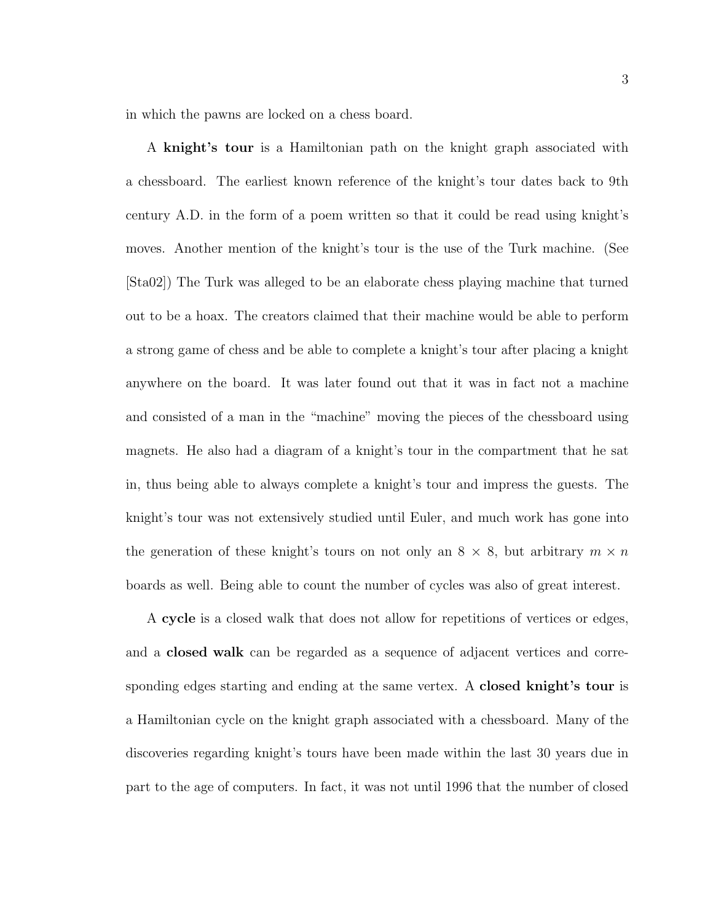in which the pawns are locked on a chess board.

A **knight's tour** is a Hamiltonian path on the knight graph associated with a chessboard. The earliest known reference of the knight's tour dates back to 9th century A.D. in the form of a poem written so that it could be read using knight's moves. Another mention of the knight's tour is the use of the Turk machine. (See [Sta02]) The Turk was alleged to be an elaborate chess playing machine that turned out to be a hoax. The creators claimed that their machine would be able to perform a strong game of chess and be able to complete a knight's tour after placing a knight anywhere on the board. It was later found out that it was in fact not a machine and consisted of a man in the "machine" moving the pieces of the chessboard using magnets. He also had a diagram of a knight's tour in the compartment that he sat in, thus being able to always complete a knight's tour and impress the guests. The knight's tour was not extensively studied until Euler, and much work has gone into the generation of these knight's tours on not only an $8 \times 8$, but arbitrary $m \times n$ boards as well. Being able to count the number of cycles was also of great interest.

A **cycle** is a closed walk that does not allow for repetitions of vertices or edges, and a **closed walk** can be regarded as a sequence of adjacent vertices and corresponding edges starting and ending at the same vertex. A **closed knight's tour** is a Hamiltonian cycle on the knight graph associated with a chessboard. Many of the discoveries regarding knight's tours have been made within the last 30 years due in part to the age of computers. In fact, it was not until 1996 that the number of closed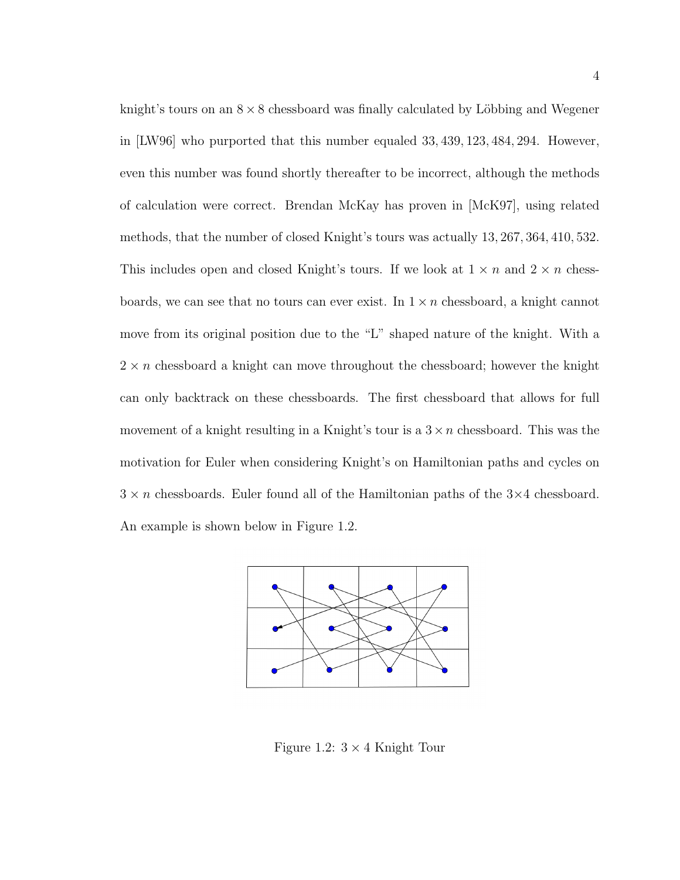knight's tours on an $8 \times 8$ chessboard was finally calculated by Löbbing and Wegener in [LW96] who purported that this number equaled 33, 439, 123, 484, 294. However, even this number was found shortly thereafter to be incorrect, although the methods of calculation were correct. Brendan McKay has proven in [McK97], using related methods, that the number of closed Knight's tours was actually 13, 267, 364, 410, 532. This includes open and closed Knight's tours. If we look at $1 \times n$ and $2 \times n$ chessboards, we can see that no tours can ever exist. In $1 \times n$ chessboard, a knight cannot move from its original position due to the "L" shaped nature of the knight. With a $2 \times n$ chessboard a knight can move throughout the chessboard; however the knight can only backtrack on these chessboards. The first chessboard that allows for full movement of a knight resulting in a Knight's tour is a $3 \times n$ chessboard. This was the motivation for Euler when considering Knight's on Hamiltonian paths and cycles on $3 \times n$ chessboards. Euler found all of the Hamiltonian paths of the $3 \times 4$ chessboard. An example is shown below in Figure 1.2.

Figure 1.2: $3 \times 4$ Knight Tour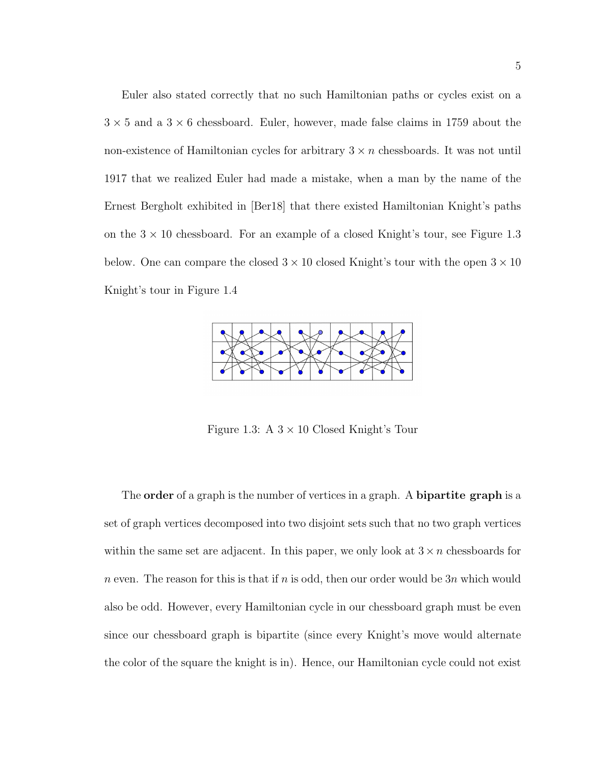Euler also stated correctly that no such Hamiltonian paths or cycles exist on a $3 \times 5$ and a $3 \times 6$ chessboard. Euler, however, made false claims in 1759 about the non-existence of Hamiltonian cycles for arbitrary $3 \times n$ chessboards. It was not until 1917 that we realized Euler had made a mistake, when a man by the name of the Ernest Bergholt exhibited in [Ber18] that there existed Hamiltonian Knight's paths on the $3 \times 10$ chessboard. For an example of a closed Knight's tour, see Figure 1.3 below. One can compare the closed $3 \times 10$ closed Knight's tour with the open $3 \times 10$ Knight's tour in Figure 1.4

Figure 1.3: A $3 \times 10$ Closed Knight's Tour

The **order** of a graph is the number of vertices in a graph. A **bipartite graph** is a set of graph vertices decomposed into two disjoint sets such that no two graph vertices within the same set are adjacent. In this paper, we only look at $3 \times n$ chessboards for $n$ even. The reason for this is that if $n$ is odd, then our order would be $3n$ which would also be odd. However, every Hamiltonian cycle in our chessboard graph must be even since our chessboard graph is bipartite (since every Knight's move would alternate the color of the square the knight is in). Hence, our Hamiltonian cycle could not exist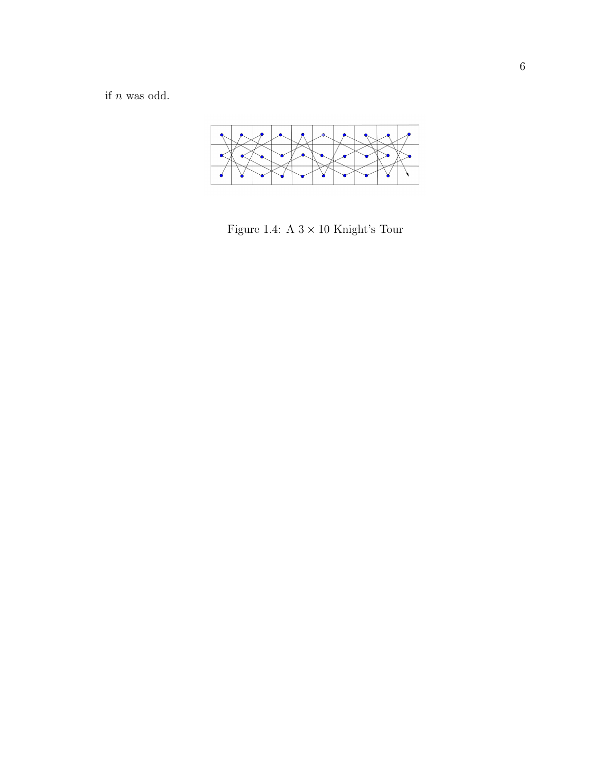if $n$ was odd.

Figure 1.4: A $3 \times 10$ Knight's Tour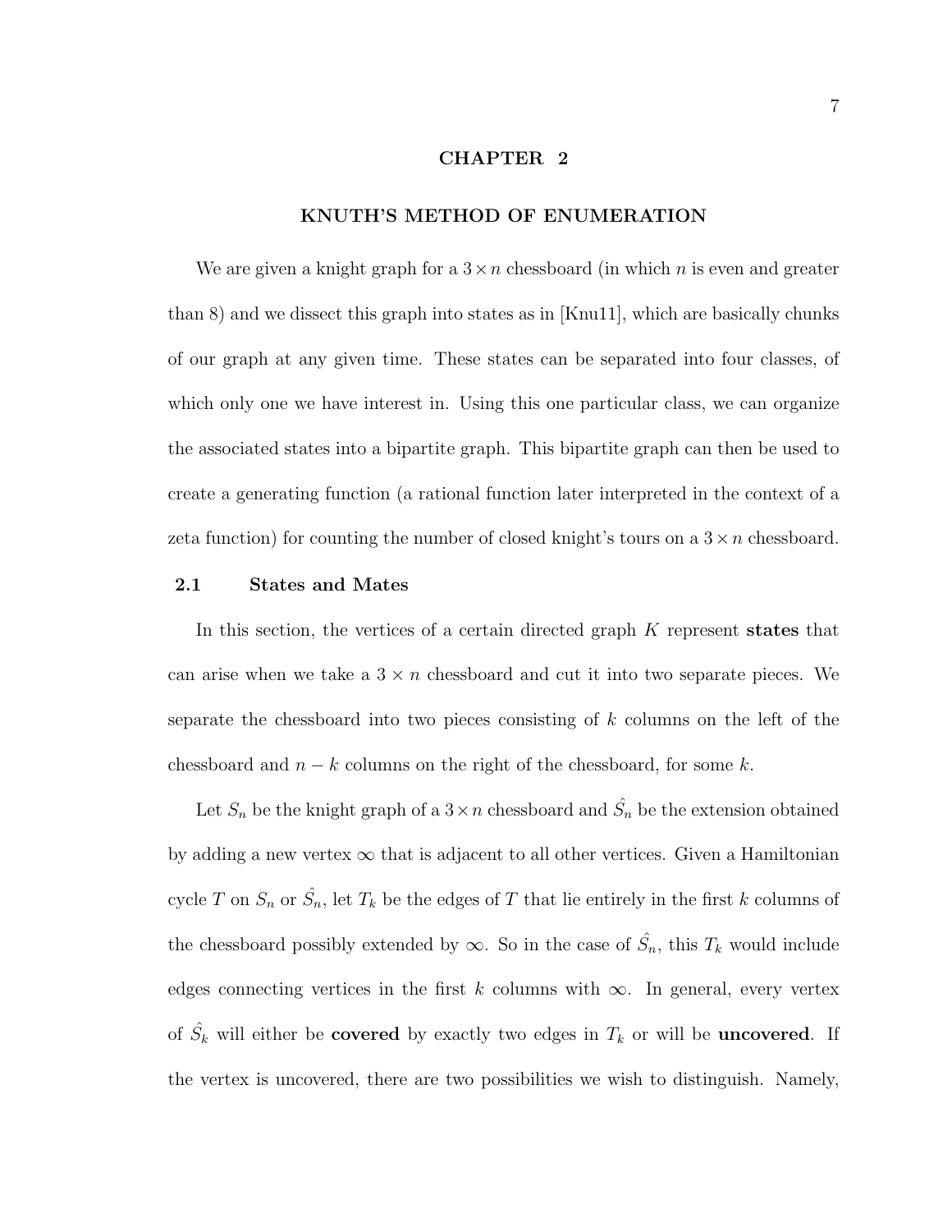# CHAPTER 2

# KNUTH'S METHOD OF ENUMERATION

We are given a knight graph for a $3 \times n$ chessboard (in which $n$ is even and greater than 8) and we dissect this graph into states as in [Knu11], which are basically chunks of our graph at any given time. These states can be separated into four classes, of which only one we have interest in. Using this one particular class, we can organize the associated states into a bipartite graph. This bipartite graph can then be used to create a generating function (a rational function later interpreted in the context of a zeta function) for counting the number of closed knight's tours on a $3 \times n$ chessboard.

## 2.1 States and Mates

In this section, the vertices of a certain directed graph $K$ represent **states** that can arise when we take a $3 \times n$ chessboard and cut it into two separate pieces. We separate the chessboard into two pieces consisting of $k$ columns on the left of the chessboard and $n - k$ columns on the right of the chessboard, for some $k$.

Let $S_n$ be the knight graph of a $3 \times n$ chessboard and $\hat{S_n}$ be the extension obtained by adding a new vertex $\infty$ that is adjacent to all other vertices. Given a Hamiltonian cycle $T$ on $S_n$ or $\hat{S_n}$, let $T_k$ be the edges of $T$ that lie entirely in the first $k$ columns of the chessboard possibly extended by $\infty$. So in the case of $\hat{S_n}$, this $T_k$ would include edges connecting vertices in the first $k$ columns with $\infty$. In general, every vertex of $\hat{S_k}$ will either be **covered** by exactly two edges in $T_k$ or will be **uncovered**. If the vertex is uncovered, there are two possibilities we wish to distinguish. Namely,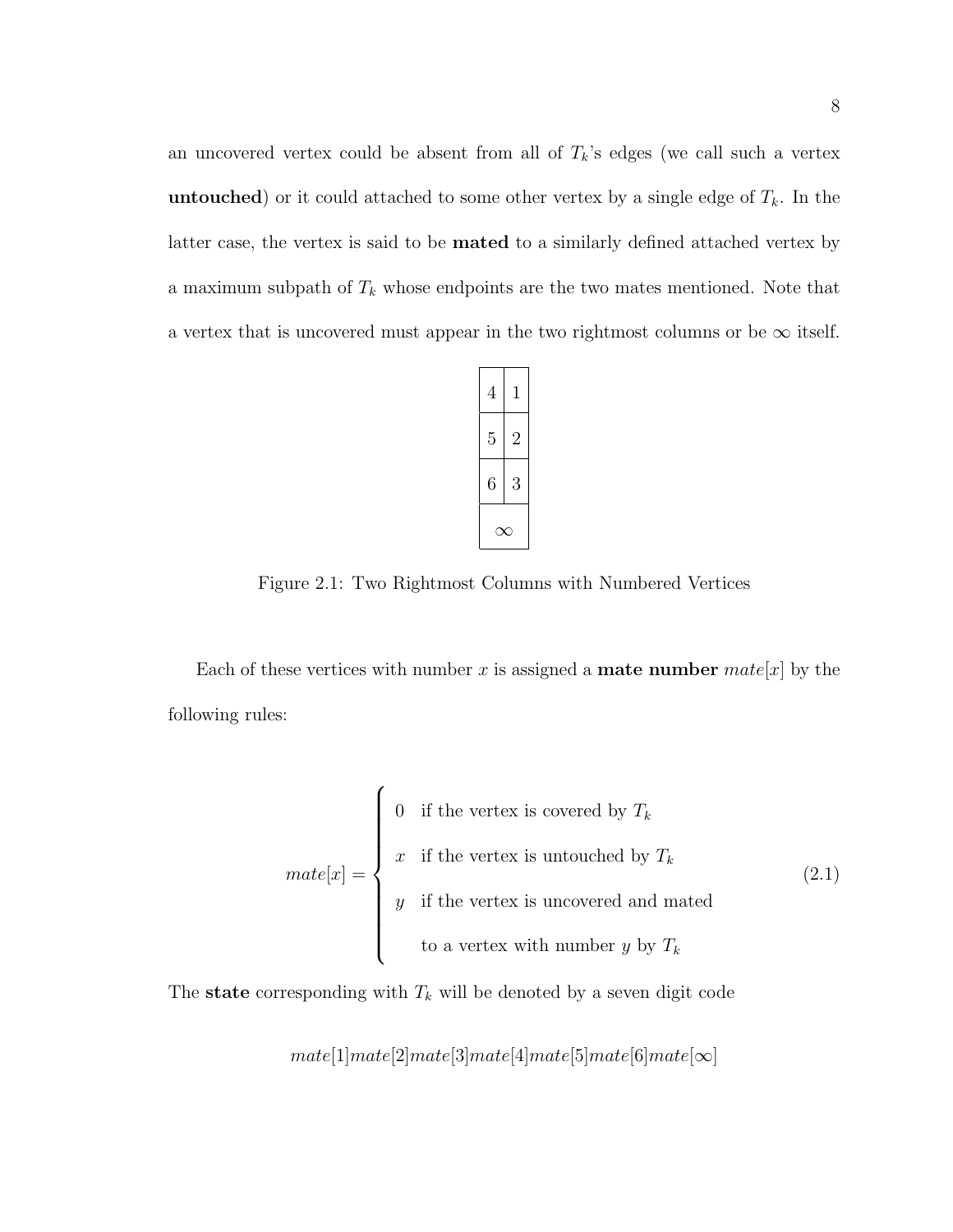an uncovered vertex could be absent from all of $T_k$'s edges (we call such a vertex **untouched**) or it could attached to some other vertex by a single edge of $T_k$. In the latter case, the vertex is said to be **mated** to a similarly defined attached vertex by a maximum subpath of $T_k$ whose endpoints are the two mates mentioned. Note that a vertex that is uncovered must appear in the two rightmost columns or be $\infty$ itself.

| | |
|---|---|
| 4 | 1 |
| 5 | 2 |
| 6 | 3 |
| $\infty$ | |

Figure 2.1: Two Rightmost Columns with Numbered Vertices

Each of these vertices with number $x$ is assigned a **mate number** $mate[x]$ by the following rules:

$$mate[x] = \begin{cases} 0 & \text{if the vertex is covered by } T_k \\ x & \text{if the vertex is untouched by } T_k \\ y & \text{if the vertex is uncovered and mated} \\ & \text{to a vertex with number } y \text{ by } T_k \end{cases} \tag{2.1}$$

The **state** corresponding with $T_k$ will be denoted by a seven digit code

$$mate[1]mate[2]mate[3]mate[4]mate[5]mate[6]mate[\infty]$$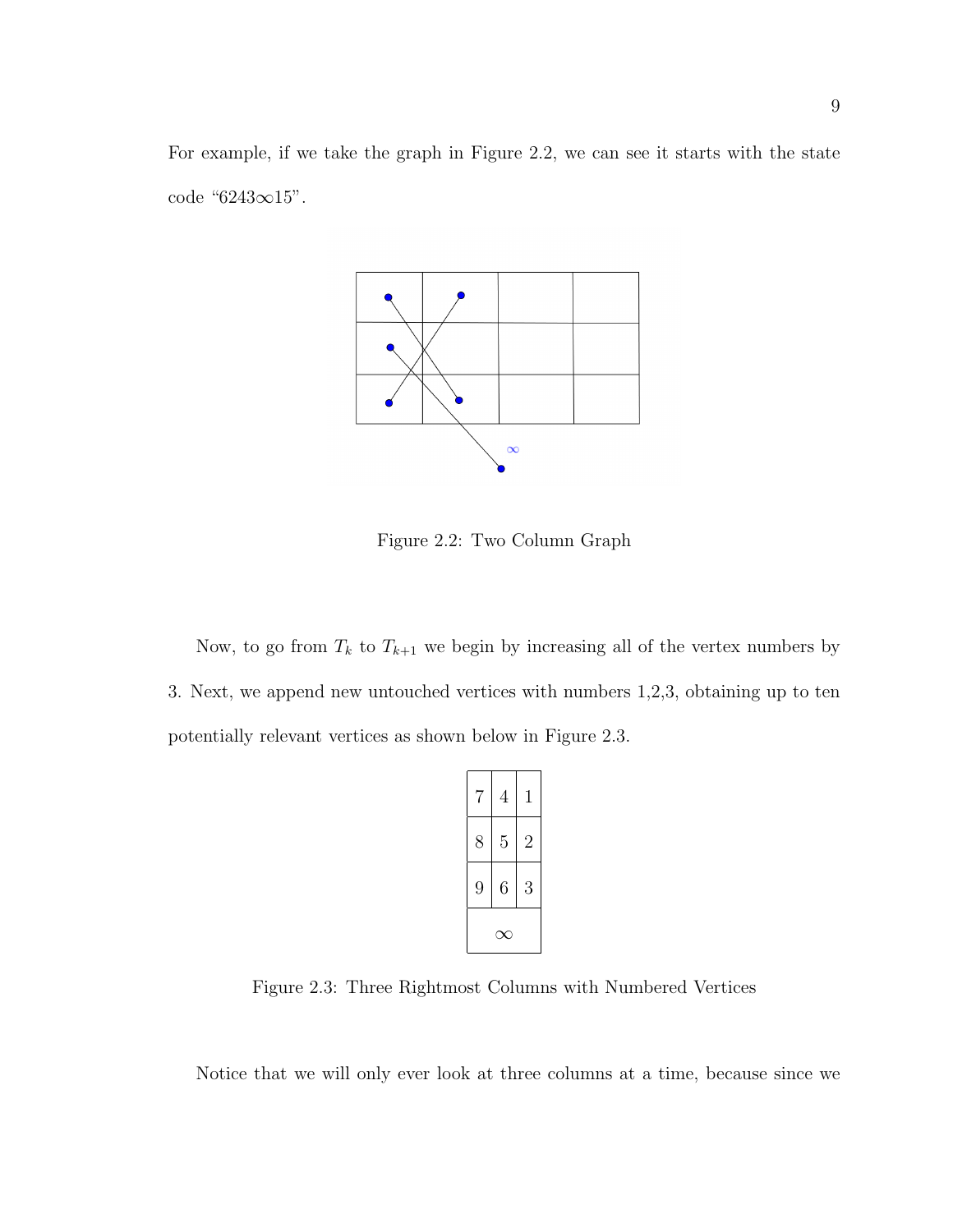For example, if we take the graph in Figure 2.2, we can see it starts with the state code “6243∞15”.

Figure 2.2: Two Column Graph

Now, to go from $T_k$ to $T_{k+1}$ we begin by increasing all of the vertex numbers by 3. Next, we append new untouched vertices with numbers 1,2,3, obtaining up to ten potentially relevant vertices as shown below in Figure 2.3.

| 7 | 4 | 1 |
|---|---|---|
| 8 | 5 | 2 |
| 9 | 6 | 3 |
| ∞ | | |

Figure 2.3: Three Rightmost Columns with Numbered Vertices

Notice that we will only ever look at three columns at a time, because since we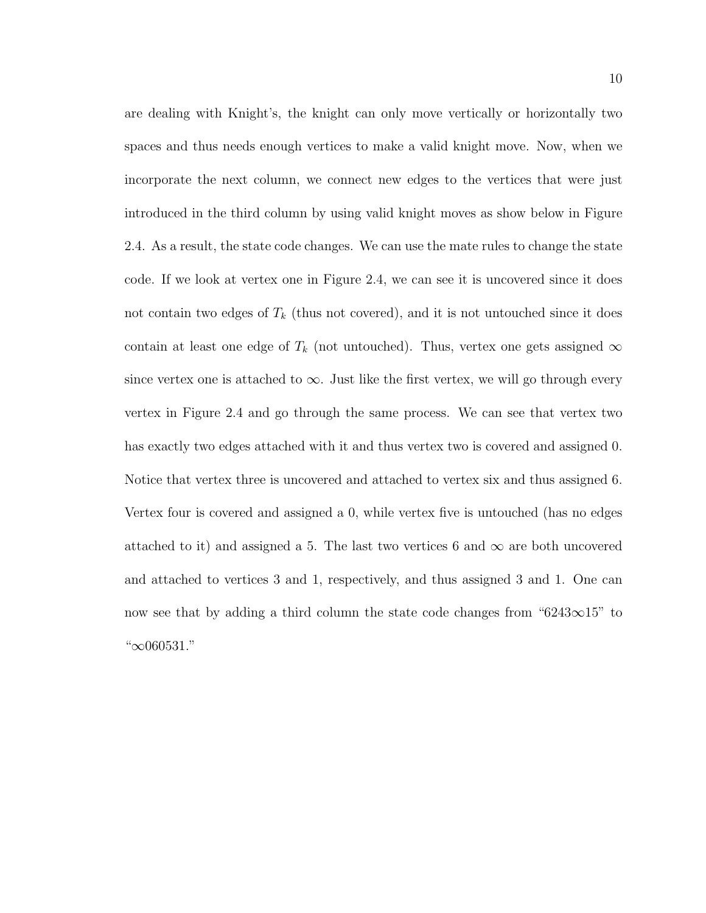are dealing with Knight's, the knight can only move vertically or horizontally two spaces and thus needs enough vertices to make a valid knight move. Now, when we incorporate the next column, we connect new edges to the vertices that were just introduced in the third column by using valid knight moves as show below in Figure 2.4. As a result, the state code changes. We can use the mate rules to change the state code. If we look at vertex one in Figure 2.4, we can see it is uncovered since it does not contain two edges of $T_k$ (thus not covered), and it is not untouched since it does contain at least one edge of $T_k$ (not untouched). Thus, vertex one gets assigned $\infty$ since vertex one is attached to $\infty$. Just like the first vertex, we will go through every vertex in Figure 2.4 and go through the same process. We can see that vertex two has exactly two edges attached with it and thus vertex two is covered and assigned 0. Notice that vertex three is uncovered and attached to vertex six and thus assigned 6. Vertex four is covered and assigned a 0, while vertex five is untouched (has no edges attached to it) and assigned a 5. The last two vertices 6 and $\infty$ are both uncovered and attached to vertices 3 and 1, respectively, and thus assigned 3 and 1. One can now see that by adding a third column the state code changes from "$6243\infty15$" to "$\infty060531$."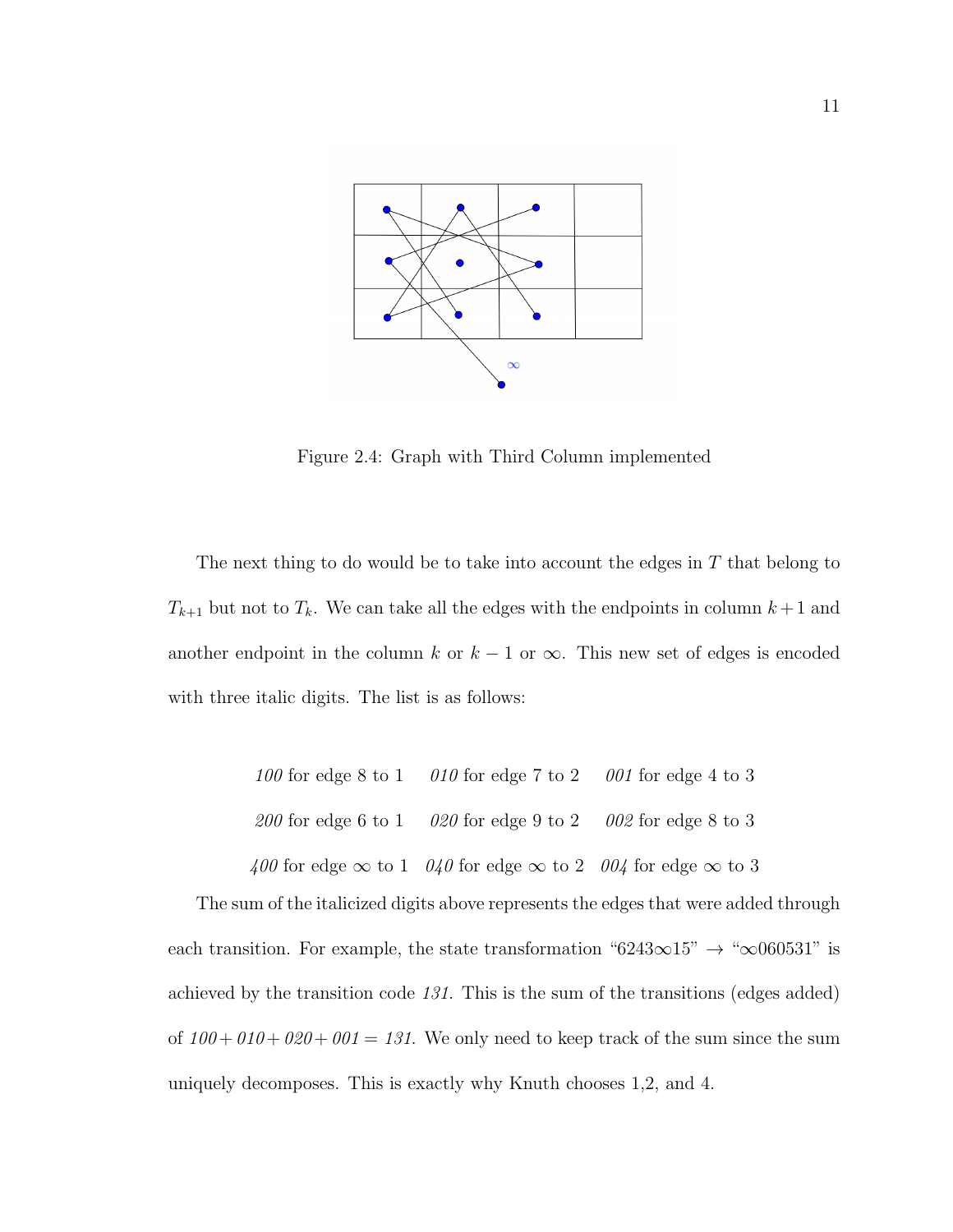Figure 2.4: Graph with Third Column implemented

The next thing to do would be to take into account the edges in $T$ that belong to $T_{k+1}$ but not to $T_k$. We can take all the edges with the endpoints in column $k+1$ and another endpoint in the column $k$ or $k-1$ or $\infty$. This new set of edges is encoded with three italic digits. The list is as follows:

*100* for edge 8 to 1 *010* for edge 7 to 2 *001* for edge 4 to 3

*200* for edge 6 to 1 *020* for edge 9 to 2 *002* for edge 8 to 3

*400* for edge $\infty$ to 1 *040* for edge $\infty$ to 2 *004* for edge $\infty$ to 3

The sum of the italicized digits above represents the edges that were added through each transition. For example, the state transformation "6243$\infty$15" $\rightarrow$ "$\infty$060531" is achieved by the transition code *131*. This is the sum of the transitions (edges added) of *100*+ *010*+ *020*+ *001* = *131*. We only need to keep track of the sum since the sum uniquely decomposes. This is exactly why Knuth chooses 1,2, and 4.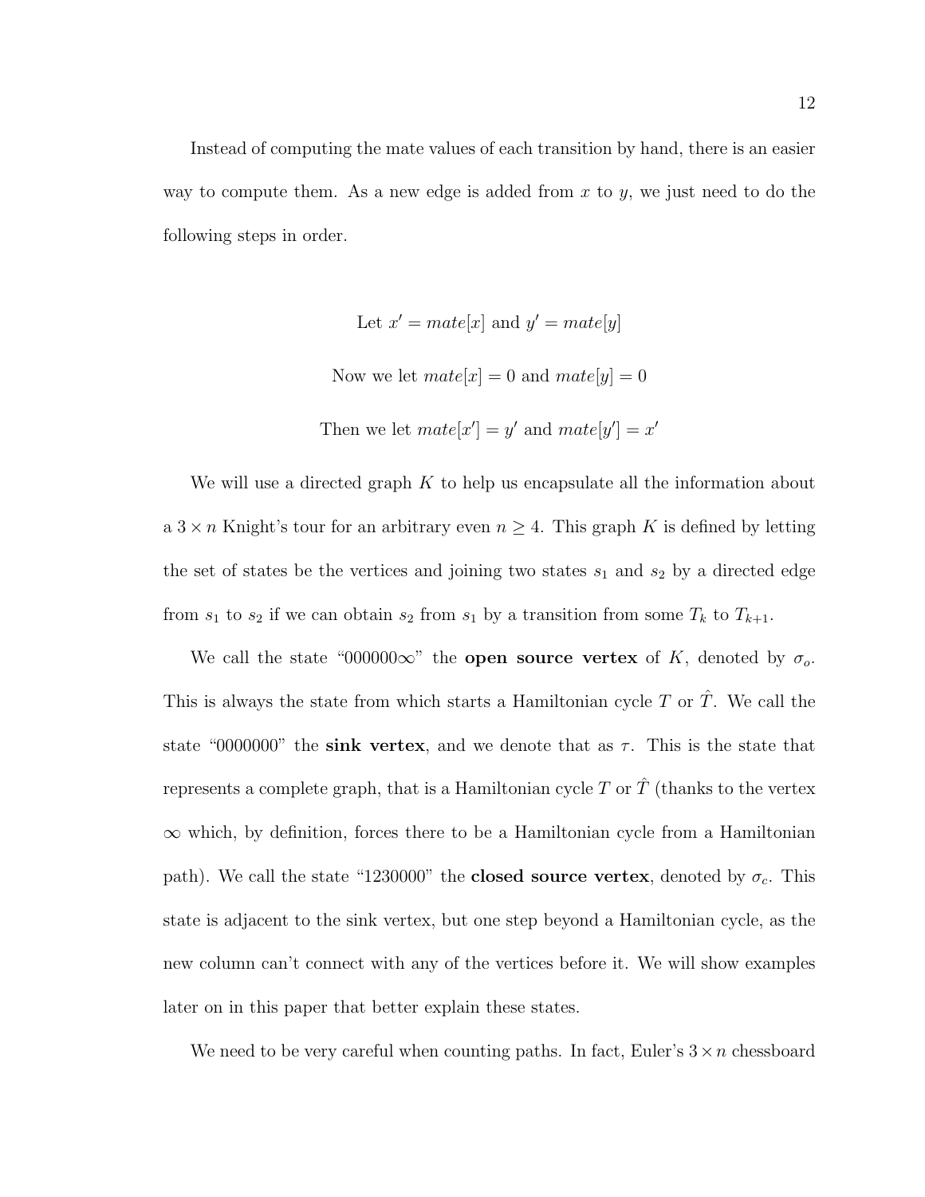Instead of computing the mate values of each transition by hand, there is an easier way to compute them. As a new edge is added from $x$ to $y$, we just need to do the following steps in order.

$$\text{Let } x' = mate[x] \text{ and } y' = mate[y]$$

$$\text{Now we let } mate[x] = 0 \text{ and } mate[y] = 0$$

$$\text{Then we let } mate[x'] = y' \text{ and } mate[y'] = x'$$

We will use a directed graph $K$ to help us encapsulate all the information about a $3 \times n$ Knight's tour for an arbitrary even $n \geq 4$. This graph $K$ is defined by letting the set of states be the vertices and joining two states $s_1$ and $s_2$ by a directed edge from $s_1$ to $s_2$ if we can obtain $s_2$ from $s_1$ by a transition from some $T_k$ to $T_{k+1}$.

We call the state "000000$\infty$" the **open source vertex** of $K$, denoted by $\sigma_o$. This is always the state from which starts a Hamiltonian cycle $T$ or $\hat{T}$. We call the state "0000000" the **sink vertex**, and we denote that as $\tau$. This is the state that represents a complete graph, that is a Hamiltonian cycle $T$ or $\hat{T}$ (thanks to the vertex $\infty$ which, by definition, forces there to be a Hamiltonian cycle from a Hamiltonian path). We call the state "1230000" the **closed source vertex**, denoted by $\sigma_c$. This state is adjacent to the sink vertex, but one step beyond a Hamiltonian cycle, as the new column can't connect with any of the vertices before it. We will show examples later on in this paper that better explain these states.

We need to be very careful when counting paths. In fact, Euler's $3 \times n$ chessboard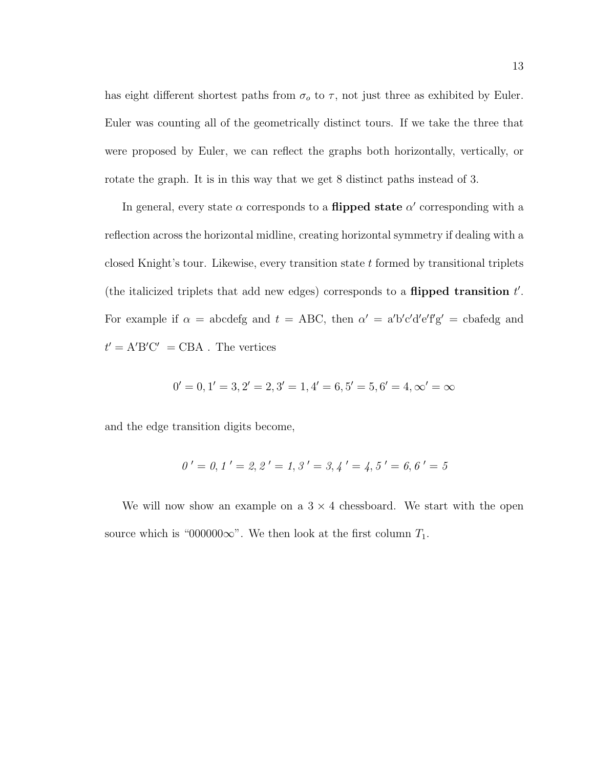has eight different shortest paths from $\sigma_o$ to $\tau$, not just three as exhibited by Euler. Euler was counting all of the geometrically distinct tours. If we take the three that were proposed by Euler, we can reflect the graphs both horizontally, vertically, or rotate the graph. It is in this way that we get 8 distinct paths instead of 3.

In general, every state $\alpha$ corresponds to a **flipped state** $\alpha'$ corresponding with a reflection across the horizontal midline, creating horizontal symmetry if dealing with a closed Knight's tour. Likewise, every transition state $t$ formed by transitional triplets (the italicized triplets that add new edges) corresponds to a **flipped transition** $t'$. For example if $\alpha$ = abcdefg and $t$ = ABC, then $\alpha'$ = a′b′c′d′e′f′g′ = cbafedg and $t'$ = A′B′C′ = CBA . The vertices

$$0' = 0, 1' = 3, 2' = 2, 3' = 1, 4' = 6, 5' = 5, 6' = 4, \infty' = \infty$$

and the edge transition digits become,

$$\mathit{0}\,' = \mathit{0}, \mathit{1}\,' = \mathit{2}, \mathit{2}\,' = \mathit{1}, \mathit{3}\,' = \mathit{3}, \mathit{4}\,' = \mathit{4}, \mathit{5}\,' = \mathit{6}, \mathit{6}\,' = \mathit{5}$$

We will now show an example on a $3 \times 4$ chessboard. We start with the open source which is "$000000\infty$". We then look at the first column $T_1$.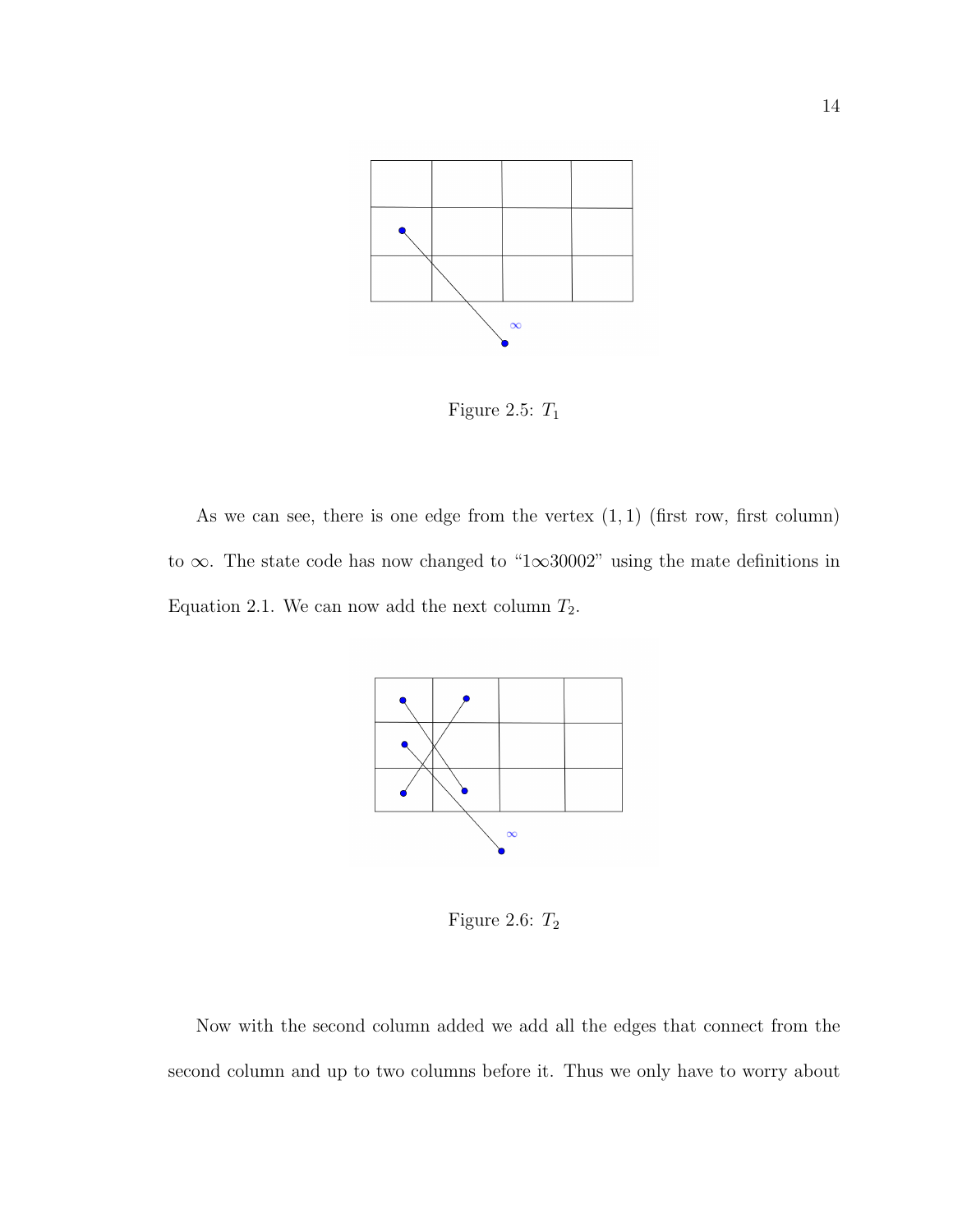Figure 2.5: $T_1$

As we can see, there is one edge from the vertex $(1, 1)$ (first row, first column) to $\infty$. The state code has now changed to "$1\infty30002$" using the mate definitions in Equation 2.1. We can now add the next column $T_2$.

Figure 2.6: $T_2$

Now with the second column added we add all the edges that connect from the second column and up to two columns before it. Thus we only have to worry about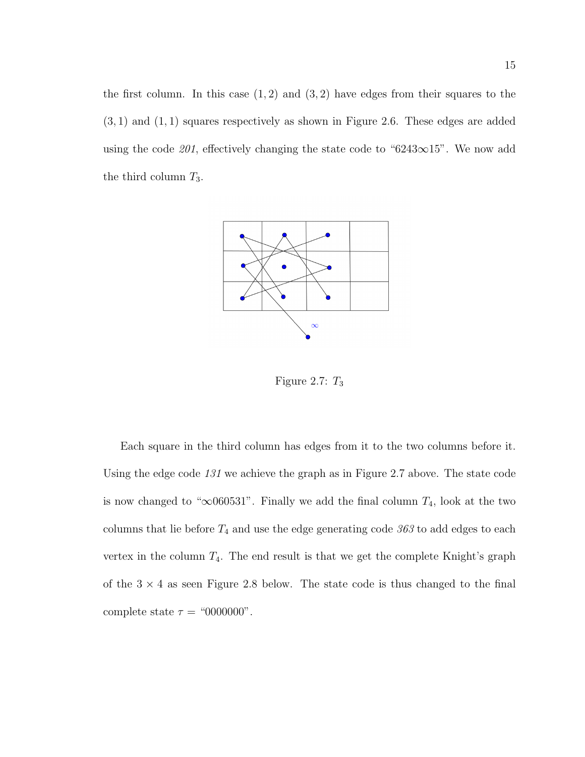the first column. In this case $(1, 2)$ and $(3, 2)$ have edges from their squares to the $(3, 1)$ and $(1, 1)$ squares respectively as shown in Figure 2.6. These edges are added using the code *201*, effectively changing the state code to "6243$\infty$15". We now add the third column $T_3$.

Figure 2.7: $T_3$

Each square in the third column has edges from it to the two columns before it. Using the edge code *131* we achieve the graph as in Figure 2.7 above. The state code is now changed to "$\infty$060531". Finally we add the final column $T_4$, look at the two columns that lie before $T_4$ and use the edge generating code *363* to add edges to each vertex in the column $T_4$. The end result is that we get the complete Knight's graph of the $3 \times 4$ as seen Figure 2.8 below. The state code is thus changed to the final complete state $\tau =$ "0000000".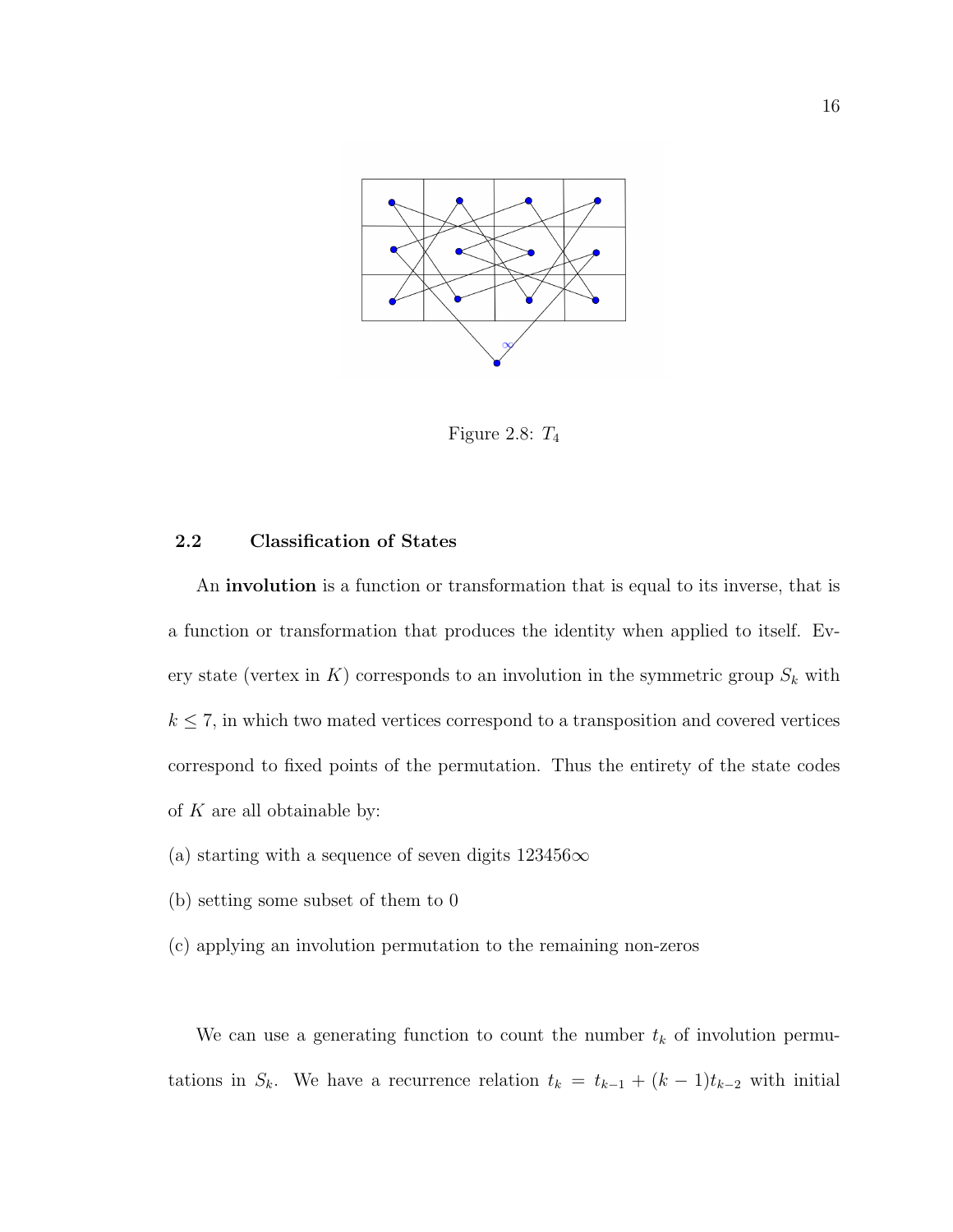Figure 2.8: $T_4$

## 2.2 Classification of States

An **involution** is a function or transformation that is equal to its inverse, that is a function or transformation that produces the identity when applied to itself. Every state (vertex in $K$) corresponds to an involution in the symmetric group $S_k$ with $k \leq 7$, in which two mated vertices correspond to a transposition and covered vertices correspond to fixed points of the permutation. Thus the entirety of the state codes of $K$ are all obtainable by:

(a) starting with a sequence of seven digits $123456\infty$

(b) setting some subset of them to 0

(c) applying an involution permutation to the remaining non-zeros

We can use a generating function to count the number $t_k$ of involution permutations in $S_k$. We have a recurrence relation $t_k = t_{k-1} + (k-1)t_{k-2}$ with initial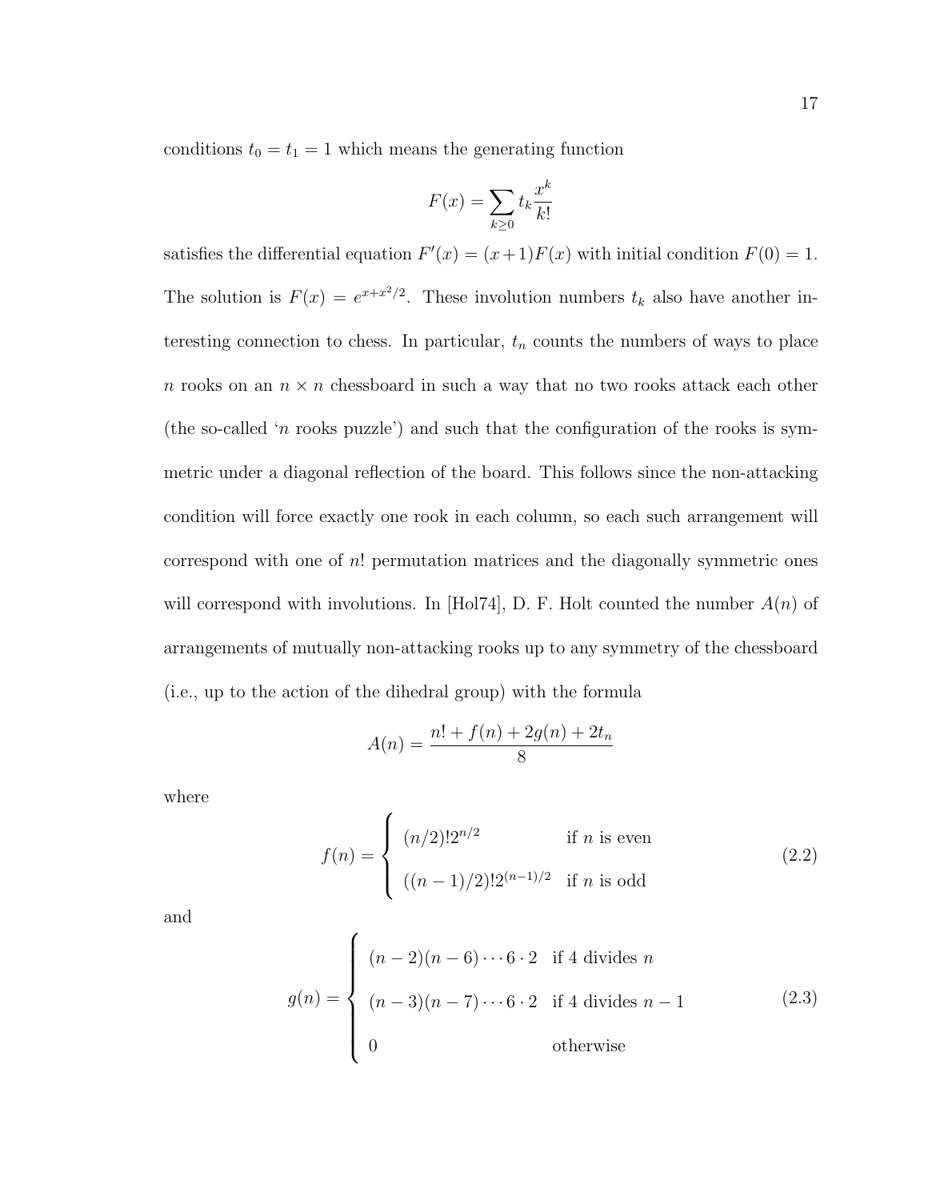conditions $t_0 = t_1 = 1$ which means the generating function

$$F(x) = \sum_{k \geq 0} t_k \frac{x^k}{k!}$$

satisfies the differential equation $F'(x) = (x+1)F(x)$ with initial condition $F(0) = 1$. The solution is $F(x) = e^{x+x^2/2}$. These involution numbers $t_k$ also have another interesting connection to chess. In particular, $t_n$ counts the numbers of ways to place $n$ rooks on an $n \times n$ chessboard in such a way that no two rooks attack each other (the so-called '$n$ rooks puzzle') and such that the configuration of the rooks is symmetric under a diagonal reflection of the board. This follows since the non-attacking condition will force exactly one rook in each column, so each such arrangement will correspond with one of $n!$ permutation matrices and the diagonally symmetric ones will correspond with involutions. In [Hol74], D. F. Holt counted the number $A(n)$ of arrangements of mutually non-attacking rooks up to any symmetry of the chessboard (i.e., up to the action of the dihedral group) with the formula

$$A(n) = \frac{n! + f(n) + 2g(n) + 2t_n}{8}$$

where

$$f(n) = \begin{cases} (n/2)!2^{n/2} & \text{if } n \text{ is even} \\ ((n-1)/2)!2^{(n-1)/2} & \text{if } n \text{ is odd} \end{cases} \tag{2.2}$$

and

$$g(n) = \begin{cases} (n-2)(n-6)\cdots 6 \cdot 2 & \text{if 4 divides } n \\ (n-3)(n-7)\cdots 6 \cdot 2 & \text{if 4 divides } n-1 \\ 0 & \text{otherwise} \end{cases} \tag{2.3}$$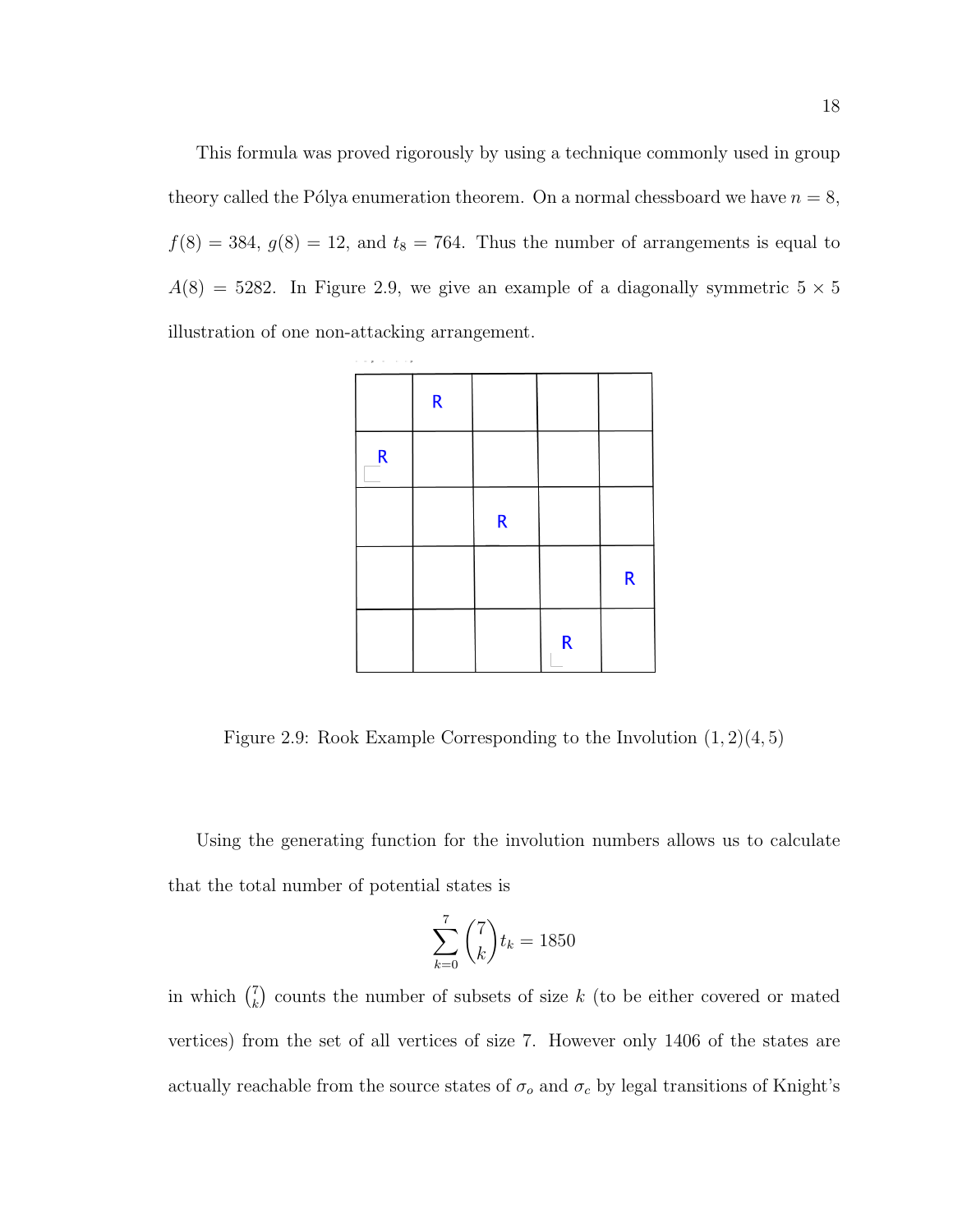This formula was proved rigorously by using a technique commonly used in group theory called the Pólya enumeration theorem. On a normal chessboard we have $n = 8$, $f(8) = 384$, $g(8) = 12$, and $t_8 = 764$. Thus the number of arrangements is equal to $A(8) = 5282$. In Figure 2.9, we give an example of a diagonally symmetric $5 \times 5$ illustration of one non-attacking arrangement.

|   | R |   |   |   |
|---|---|---|---|---|
| R |   |   |   |   |
|   |   | R |   |   |
|   |   |   |   | R |
|   |   |   | R |   |

Figure 2.9: Rook Example Corresponding to the Involution $(1, 2)(4, 5)$

Using the generating function for the involution numbers allows us to calculate that the total number of potential states is

$$\sum_{k=0}^{7} \binom{7}{k} t_k = 1850$$

in which $\binom{7}{k}$ counts the number of subsets of size $k$ (to be either covered or mated vertices) from the set of all vertices of size 7. However only 1406 of the states are actually reachable from the source states of $\sigma_o$ and $\sigma_c$ by legal transitions of Knight's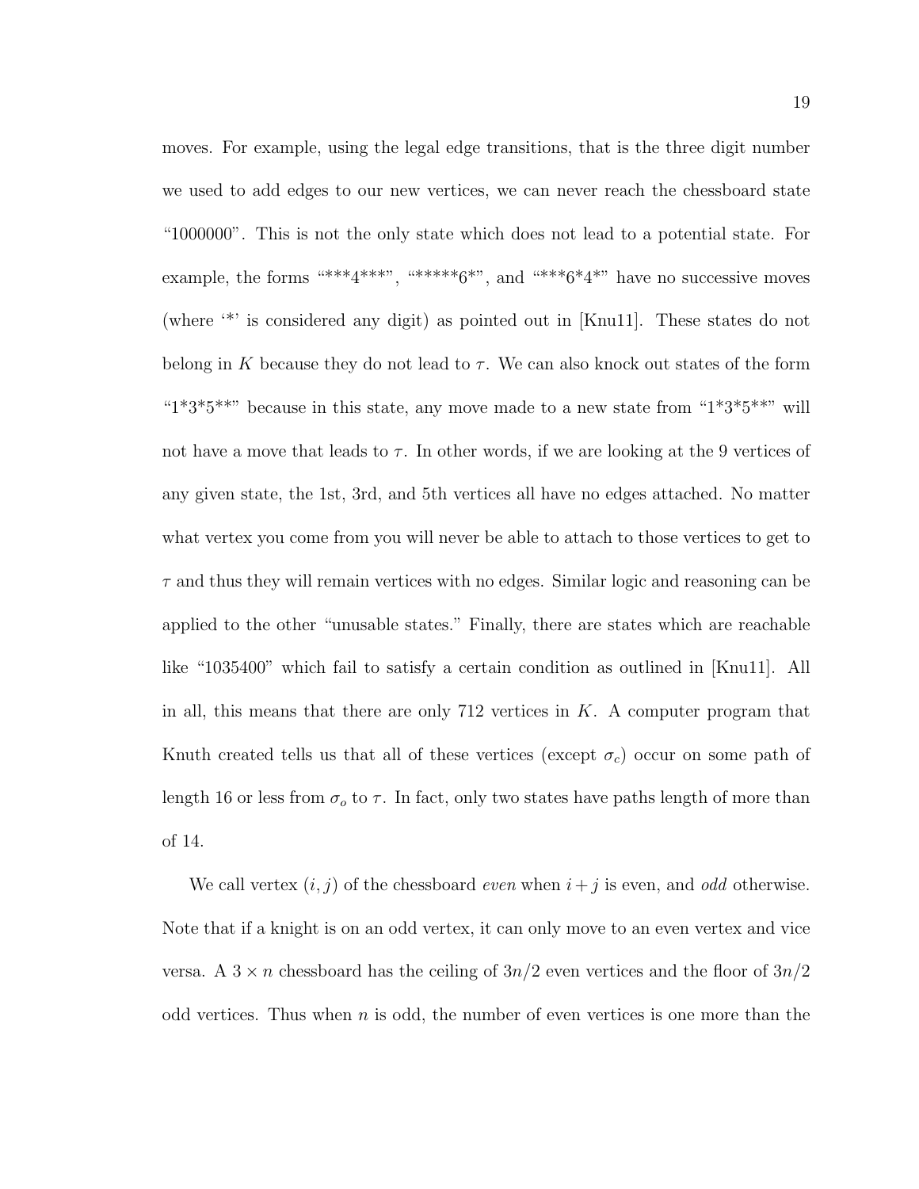moves. For example, using the legal edge transitions, that is the three digit number we used to add edges to our new vertices, we can never reach the chessboard state "1000000". This is not the only state which does not lead to a potential state. For example, the forms "***4***", "*****6*", and "***6*4*" have no successive moves (where '*' is considered any digit) as pointed out in [Knu11]. These states do not belong in $K$ because they do not lead to $\tau$. We can also knock out states of the form "1*3*5**" because in this state, any move made to a new state from "1*3*5**" will not have a move that leads to $\tau$. In other words, if we are looking at the 9 vertices of any given state, the 1st, 3rd, and 5th vertices all have no edges attached. No matter what vertex you come from you will never be able to attach to those vertices to get to $\tau$ and thus they will remain vertices with no edges. Similar logic and reasoning can be applied to the other "unusable states." Finally, there are states which are reachable like "1035400" which fail to satisfy a certain condition as outlined in [Knu11]. All in all, this means that there are only 712 vertices in $K$. A computer program that Knuth created tells us that all of these vertices (except $\sigma_c$) occur on some path of length 16 or less from $\sigma_o$ to $\tau$. In fact, only two states have paths length of more than of 14.

We call vertex $(i, j)$ of the chessboard *even* when $i + j$ is even, and *odd* otherwise. Note that if a knight is on an odd vertex, it can only move to an even vertex and vice versa. A $3 \times n$ chessboard has the ceiling of $3n/2$ even vertices and the floor of $3n/2$ odd vertices. Thus when $n$ is odd, the number of even vertices is one more than the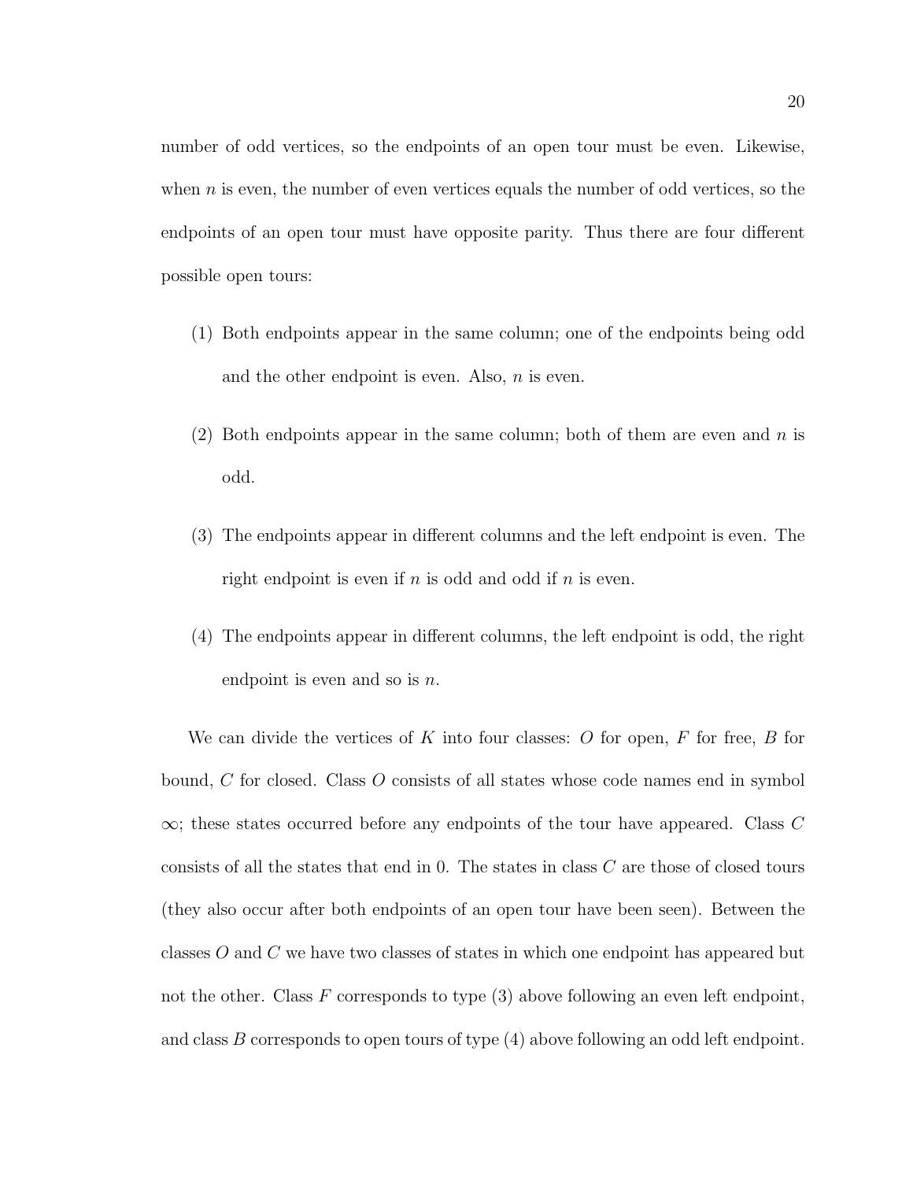number of odd vertices, so the endpoints of an open tour must be even. Likewise, when $n$ is even, the number of even vertices equals the number of odd vertices, so the endpoints of an open tour must have opposite parity. Thus there are four different possible open tours:

(1) Both endpoints appear in the same column; one of the endpoints being odd and the other endpoint is even. Also, $n$ is even.

(2) Both endpoints appear in the same column; both of them are even and $n$ is odd.

(3) The endpoints appear in different columns and the left endpoint is even. The right endpoint is even if $n$ is odd and odd if $n$ is even.

(4) The endpoints appear in different columns, the left endpoint is odd, the right endpoint is even and so is $n$.

We can divide the vertices of $K$ into four classes: $O$ for open, $F$ for free, $B$ for bound, $C$ for closed. Class $O$ consists of all states whose code names end in symbol $\infty$; these states occurred before any endpoints of the tour have appeared. Class $C$ consists of all the states that end in 0. The states in class $C$ are those of closed tours (they also occur after both endpoints of an open tour have been seen). Between the classes $O$ and $C$ we have two classes of states in which one endpoint has appeared but not the other. Class $F$ corresponds to type (3) above following an even left endpoint, and class $B$ corresponds to open tours of type (4) above following an odd left endpoint.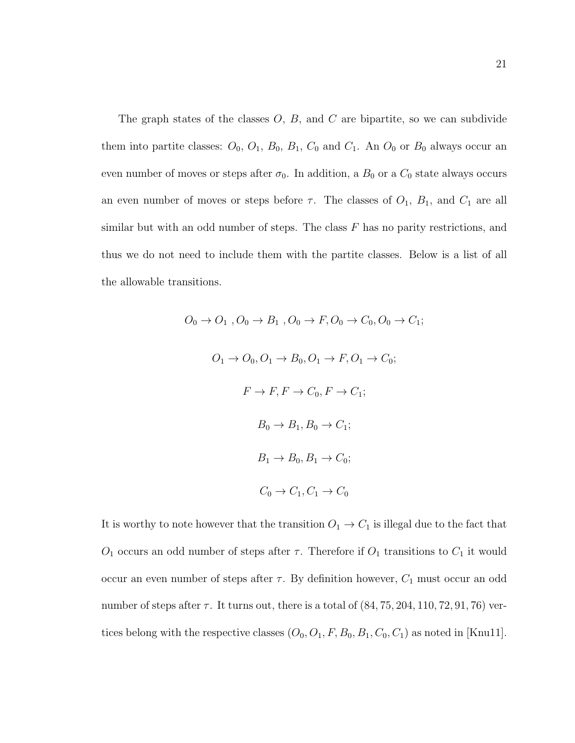The graph states of the classes $O$, $B$, and $C$ are bipartite, so we can subdivide them into partite classes: $O_0$, $O_1$, $B_0$, $B_1$, $C_0$ and $C_1$. An $O_0$ or $B_0$ always occur an even number of moves or steps after $\sigma_0$. In addition, a $B_0$ or a $C_0$ state always occurs an even number of moves or steps before $\tau$. The classes of $O_1$, $B_1$, and $C_1$ are all similar but with an odd number of steps. The class $F$ has no parity restrictions, and thus we do not need to include them with the partite classes. Below is a list of all the allowable transitions.

$$O_0 \to O_1 \ , O_0 \to B_1 \ , O_0 \to F, O_0 \to C_0, O_0 \to C_1;$$

$$O_1 \to O_0, O_1 \to B_0, O_1 \to F, O_1 \to C_0;$$

$$F \to F, F \to C_0, F \to C_1;$$

$$B_0 \to B_1, B_0 \to C_1;$$

$$B_1 \to B_0, B_1 \to C_0;$$

$$C_0 \to C_1, C_1 \to C_0$$

It is worthy to note however that the transition $O_1 \to C_1$ is illegal due to the fact that $O_1$ occurs an odd number of steps after $\tau$. Therefore if $O_1$ transitions to $C_1$ it would occur an even number of steps after $\tau$. By definition however, $C_1$ must occur an odd number of steps after $\tau$. It turns out, there is a total of $(84, 75, 204, 110, 72, 91, 76)$ vertices belong with the respective classes $(O_0, O_1, F, B_0, B_1, C_0, C_1)$ as noted in [Knu11].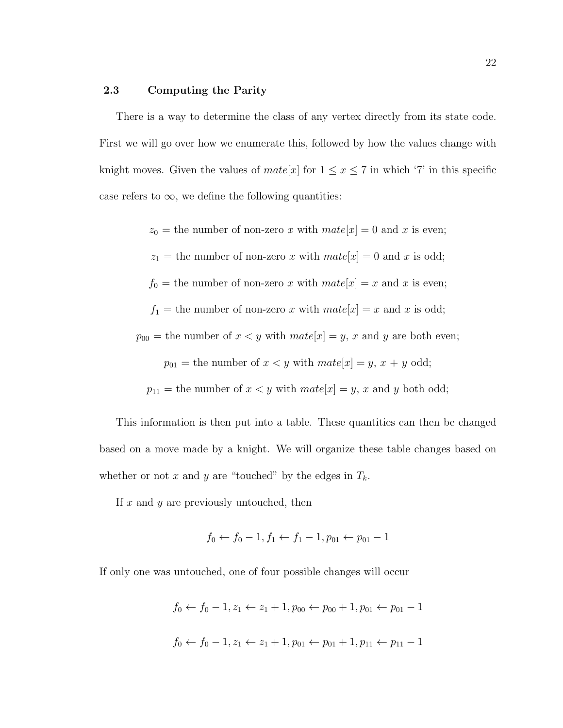### 2.3 Computing the Parity

There is a way to determine the class of any vertex directly from its state code. First we will go over how we enumerate this, followed by how the values change with knight moves. Given the values of $mate[x]$ for $1 \leq x \leq 7$ in which '7' in this specific case refers to $\infty$, we define the following quantities:

$$z_0 = \text{the number of non-zero } x \text{ with } mate[x] = 0 \text{ and } x \text{ is even;}$$

$$z_1 = \text{the number of non-zero } x \text{ with } mate[x] = 0 \text{ and } x \text{ is odd;}$$

$$f_0 = \text{the number of non-zero } x \text{ with } mate[x] = x \text{ and } x \text{ is even;}$$

$$f_1 = \text{the number of non-zero } x \text{ with } mate[x] = x \text{ and } x \text{ is odd;}$$

$$p_{00} = \text{the number of } x < y \text{ with } mate[x] = y, \ x \text{ and } y \text{ are both even;}$$

$$p_{01} = \text{the number of } x < y \text{ with } mate[x] = y, \ x + y \text{ odd;}$$

$$p_{11} = \text{the number of } x < y \text{ with } mate[x] = y, \ x \text{ and } y \text{ both odd;}$$

This information is then put into a table. These quantities can then be changed based on a move made by a knight. We will organize these table changes based on whether or not $x$ and $y$ are "touched" by the edges in $T_k$.

If $x$ and $y$ are previously untouched, then

$$f_0 \leftarrow f_0 - 1, f_1 \leftarrow f_1 - 1, p_{01} \leftarrow p_{01} - 1$$

If only one was untouched, one of four possible changes will occur

$$f_0 \leftarrow f_0 - 1, z_1 \leftarrow z_1 + 1, p_{00} \leftarrow p_{00} + 1, p_{01} \leftarrow p_{01} - 1$$

$$f_0 \leftarrow f_0 - 1, z_1 \leftarrow z_1 + 1, p_{01} \leftarrow p_{01} + 1, p_{11} \leftarrow p_{11} - 1$$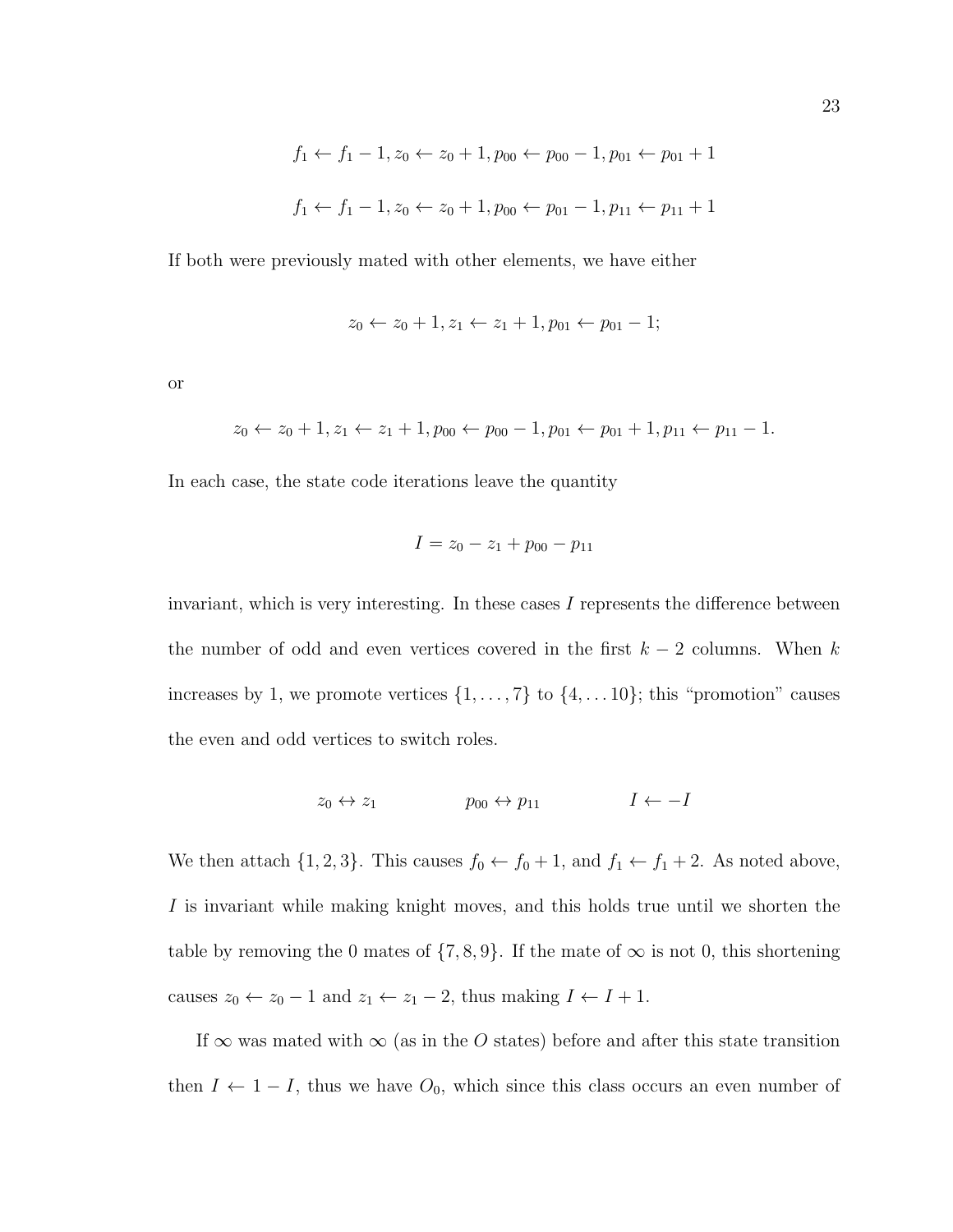$$f_1 \leftarrow f_1 - 1, z_0 \leftarrow z_0 + 1, p_{00} \leftarrow p_{00} - 1, p_{01} \leftarrow p_{01} + 1$$

$$f_1 \leftarrow f_1 - 1, z_0 \leftarrow z_0 + 1, p_{00} \leftarrow p_{01} - 1, p_{11} \leftarrow p_{11} + 1$$

If both were previously mated with other elements, we have either

$$z_0 \leftarrow z_0 + 1, z_1 \leftarrow z_1 + 1, p_{01} \leftarrow p_{01} - 1;$$

or

$$z_0 \leftarrow z_0 + 1, z_1 \leftarrow z_1 + 1, p_{00} \leftarrow p_{00} - 1, p_{01} \leftarrow p_{01} + 1, p_{11} \leftarrow p_{11} - 1.$$

In each case, the state code iterations leave the quantity

$$I = z_0 - z_1 + p_{00} - p_{11}$$

invariant, which is very interesting. In these cases $I$ represents the difference between the number of odd and even vertices covered in the first $k-2$ columns. When $k$ increases by 1, we promote vertices $\{1, \ldots, 7\}$ to $\{4, \ldots 10\}$; this "promotion" causes the even and odd vertices to switch roles.

$$z_0 \leftrightarrow z_1 \qquad\qquad p_{00} \leftrightarrow p_{11} \qquad\qquad I \leftarrow -I$$

We then attach $\{1, 2, 3\}$. This causes $f_0 \leftarrow f_0 + 1$, and $f_1 \leftarrow f_1 + 2$. As noted above, $I$ is invariant while making knight moves, and this holds true until we shorten the table by removing the 0 mates of $\{7, 8, 9\}$. If the mate of $\infty$ is not 0, this shortening causes $z_0 \leftarrow z_0 - 1$ and $z_1 \leftarrow z_1 - 2$, thus making $I \leftarrow I + 1$.

If $\infty$ was mated with $\infty$ (as in the $O$ states) before and after this state transition then $I \leftarrow 1 - I$, thus we have $O_0$, which since this class occurs an even number of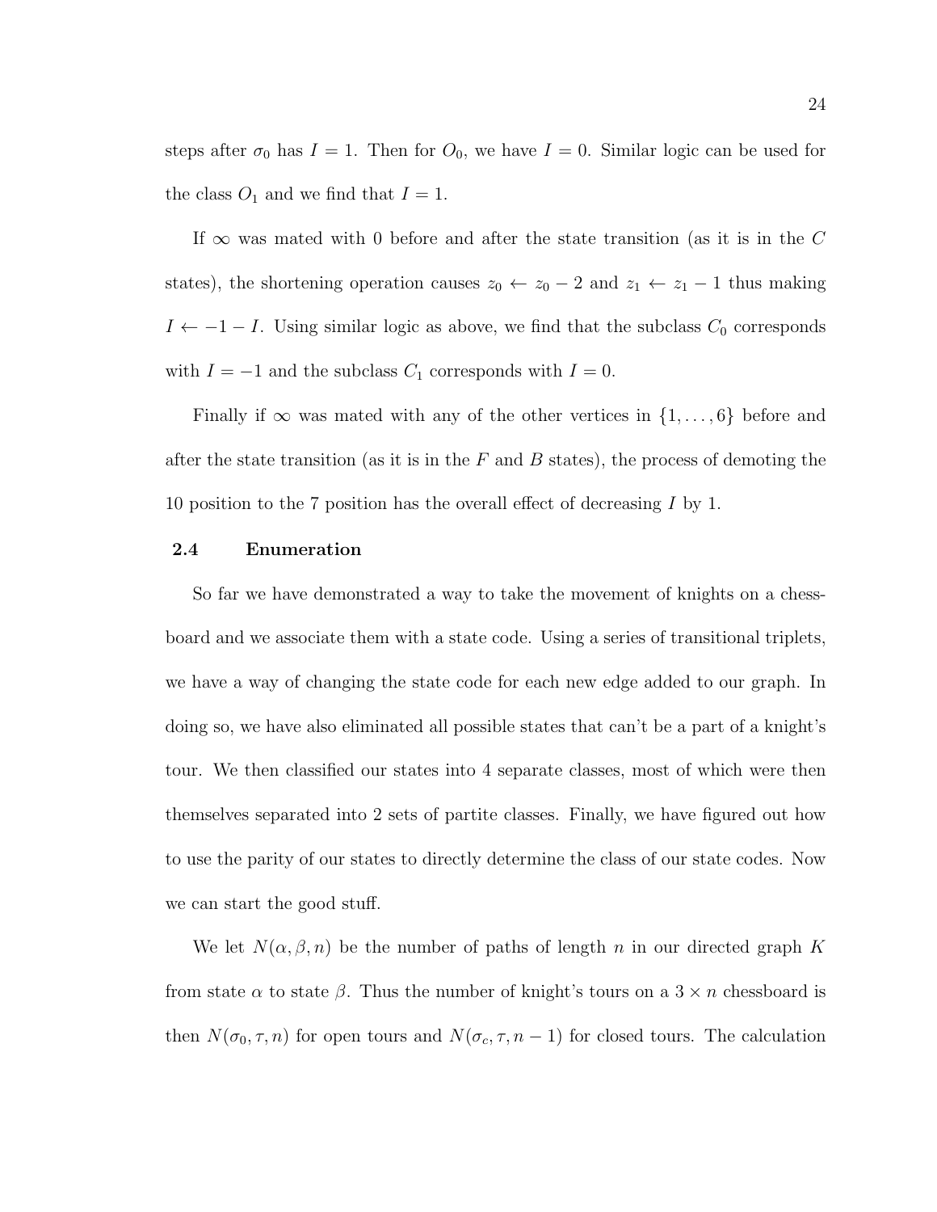steps after $\sigma_0$ has $I = 1$. Then for $O_0$, we have $I = 0$. Similar logic can be used for the class $O_1$ and we find that $I = 1$.

If $\infty$ was mated with 0 before and after the state transition (as it is in the $C$ states), the shortening operation causes $z_0 \leftarrow z_0 - 2$ and $z_1 \leftarrow z_1 - 1$ thus making $I \leftarrow -1 - I$. Using similar logic as above, we find that the subclass $C_0$ corresponds with $I = -1$ and the subclass $C_1$ corresponds with $I = 0$.

Finally if $\infty$ was mated with any of the other vertices in $\{1, \ldots, 6\}$ before and after the state transition (as it is in the $F$ and $B$ states), the process of demoting the 10 position to the 7 position has the overall effect of decreasing $I$ by 1.

### 2.4 Enumeration

So far we have demonstrated a way to take the movement of knights on a chessboard and we associate them with a state code. Using a series of transitional triplets, we have a way of changing the state code for each new edge added to our graph. In doing so, we have also eliminated all possible states that can't be a part of a knight's tour. We then classified our states into 4 separate classes, most of which were then themselves separated into 2 sets of partite classes. Finally, we have figured out how to use the parity of our states to directly determine the class of our state codes. Now we can start the good stuff.

We let $N(\alpha, \beta, n)$ be the number of paths of length $n$ in our directed graph $K$ from state $\alpha$ to state $\beta$. Thus the number of knight's tours on a $3 \times n$ chessboard is then $N(\sigma_0, \tau, n)$ for open tours and $N(\sigma_c, \tau, n - 1)$ for closed tours. The calculation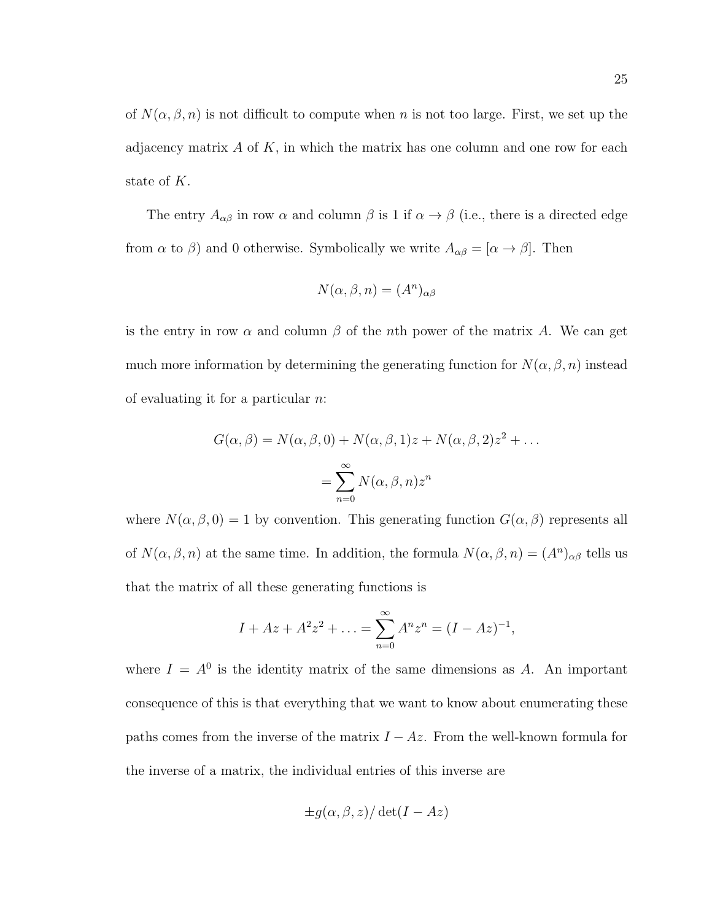of $N(\alpha, \beta, n)$ is not difficult to compute when $n$ is not too large. First, we set up the adjacency matrix $A$ of $K$, in which the matrix has one column and one row for each state of $K$.

The entry $A_{\alpha\beta}$ in row $\alpha$ and column $\beta$ is 1 if $\alpha \to \beta$ (i.e., there is a directed edge from $\alpha$ to $\beta$) and 0 otherwise. Symbolically we write $A_{\alpha\beta} = [\alpha \to \beta]$. Then

$$N(\alpha, \beta, n) = (A^n)_{\alpha\beta}$$

is the entry in row $\alpha$ and column $\beta$ of the $n$th power of the matrix $A$. We can get much more information by determining the generating function for $N(\alpha, \beta, n)$ instead of evaluating it for a particular $n$:

$$G(\alpha, \beta) = N(\alpha, \beta, 0) + N(\alpha, \beta, 1)z + N(\alpha, \beta, 2)z^2 + \dots$$
$$= \sum_{n=0}^{\infty} N(\alpha, \beta, n)z^n$$

where $N(\alpha, \beta, 0) = 1$ by convention. This generating function $G(\alpha, \beta)$ represents all of $N(\alpha, \beta, n)$ at the same time. In addition, the formula $N(\alpha, \beta, n) = (A^n)_{\alpha\beta}$ tells us that the matrix of all these generating functions is

$$I + Az + A^2z^2 + \dots = \sum_{n=0}^{\infty} A^n z^n = (I - Az)^{-1},$$

where $I = A^0$ is the identity matrix of the same dimensions as $A$. An important consequence of this is that everything that we want to know about enumerating these paths comes from the inverse of the matrix $I - Az$. From the well-known formula for the inverse of a matrix, the individual entries of this inverse are

$$\pm g(\alpha, \beta, z)/\det(I - Az)$$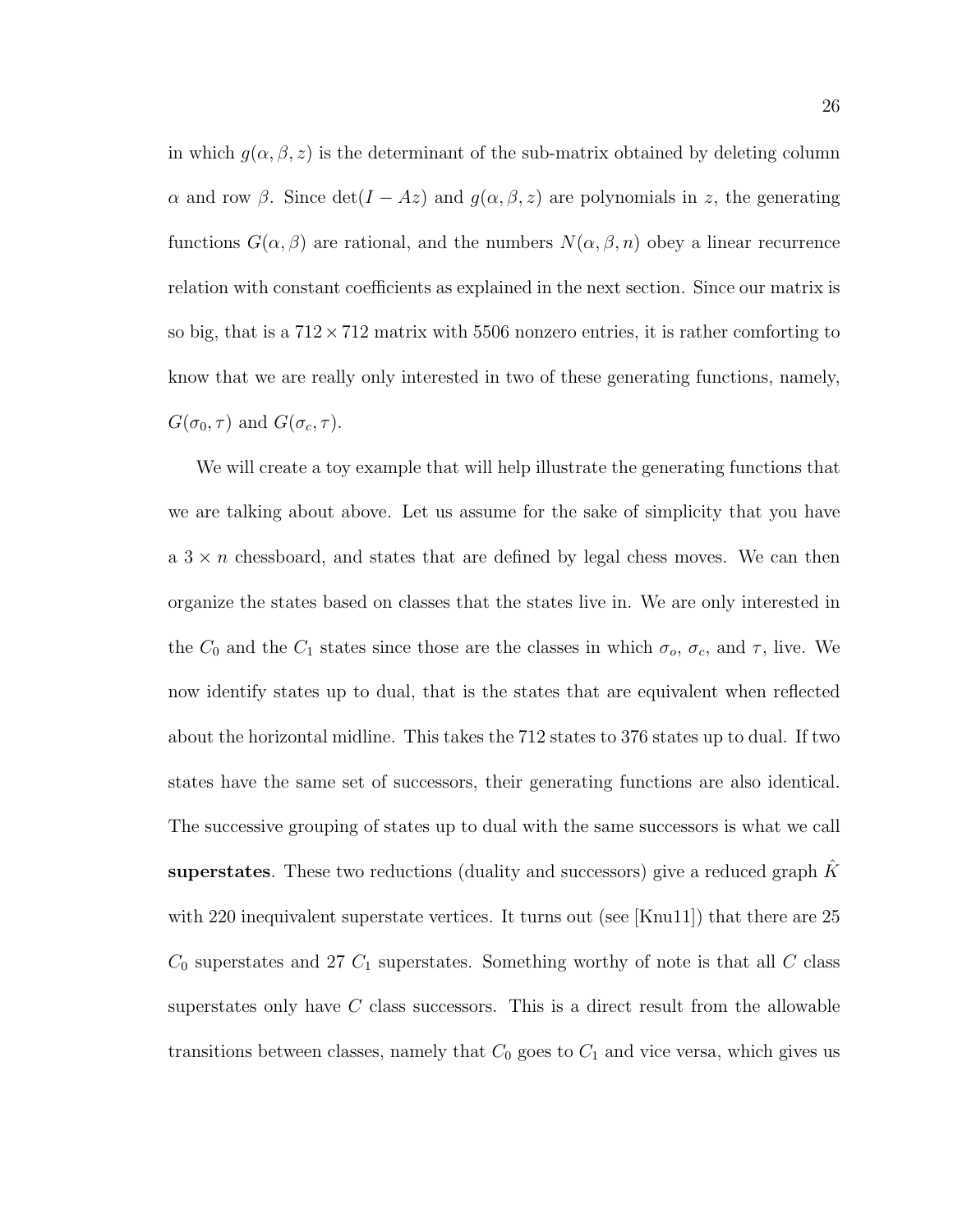in which $g(\alpha, \beta, z)$ is the determinant of the sub-matrix obtained by deleting column $\alpha$ and row $\beta$. Since $\det(I - Az)$ and $g(\alpha, \beta, z)$ are polynomials in $z$, the generating functions $G(\alpha, \beta)$ are rational, and the numbers $N(\alpha, \beta, n)$ obey a linear recurrence relation with constant coefficients as explained in the next section. Since our matrix is so big, that is a $712 \times 712$ matrix with 5506 nonzero entries, it is rather comforting to know that we are really only interested in two of these generating functions, namely, $G(\sigma_0, \tau)$ and $G(\sigma_c, \tau)$.

We will create a toy example that will help illustrate the generating functions that we are talking about above. Let us assume for the sake of simplicity that you have a $3 \times n$ chessboard, and states that are defined by legal chess moves. We can then organize the states based on classes that the states live in. We are only interested in the $C_0$ and the $C_1$ states since those are the classes in which $\sigma_o$, $\sigma_c$, and $\tau$, live. We now identify states up to dual, that is the states that are equivalent when reflected about the horizontal midline. This takes the 712 states to 376 states up to dual. If two states have the same set of successors, their generating functions are also identical. The successive grouping of states up to dual with the same successors is what we call **superstates**. These two reductions (duality and successors) give a reduced graph $\hat{K}$ with 220 inequivalent superstate vertices. It turns out (see [Knu11]) that there are 25 $C_0$ superstates and 27 $C_1$ superstates. Something worthy of note is that all $C$ class superstates only have $C$ class successors. This is a direct result from the allowable transitions between classes, namely that $C_0$ goes to $C_1$ and vice versa, which gives us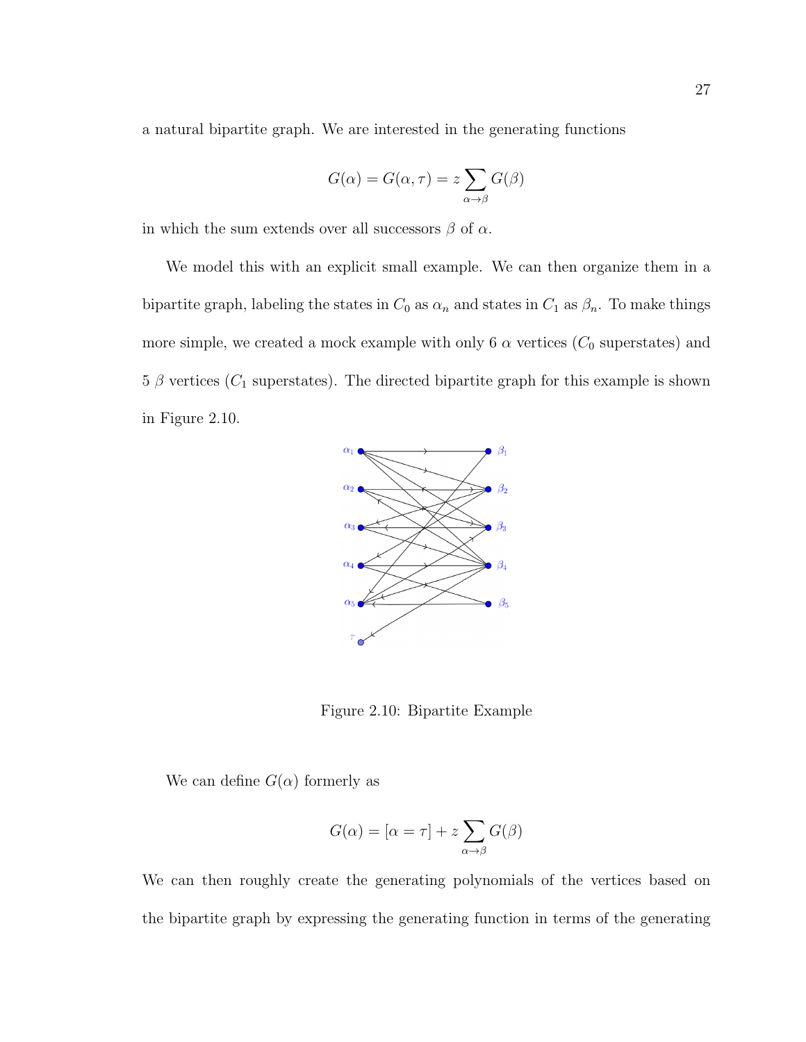a natural bipartite graph. We are interested in the generating functions

$$G(\alpha) = G(\alpha, \tau) = z \sum_{\alpha \to \beta} G(\beta)$$

in which the sum extends over all successors $\beta$ of $\alpha$.

We model this with an explicit small example. We can then organize them in a bipartite graph, labeling the states in $C_0$ as $\alpha_n$ and states in $C_1$ as $\beta_n$. To make things more simple, we created a mock example with only 6 $\alpha$ vertices ($C_0$ superstates) and 5 $\beta$ vertices ($C_1$ superstates). The directed bipartite graph for this example is shown in Figure 2.10.

Figure 2.10: Bipartite Example

We can define $G(\alpha)$ formerly as

$$G(\alpha) = [\alpha = \tau] + z \sum_{\alpha \to \beta} G(\beta)$$

We can then roughly create the generating polynomials of the vertices based on the bipartite graph by expressing the generating function in terms of the generating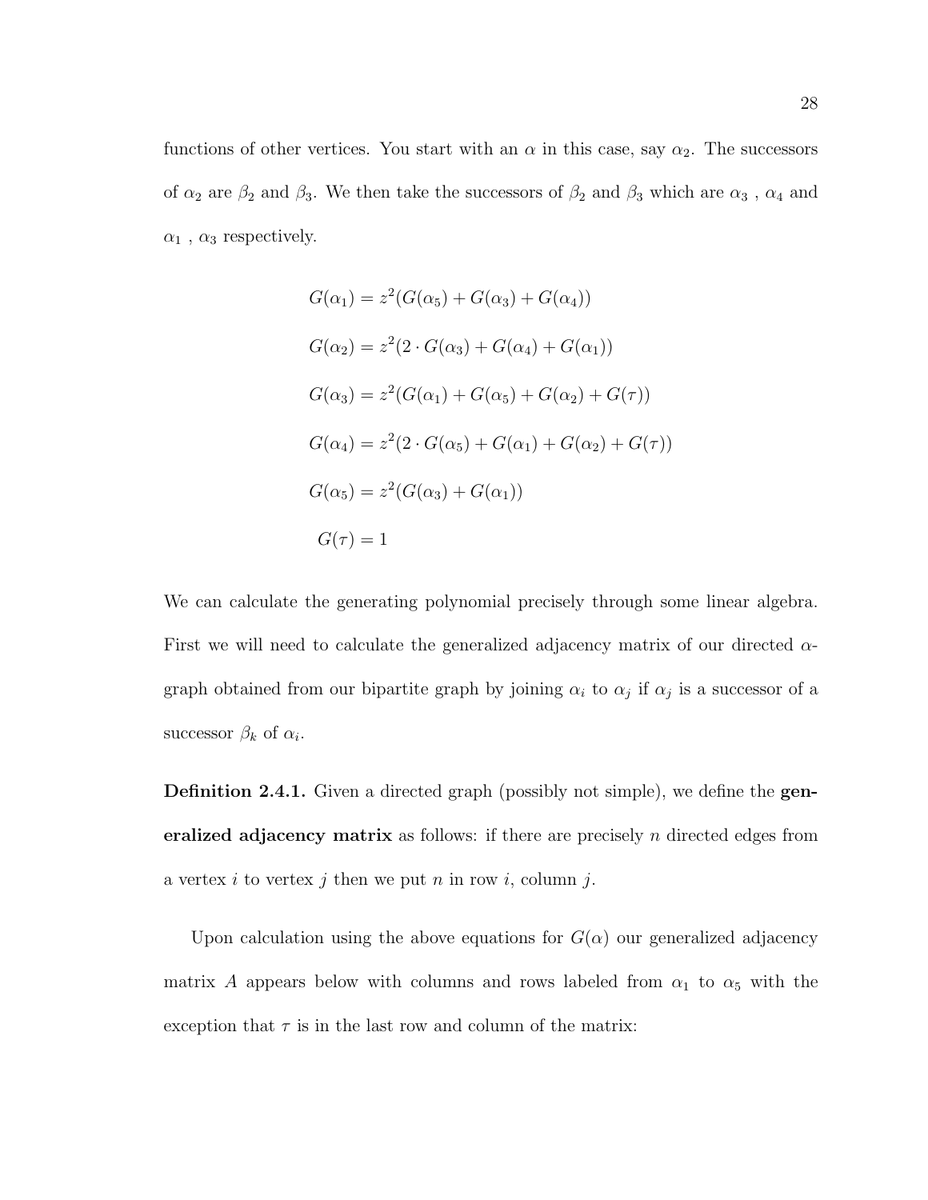functions of other vertices. You start with an $\alpha$ in this case, say $\alpha_2$. The successors of $\alpha_2$ are $\beta_2$ and $\beta_3$. We then take the successors of $\beta_2$ and $\beta_3$ which are $\alpha_3$ , $\alpha_4$ and $\alpha_1$ , $\alpha_3$ respectively.

$$
\begin{aligned}
G(\alpha_1) &= z^2(G(\alpha_5) + G(\alpha_3) + G(\alpha_4)) \\
G(\alpha_2) &= z^2(2 \cdot G(\alpha_3) + G(\alpha_4) + G(\alpha_1)) \\
G(\alpha_3) &= z^2(G(\alpha_1) + G(\alpha_5) + G(\alpha_2) + G(\tau)) \\
G(\alpha_4) &= z^2(2 \cdot G(\alpha_5) + G(\alpha_1) + G(\alpha_2) + G(\tau)) \\
G(\alpha_5) &= z^2(G(\alpha_3) + G(\alpha_1)) \\
G(\tau) &= 1
\end{aligned}
$$

We can calculate the generating polynomial precisely through some linear algebra. First we will need to calculate the generalized adjacency matrix of our directed $\alpha$-graph obtained from our bipartite graph by joining $\alpha_i$ to $\alpha_j$ if $\alpha_j$ is a successor of a successor $\beta_k$ of $\alpha_i$.

**Definition 2.4.1.** Given a directed graph (possibly not simple), we define the **generalized adjacency matrix** as follows: if there are precisely $n$ directed edges from a vertex $i$ to vertex $j$ then we put $n$ in row $i$, column $j$.

Upon calculation using the above equations for $G(\alpha)$ our generalized adjacency matrix $A$ appears below with columns and rows labeled from $\alpha_1$ to $\alpha_5$ with the exception that $\tau$ is in the last row and column of the matrix: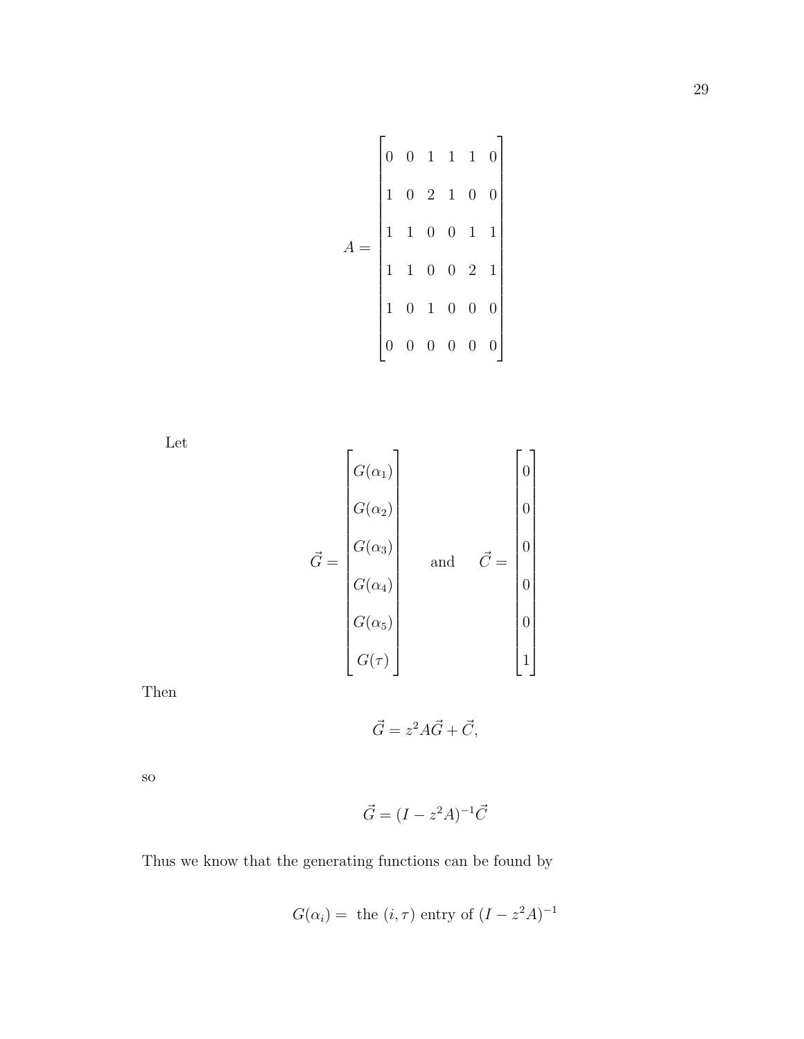$$A = \begin{bmatrix} 0 & 0 & 1 & 1 & 1 & 0 \\ 1 & 0 & 2 & 1 & 0 & 0 \\ 1 & 1 & 0 & 0 & 1 & 1 \\ 1 & 1 & 0 & 0 & 2 & 1 \\ 1 & 0 & 1 & 0 & 0 & 0 \\ 0 & 0 & 0 & 0 & 0 & 0 \end{bmatrix}$$

Let

$$\vec{G} = \begin{bmatrix} G(\alpha_1) \\ G(\alpha_2) \\ G(\alpha_3) \\ G(\alpha_4) \\ G(\alpha_5) \\ G(\tau) \end{bmatrix} \quad \text{and} \quad \vec{C} = \begin{bmatrix} 0 \\ 0 \\ 0 \\ 0 \\ 0 \\ 1 \end{bmatrix}$$

Then

$$\vec{G} = z^2 A \vec{G} + \vec{C},$$

so

$$\vec{G} = (I - z^2 A)^{-1} \vec{C}$$

Thus we know that the generating functions can be found by

$$G(\alpha_i) = \text{ the } (i, \tau) \text{ entry of } (I - z^2 A)^{-1}$$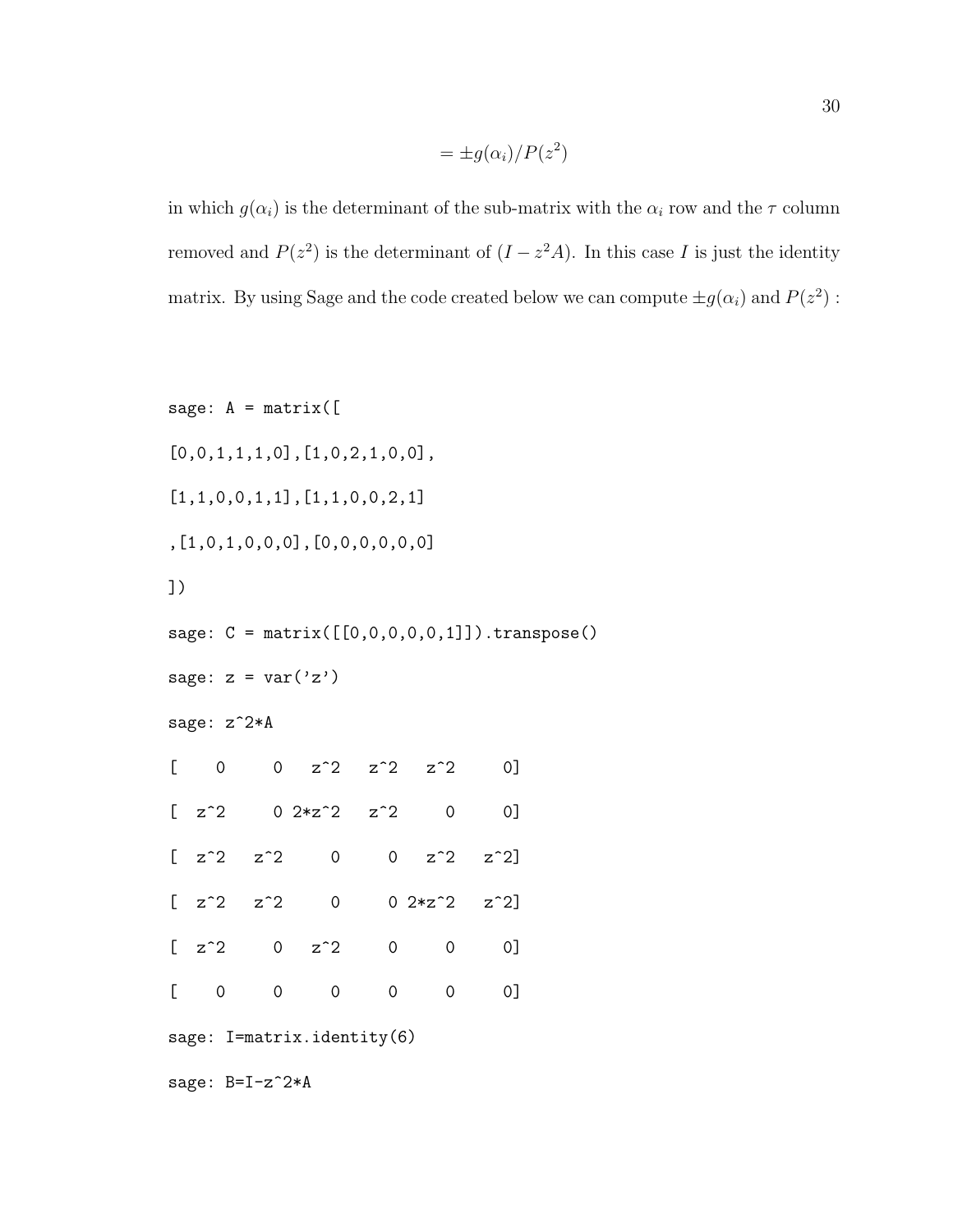$$= \pm g(\alpha_i)/P(z^2)$$

in which $g(\alpha_i)$ is the determinant of the sub-matrix with the $\alpha_i$ row and the $\tau$ column removed and $P(z^2)$ is the determinant of $(I - z^2 A)$. In this case $I$ is just the identity matrix. By using Sage and the code created below we can compute $\pm g(\alpha_i)$ and $P(z^2)$ :

```
sage: A = matrix([
[0,0,1,1,1,0],[1,0,2,1,0,0],
[1,1,0,0,1,1],[1,1,0,0,2,1]
,[1,0,1,0,0,0],[0,0,0,0,0,0]
])
sage: C = matrix([[0,0,0,0,0,1]]).transpose()
sage: z = var('z')
sage: z^2*A
[    0     0   z^2   z^2   z^2     0]
[  z^2     0 2*z^2   z^2     0     0]
[  z^2   z^2     0     0   z^2   z^2]
[  z^2   z^2     0     0 2*z^2   z^2]
[  z^2     0   z^2     0     0     0]
[    0     0     0     0     0     0]
sage: I=matrix.identity(6)
sage: B=I-z^2*A
```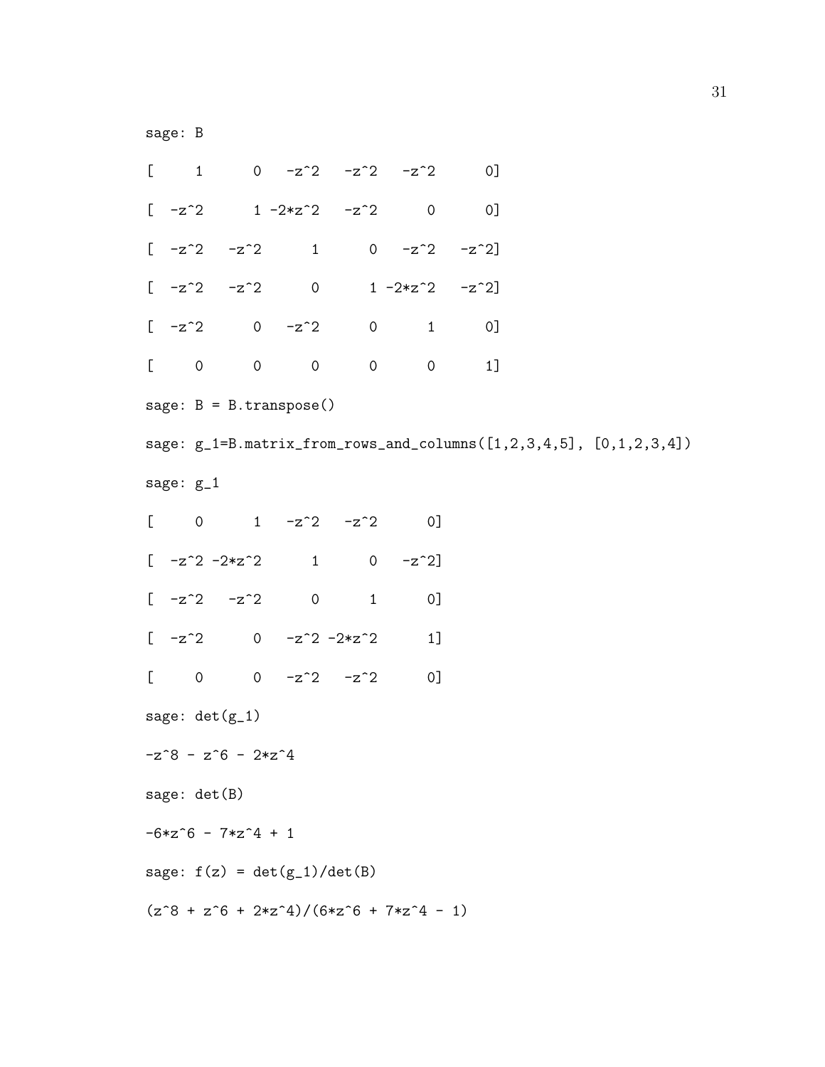```
sage: B
[     1      0   -z^2   -z^2   -z^2      0]
[  -z^2      1 -2*z^2   -z^2      0      0]
[  -z^2   -z^2      1      0   -z^2   -z^2]
[  -z^2   -z^2      0      1 -2*z^2   -z^2]
[  -z^2      0   -z^2      0      1      0]
[     0      0      0      0      0      1]
sage: B = B.transpose()
sage: g_1=B.matrix_from_rows_and_columns([1,2,3,4,5], [0,1,2,3,4])
sage: g_1
[     0      1   -z^2   -z^2      0]
[  -z^2 -2*z^2      1      0   -z^2]
[  -z^2   -z^2      0      1      0]
[  -z^2      0   -z^2 -2*z^2      1]
[     0      0   -z^2   -z^2      0]
sage: det(g_1)
-z^8 - z^6 - 2*z^4
sage: det(B)
-6*z^6 - 7*z^4 + 1
sage: f(z) = det(g_1)/det(B)
(z^8 + z^6 + 2*z^4)/(6*z^6 + 7*z^4 - 1)
```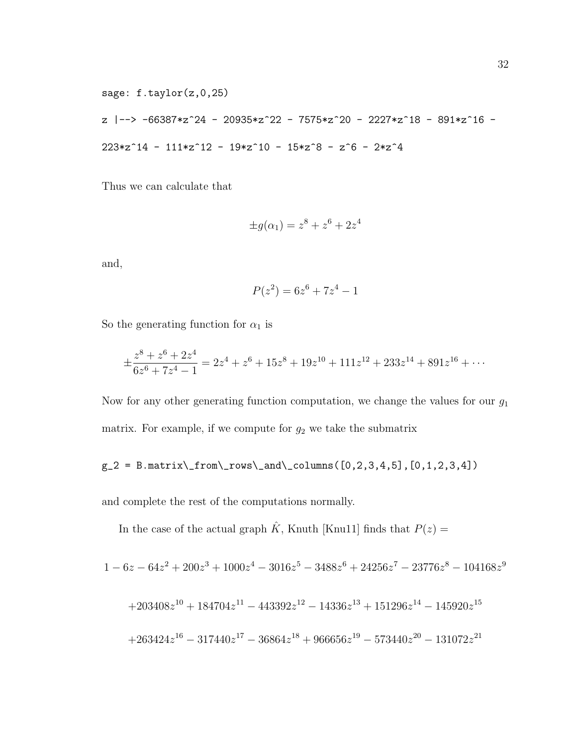```
sage: f.taylor(z,0,25)

z |--> -66387*z^24 - 20935*z^22 - 7575*z^20 - 2227*z^18 - 891*z^16 -

223*z^14 - 111*z^12 - 19*z^10 - 15*z^8 - z^6 - 2*z^4
```

Thus we can calculate that

$$\pm g(\alpha_1) = z^8 + z^6 + 2z^4$$

and,

$$P(z^2) = 6z^6 + 7z^4 - 1$$

So the generating function for $\alpha_1$ is

$$\pm\frac{z^8 + z^6 + 2z^4}{6z^6 + 7z^4 - 1} = 2z^4 + z^6 + 15z^8 + 19z^{10} + 111z^{12} + 233z^{14} + 891z^{16} + \cdots$$

Now for any other generating function computation, we change the values for our $g_1$ matrix. For example, if we compute for $g_2$ we take the submatrix

```
g_2 = B.matrix\_from\_rows\_and\_columns([0,2,3,4,5],[0,1,2,3,4])
```

and complete the rest of the computations normally.

In the case of the actual graph $\hat{K}$, Knuth [Knu11] finds that $P(z) =$

$$1 - 6z - 64z^2 + 200z^3 + 1000z^4 - 3016z^5 - 3488z^6 + 24256z^7 - 23776z^8 - 104168z^9$$

$$+203408z^{10} + 184704z^{11} - 443392z^{12} - 14336z^{13} + 151296z^{14} - 145920z^{15}$$

$$+263424z^{16} - 317440z^{17} - 36864z^{18} + 966656z^{19} - 573440z^{20} - 131072z^{21}$$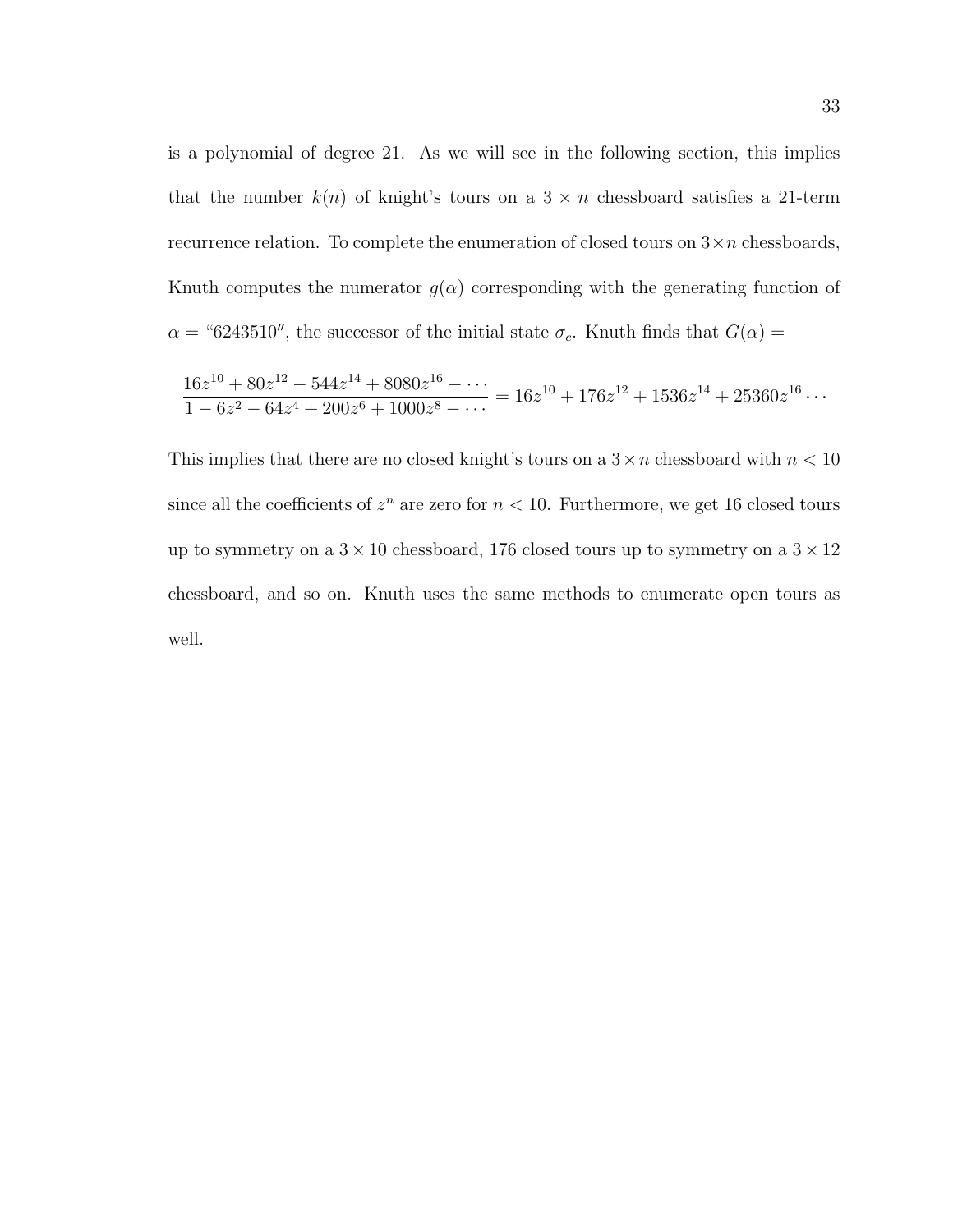is a polynomial of degree 21. As we will see in the following section, this implies that the number $k(n)$ of knight's tours on a $3 \times n$ chessboard satisfies a 21-term recurrence relation. To complete the enumeration of closed tours on $3 \times n$ chessboards, Knuth computes the numerator $g(\alpha)$ corresponding with the generating function of $\alpha =$ "6243510$''$, the successor of the initial state $\sigma_c$. Knuth finds that $G(\alpha) =$

$$\frac{16z^{10} + 80z^{12} - 544z^{14} + 8080z^{16} - \cdots}{1 - 6z^2 - 64z^4 + 200z^6 + 1000z^8 - \cdots} = 16z^{10} + 176z^{12} + 1536z^{14} + 25360z^{16} \cdots$$

This implies that there are no closed knight's tours on a $3 \times n$ chessboard with $n < 10$ since all the coefficients of $z^n$ are zero for $n < 10$. Furthermore, we get 16 closed tours up to symmetry on a $3 \times 10$ chessboard, 176 closed tours up to symmetry on a $3 \times 12$ chessboard, and so on. Knuth uses the same methods to enumerate open tours as well.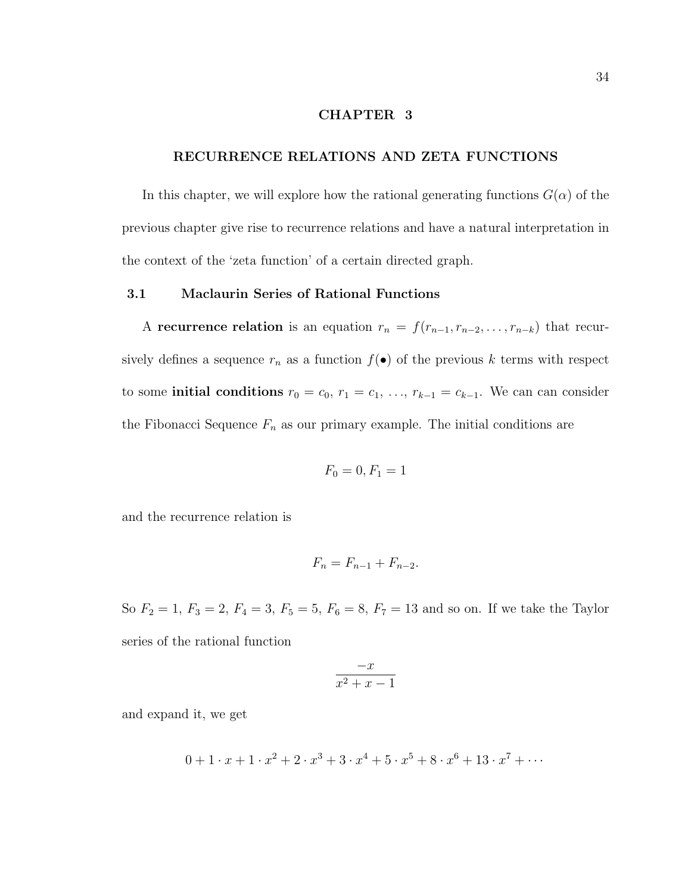# CHAPTER 3

# RECURRENCE RELATIONS AND ZETA FUNCTIONS

In this chapter, we will explore how the rational generating functions $G(\alpha)$ of the previous chapter give rise to recurrence relations and have a natural interpretation in the context of the 'zeta function' of a certain directed graph.

## 3.1 Maclaurin Series of Rational Functions

A **recurrence relation** is an equation $r_n = f(r_{n-1}, r_{n-2}, \ldots, r_{n-k})$ that recursively defines a sequence $r_n$ as a function $f(\bullet)$ of the previous $k$ terms with respect to some **initial conditions** $r_0 = c_0$, $r_1 = c_1$, $\ldots$, $r_{k-1} = c_{k-1}$. We can can consider the Fibonacci Sequence $F_n$ as our primary example. The initial conditions are

$$F_0 = 0, F_1 = 1$$

and the recurrence relation is

$$F_n = F_{n-1} + F_{n-2}.$$

So $F_2 = 1$, $F_3 = 2$, $F_4 = 3$, $F_5 = 5$, $F_6 = 8$, $F_7 = 13$ and so on. If we take the Taylor series of the rational function

$$\frac{-x}{x^2 + x - 1}$$

and expand it, we get

$$0 + 1 \cdot x + 1 \cdot x^2 + 2 \cdot x^3 + 3 \cdot x^4 + 5 \cdot x^5 + 8 \cdot x^6 + 13 \cdot x^7 + \cdots$$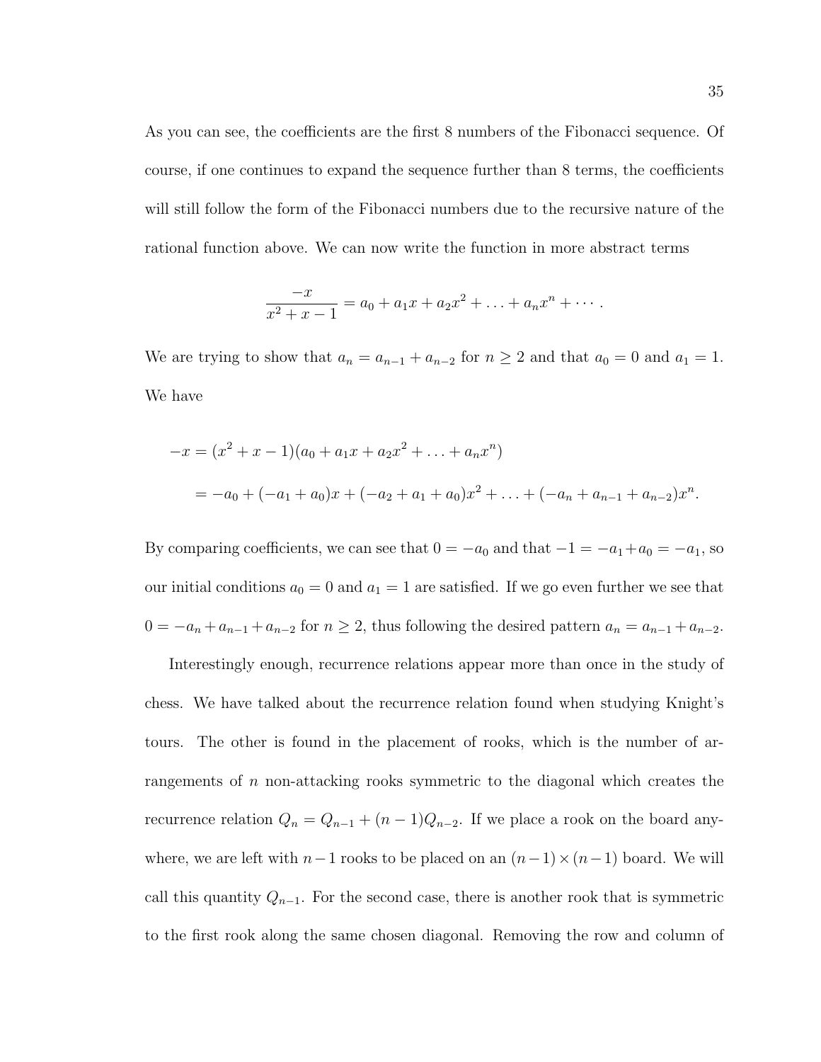As you can see, the coefficients are the first 8 numbers of the Fibonacci sequence. Of course, if one continues to expand the sequence further than 8 terms, the coefficients will still follow the form of the Fibonacci numbers due to the recursive nature of the rational function above. We can now write the function in more abstract terms

$$\frac{-x}{x^2+x-1} = a_0 + a_1 x + a_2 x^2 + \ldots + a_n x^n + \cdots .$$

We are trying to show that $a_n = a_{n-1} + a_{n-2}$ for $n \geq 2$ and that $a_0 = 0$ and $a_1 = 1$. We have

$$\begin{aligned} -x &= (x^2 + x - 1)(a_0 + a_1 x + a_2 x^2 + \ldots + a_n x^n) \\ &= -a_0 + (-a_1 + a_0)x + (-a_2 + a_1 + a_0)x^2 + \ldots + (-a_n + a_{n-1} + a_{n-2})x^n. \end{aligned}$$

By comparing coefficients, we can see that $0 = -a_0$ and that $-1 = -a_1 + a_0 = -a_1$, so our initial conditions $a_0 = 0$ and $a_1 = 1$ are satisfied. If we go even further we see that $0 = -a_n + a_{n-1} + a_{n-2}$ for $n \geq 2$, thus following the desired pattern $a_n = a_{n-1} + a_{n-2}$.

Interestingly enough, recurrence relations appear more than once in the study of chess. We have talked about the recurrence relation found when studying Knight's tours. The other is found in the placement of rooks, which is the number of arrangements of $n$ non-attacking rooks symmetric to the diagonal which creates the recurrence relation $Q_n = Q_{n-1} + (n-1)Q_{n-2}$. If we place a rook on the board anywhere, we are left with $n-1$ rooks to be placed on an $(n-1) \times (n-1)$ board. We will call this quantity $Q_{n-1}$. For the second case, there is another rook that is symmetric to the first rook along the same chosen diagonal. Removing the row and column of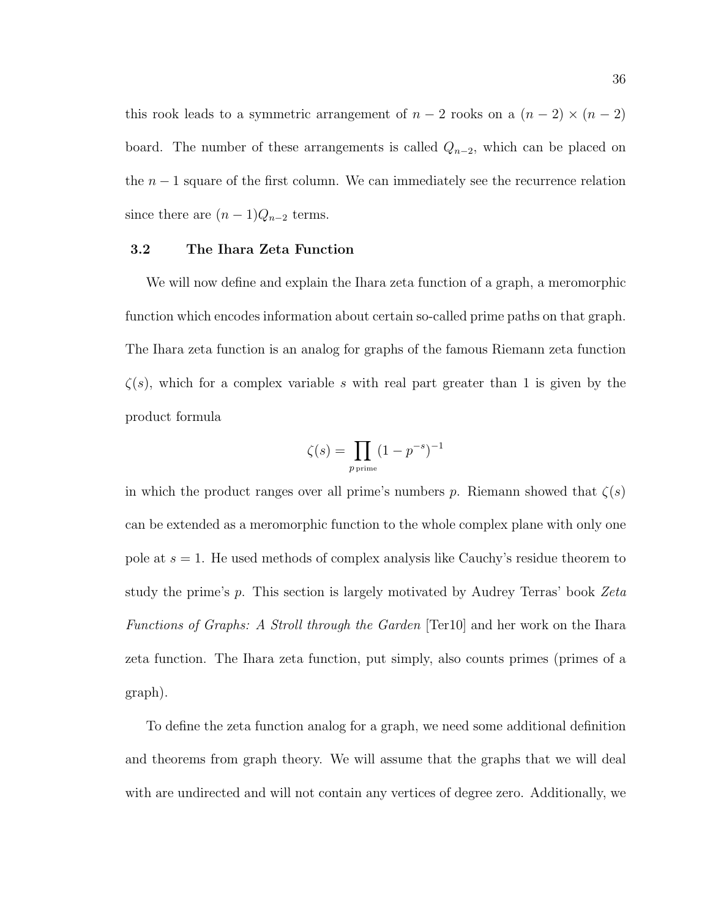this rook leads to a symmetric arrangement of $n-2$ rooks on a $(n-2) \times (n-2)$ board. The number of these arrangements is called $Q_{n-2}$, which can be placed on the $n-1$ square of the first column. We can immediately see the recurrence relation since there are $(n-1)Q_{n-2}$ terms.

### 3.2 The Ihara Zeta Function

We will now define and explain the Ihara zeta function of a graph, a meromorphic function which encodes information about certain so-called prime paths on that graph. The Ihara zeta function is an analog for graphs of the famous Riemann zeta function $\zeta(s)$, which for a complex variable $s$ with real part greater than 1 is given by the product formula

$$\zeta(s) = \prod_{p \text{ prime}} (1 - p^{-s})^{-1}$$

in which the product ranges over all prime's numbers $p$. Riemann showed that $\zeta(s)$ can be extended as a meromorphic function to the whole complex plane with only one pole at $s = 1$. He used methods of complex analysis like Cauchy's residue theorem to study the prime's $p$. This section is largely motivated by Audrey Terras' book *Zeta Functions of Graphs: A Stroll through the Garden* [Ter10] and her work on the Ihara zeta function. The Ihara zeta function, put simply, also counts primes (primes of a graph).

To define the zeta function analog for a graph, we need some additional definition and theorems from graph theory. We will assume that the graphs that we will deal with are undirected and will not contain any vertices of degree zero. Additionally, we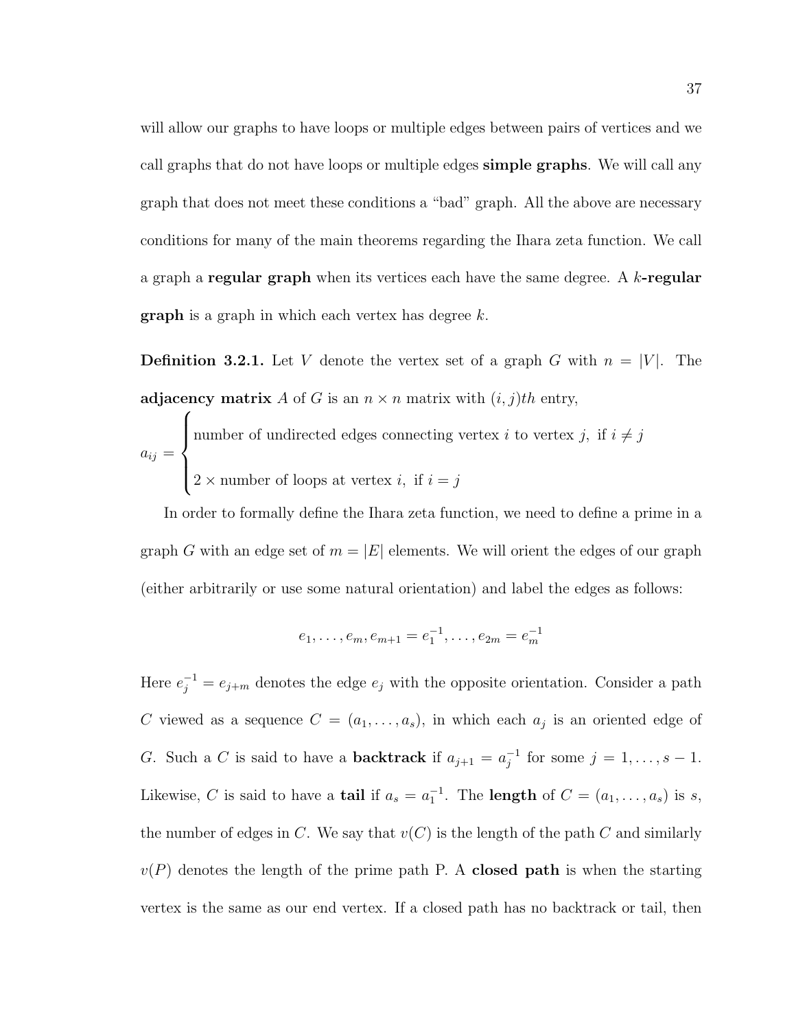will allow our graphs to have loops or multiple edges between pairs of vertices and we call graphs that do not have loops or multiple edges **simple graphs**. We will call any graph that does not meet these conditions a "bad" graph. All the above are necessary conditions for many of the main theorems regarding the Ihara zeta function. We call a graph a **regular graph** when its vertices each have the same degree. A **$k$-regular graph** is a graph in which each vertex has degree $k$.

**Definition 3.2.1.** Let $V$ denote the vertex set of a graph $G$ with $n = |V|$. The **adjacency matrix** $A$ of $G$ is an $n \times n$ matrix with $(i, j)th$ entry,

$$a_{ij} = \begin{cases} \text{number of undirected edges connecting vertex } i \text{ to vertex } j, \text{ if } i \neq j \\ \\ 2 \times \text{number of loops at vertex } i, \text{ if } i = j \end{cases}$$

In order to formally define the Ihara zeta function, we need to define a prime in a graph $G$ with an edge set of $m = |E|$ elements. We will orient the edges of our graph (either arbitrarily or use some natural orientation) and label the edges as follows:

$$e_1, \ldots, e_m, e_{m+1} = e_1^{-1}, \ldots, e_{2m} = e_m^{-1}$$

Here $e_j^{-1} = e_{j+m}$ denotes the edge $e_j$ with the opposite orientation. Consider a path $C$ viewed as a sequence $C = (a_1, \ldots, a_s)$, in which each $a_j$ is an oriented edge of $G$. Such a $C$ is said to have a **backtrack** if $a_{j+1} = a_j^{-1}$ for some $j = 1, \ldots, s-1$. Likewise, $C$ is said to have a **tail** if $a_s = a_1^{-1}$. The **length** of $C = (a_1, \ldots, a_s)$ is $s$, the number of edges in $C$. We say that $v(C)$ is the length of the path $C$ and similarly $v(P)$ denotes the length of the prime path P. A **closed path** is when the starting vertex is the same as our end vertex. If a closed path has no backtrack or tail, then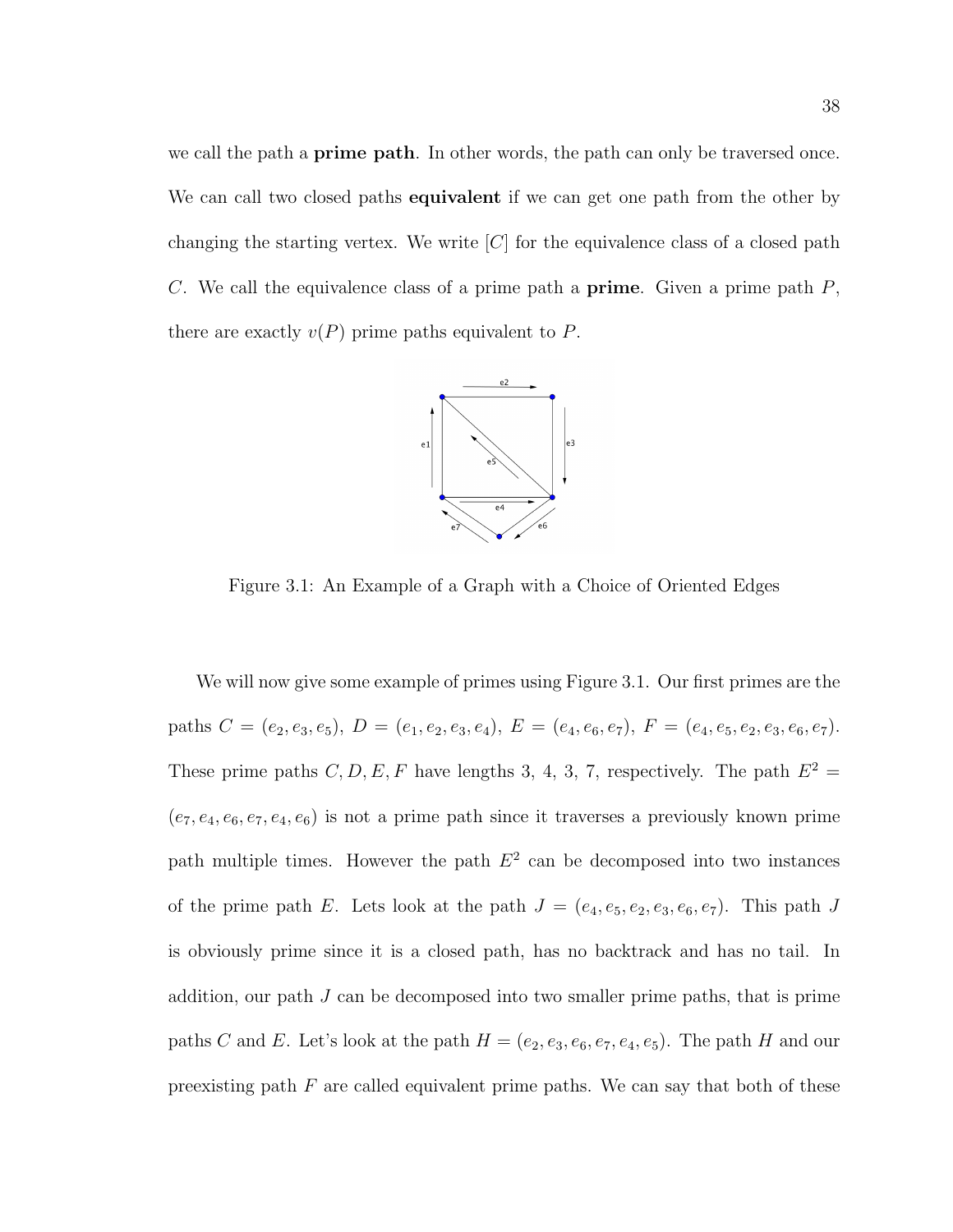we call the path a **prime path**. In other words, the path can only be traversed once. We can call two closed paths **equivalent** if we can get one path from the other by changing the starting vertex. We write $[C]$ for the equivalence class of a closed path $C$. We call the equivalence class of a prime path a **prime**. Given a prime path $P$, there are exactly $v(P)$ prime paths equivalent to $P$.

Figure 3.1: An Example of a Graph with a Choice of Oriented Edges

We will now give some example of primes using Figure 3.1. Our first primes are the paths $C = (e_2, e_3, e_5)$, $D = (e_1, e_2, e_3, e_4)$, $E = (e_4, e_6, e_7)$, $F = (e_4, e_5, e_2, e_3, e_6, e_7)$. These prime paths $C, D, E, F$ have lengths 3, 4, 3, 7, respectively. The path $E^2 = (e_7, e_4, e_6, e_7, e_4, e_6)$ is not a prime path since it traverses a previously known prime path multiple times. However the path $E^2$ can be decomposed into two instances of the prime path $E$. Lets look at the path $J = (e_4, e_5, e_2, e_3, e_6, e_7)$. This path $J$ is obviously prime since it is a closed path, has no backtrack and has no tail. In addition, our path $J$ can be decomposed into two smaller prime paths, that is prime paths $C$ and $E$. Let's look at the path $H = (e_2, e_3, e_6, e_7, e_4, e_5)$. The path $H$ and our preexisting path $F$ are called equivalent prime paths. We can say that both of these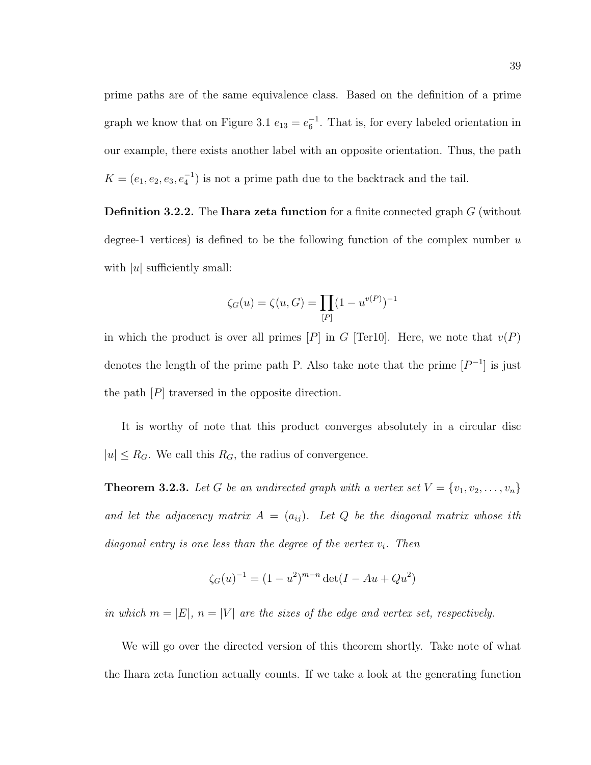prime paths are of the same equivalence class. Based on the definition of a prime graph we know that on Figure 3.1 $e_{13} = e_6^{-1}$. That is, for every labeled orientation in our example, there exists another label with an opposite orientation. Thus, the path $K = (e_1, e_2, e_3, e_4^{-1})$ is not a prime path due to the backtrack and the tail.

**Definition 3.2.2.** The **Ihara zeta function** for a finite connected graph $G$ (without degree-1 vertices) is defined to be the following function of the complex number $u$ with $|u|$ sufficiently small:

$$\zeta_G(u) = \zeta(u, G) = \prod_{[P]} (1 - u^{v(P)})^{-1}$$

in which the product is over all primes $[P]$ in $G$ [Ter10]. Here, we note that $v(P)$ denotes the length of the prime path P. Also take note that the prime $[P^{-1}]$ is just the path $[P]$ traversed in the opposite direction.

It is worthy of note that this product converges absolutely in a circular disc $|u| \leq R_G$. We call this $R_G$, the radius of convergence.

**Theorem 3.2.3.** *Let $G$ be an undirected graph with a vertex set $V = \{v_1, v_2, \ldots, v_n\}$ and let the adjacency matrix $A = (a_{ij})$. Let $Q$ be the diagonal matrix whose ith diagonal entry is one less than the degree of the vertex $v_i$. Then*

$$\zeta_G(u)^{-1} = (1 - u^2)^{m-n} \det(I - Au + Qu^2)$$

*in which $m = |E|$, $n = |V|$ are the sizes of the edge and vertex set, respectively.*

We will go over the directed version of this theorem shortly. Take note of what the Ihara zeta function actually counts. If we take a look at the generating function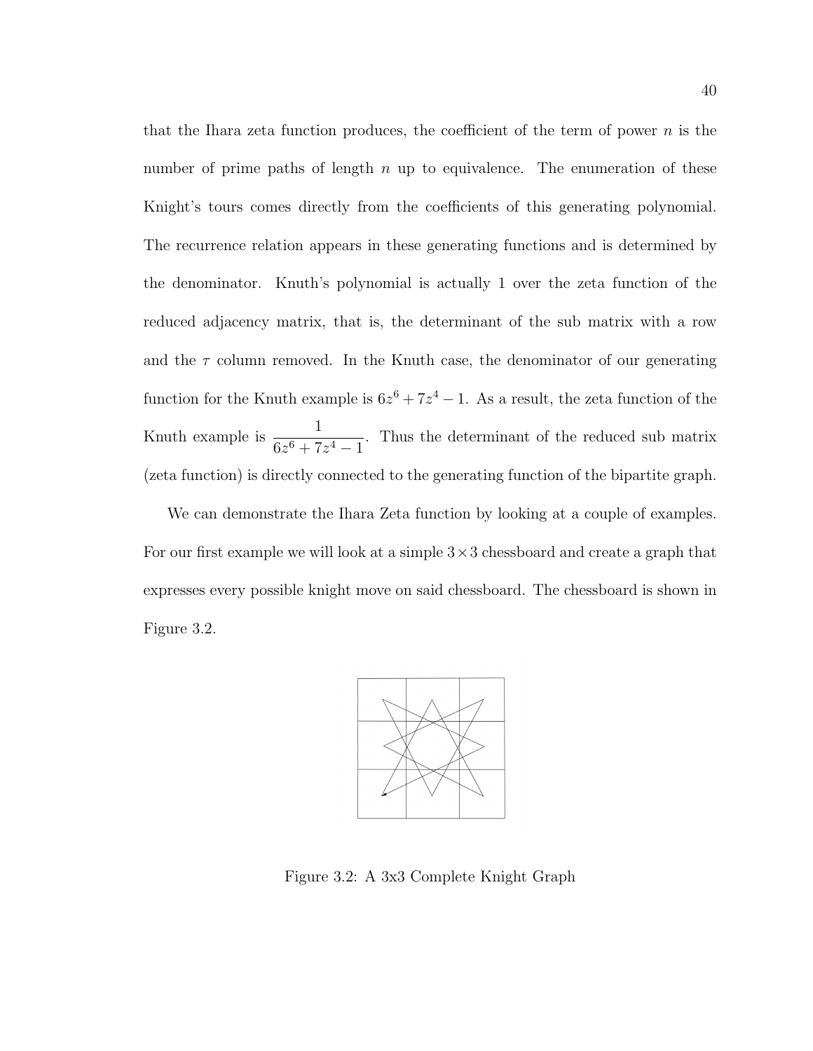that the Ihara zeta function produces, the coefficient of the term of power $n$ is the number of prime paths of length $n$ up to equivalence. The enumeration of these Knight's tours comes directly from the coefficients of this generating polynomial. The recurrence relation appears in these generating functions and is determined by the denominator. Knuth's polynomial is actually 1 over the zeta function of the reduced adjacency matrix, that is, the determinant of the sub matrix with a row and the $\tau$ column removed. In the Knuth case, the denominator of our generating function for the Knuth example is $6z^6 + 7z^4 - 1$. As a result, the zeta function of the Knuth example is $\dfrac{1}{6z^6 + 7z^4 - 1}$. Thus the determinant of the reduced sub matrix (zeta function) is directly connected to the generating function of the bipartite graph.

We can demonstrate the Ihara Zeta function by looking at a couple of examples. For our first example we will look at a simple $3 \times 3$ chessboard and create a graph that expresses every possible knight move on said chessboard. The chessboard is shown in Figure 3.2.

Figure 3.2: A 3x3 Complete Knight Graph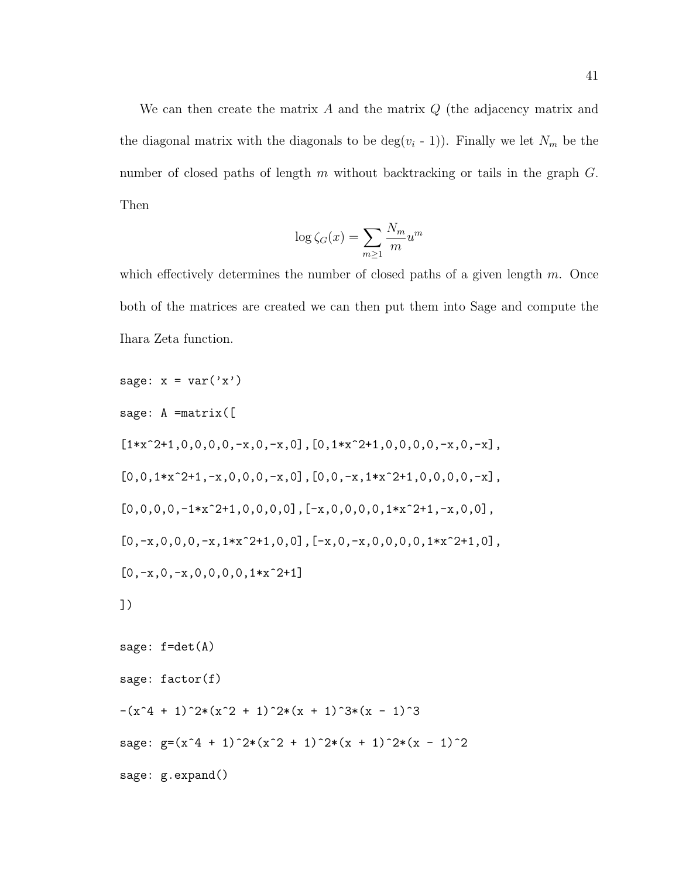We can then create the matrix $A$ and the matrix $Q$ (the adjacency matrix and the diagonal matrix with the diagonals to be $\deg(v_i$ - 1)). Finally we let $N_m$ be the number of closed paths of length $m$ without backtracking or tails in the graph $G$. Then

$$\log \zeta_G(x) = \sum_{m \geq 1} \frac{N_m}{m} u^m$$

which effectively determines the number of closed paths of a given length $m$. Once both of the matrices are created we can then put them into Sage and compute the Ihara Zeta function.

```
sage: x = var('x')

sage: A =matrix([

[1*x^2+1,0,0,0,0,-x,0,-x,0],[0,1*x^2+1,0,0,0,0,-x,0,-x],

[0,0,1*x^2+1,-x,0,0,0,-x,0],[0,0,-x,1*x^2+1,0,0,0,0,-x],

[0,0,0,0,-1*x^2+1,0,0,0,0],[-x,0,0,0,0,1*x^2+1,-x,0,0],

[0,-x,0,0,0,-x,1*x^2+1,0,0],[-x,0,-x,0,0,0,0,1*x^2+1,0],

[0,-x,0,-x,0,0,0,0,1*x^2+1]

])

sage: f=det(A)

sage: factor(f)

-(x^4 + 1)^2*(x^2 + 1)^2*(x + 1)^3*(x - 1)^3

sage: g=(x^4 + 1)^2*(x^2 + 1)^2*(x + 1)^2*(x - 1)^2

sage: g.expand()
```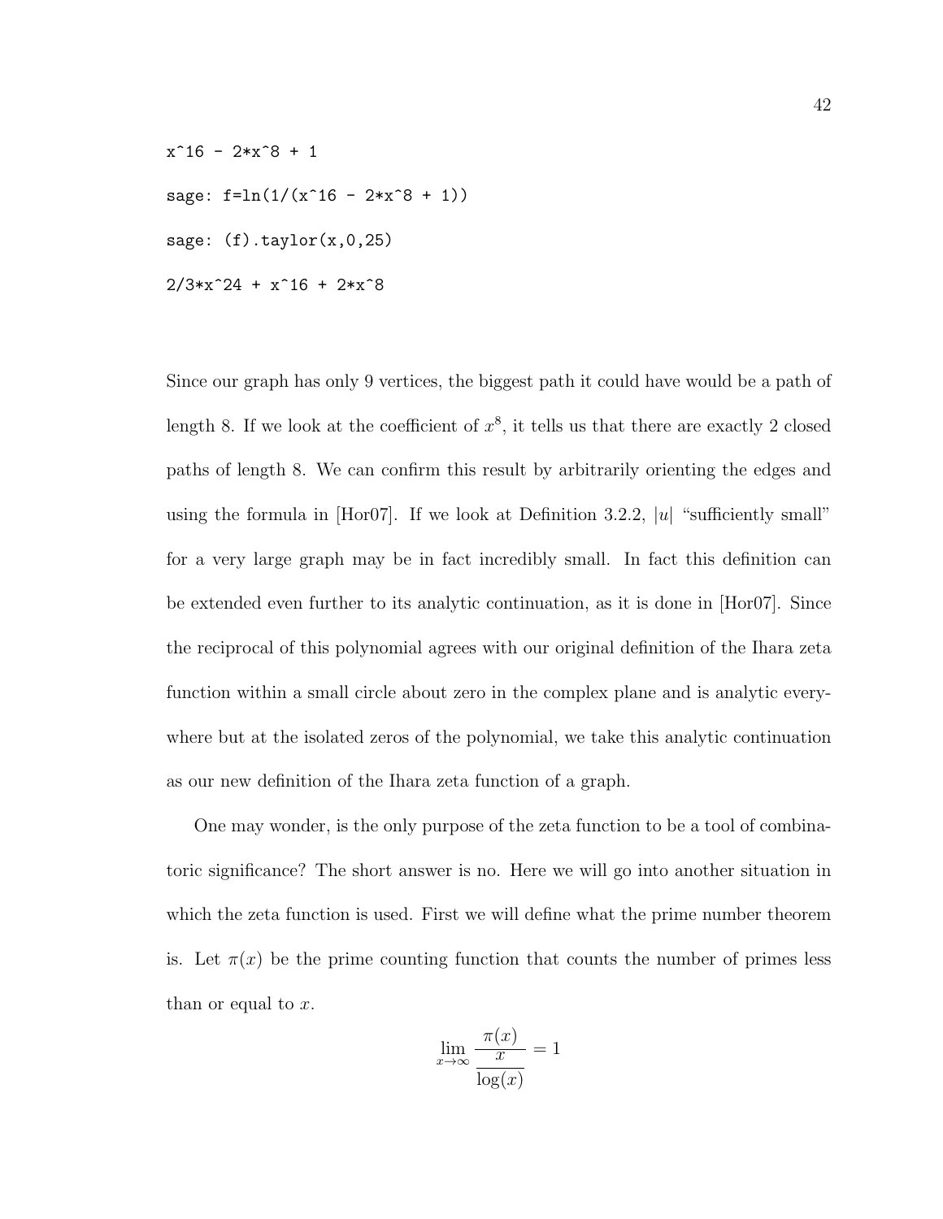```
x^16 - 2*x^8 + 1

sage: f=ln(1/(x^16 - 2*x^8 + 1))

sage: (f).taylor(x,0,25)

2/3*x^24 + x^16 + 2*x^8
```

Since our graph has only 9 vertices, the biggest path it could have would be a path of length 8. If we look at the coefficient of $x^8$, it tells us that there are exactly 2 closed paths of length 8. We can confirm this result by arbitrarily orienting the edges and using the formula in [Hor07]. If we look at Definition 3.2.2, $|u|$ "sufficiently small" for a very large graph may be in fact incredibly small. In fact this definition can be extended even further to its analytic continuation, as it is done in [Hor07]. Since the reciprocal of this polynomial agrees with our original definition of the Ihara zeta function within a small circle about zero in the complex plane and is analytic everywhere but at the isolated zeros of the polynomial, we take this analytic continuation as our new definition of the Ihara zeta function of a graph.

One may wonder, is the only purpose of the zeta function to be a tool of combinatoric significance? The short answer is no. Here we will go into another situation in which the zeta function is used. First we will define what the prime number theorem is. Let $\pi(x)$ be the prime counting function that counts the number of primes less than or equal to $x$.

$$\lim_{x\to\infty} \frac{\pi(x)}{\frac{x}{\log(x)}} = 1$$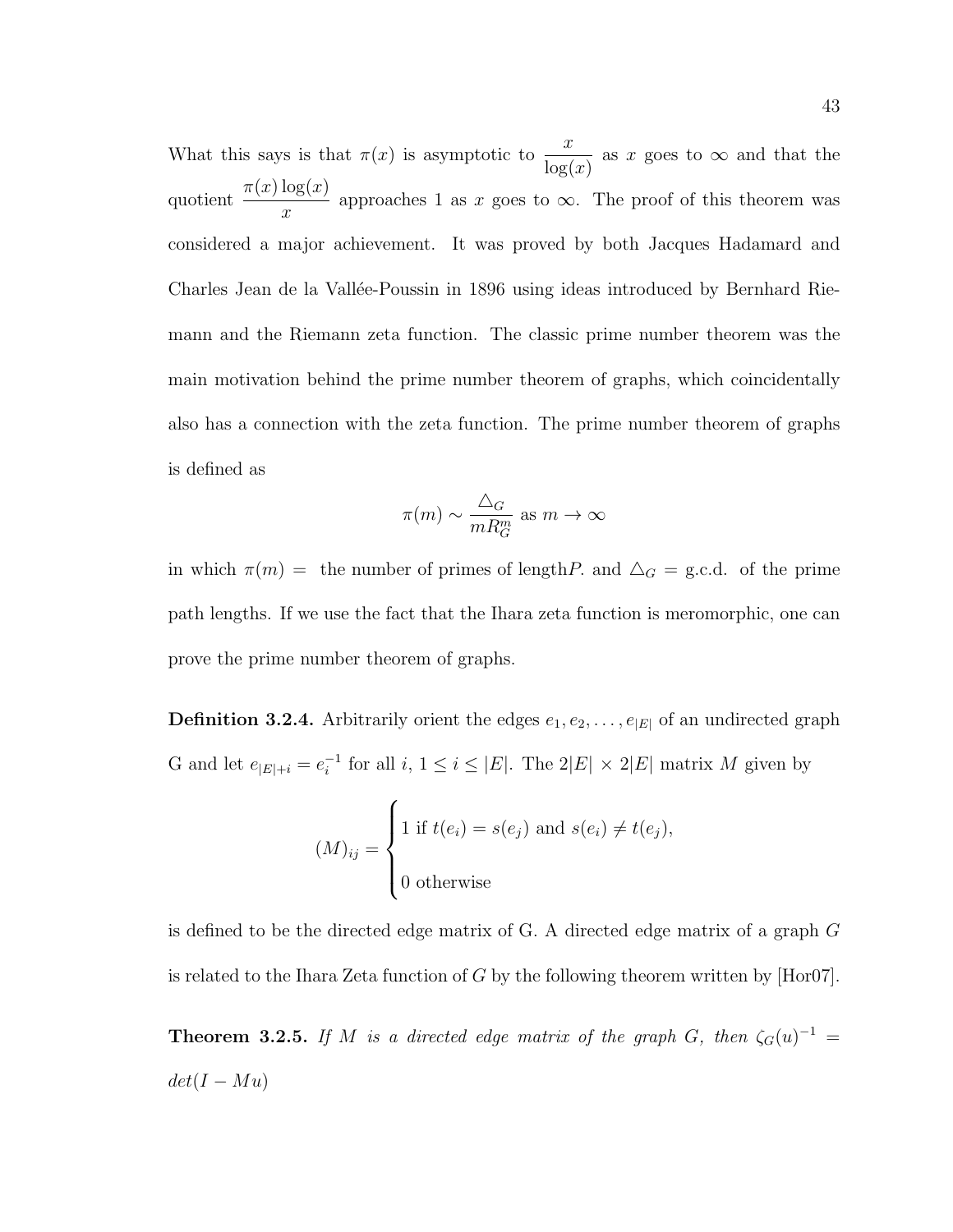What this says is that $\pi(x)$ is asymptotic to $\frac{x}{\log(x)}$ as $x$ goes to $\infty$ and that the quotient $\frac{\pi(x)\log(x)}{x}$ approaches 1 as $x$ goes to $\infty$. The proof of this theorem was considered a major achievement. It was proved by both Jacques Hadamard and Charles Jean de la Vallée-Poussin in 1896 using ideas introduced by Bernhard Riemann and the Riemann zeta function. The classic prime number theorem was the main motivation behind the prime number theorem of graphs, which coincidentally also has a connection with the zeta function. The prime number theorem of graphs is defined as

$$\pi(m) \sim \frac{\triangle_G}{mR_G^m} \text{ as } m \to \infty$$

in which $\pi(m) =$ the number of primes of length$P$. and $\triangle_G =$ g.c.d. of the prime path lengths. If we use the fact that the Ihara zeta function is meromorphic, one can prove the prime number theorem of graphs.

**Definition 3.2.4.** Arbitrarily orient the edges $e_1, e_2, \ldots, e_{|E|}$ of an undirected graph G and let $e_{|E|+i} = e_i^{-1}$ for all $i$, $1 \leq i \leq |E|$. The $2|E| \times 2|E|$ matrix $M$ given by

$$(M)_{ij} = \begin{cases} 1 \text{ if } t(e_i) = s(e_j) \text{ and } s(e_i) \neq t(e_j), \\ 0 \text{ otherwise} \end{cases}$$

is defined to be the directed edge matrix of G. A directed edge matrix of a graph $G$ is related to the Ihara Zeta function of $G$ by the following theorem written by [Hor07].

**Theorem 3.2.5.** *If $M$ is a directed edge matrix of the graph $G$, then $\zeta_G(u)^{-1} = det(I - Mu)$*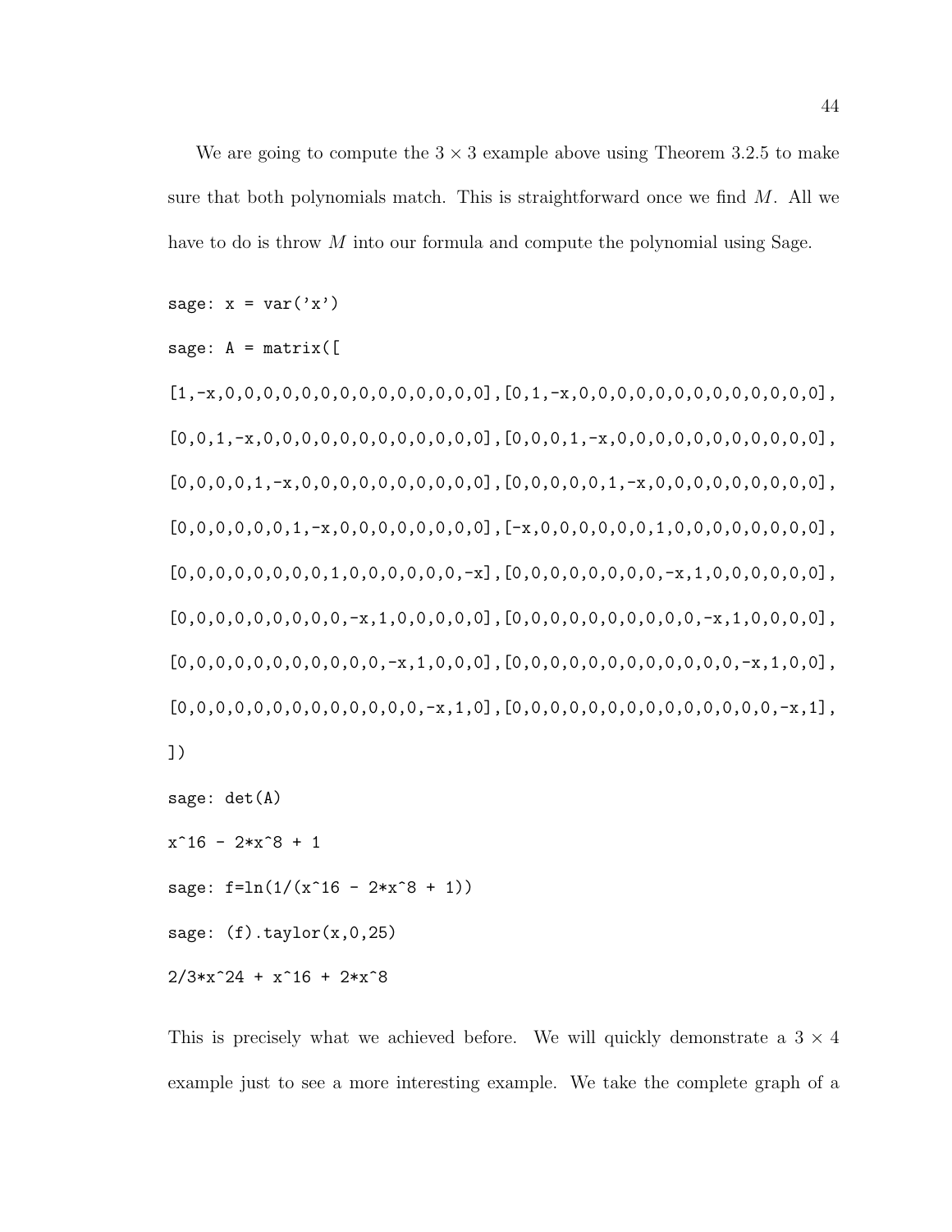We are going to compute the $3 \times 3$ example above using Theorem 3.2.5 to make sure that both polynomials match. This is straightforward once we find $M$. All we have to do is throw $M$ into our formula and compute the polynomial using Sage.

```
sage: x = var('x')
sage: A = matrix([
[1,-x,0,0,0,0,0,0,0,0,0,0,0,0,0,0],[0,1,-x,0,0,0,0,0,0,0,0,0,0,0,0,0],
[0,0,1,-x,0,0,0,0,0,0,0,0,0,0,0,0],[0,0,0,1,-x,0,0,0,0,0,0,0,0,0,0,0],
[0,0,0,0,1,-x,0,0,0,0,0,0,0,0,0,0],[0,0,0,0,0,1,-x,0,0,0,0,0,0,0,0,0],
[0,0,0,0,0,0,1,-x,0,0,0,0,0,0,0,0],[-x,0,0,0,0,0,0,1,0,0,0,0,0,0,0,0],
[0,0,0,0,0,0,0,0,1,0,0,0,0,0,0,-x],[0,0,0,0,0,0,0,0,-x,1,0,0,0,0,0,0],
[0,0,0,0,0,0,0,0,0,-x,1,0,0,0,0,0],[0,0,0,0,0,0,0,0,0,0,-x,1,0,0,0,0],
[0,0,0,0,0,0,0,0,0,0,0,-x,1,0,0,0],[0,0,0,0,0,0,0,0,0,0,0,0,-x,1,0,0],
[0,0,0,0,0,0,0,0,0,0,0,0,0,-x,1,0],[0,0,0,0,0,0,0,0,0,0,0,0,0,0,-x,1],
])
sage: det(A)
x^16 - 2*x^8 + 1
sage: f=ln(1/(x^16 - 2*x^8 + 1))
sage: (f).taylor(x,0,25)
2/3*x^24 + x^16 + 2*x^8
```

This is precisely what we achieved before. We will quickly demonstrate a $3 \times 4$ example just to see a more interesting example. We take the complete graph of a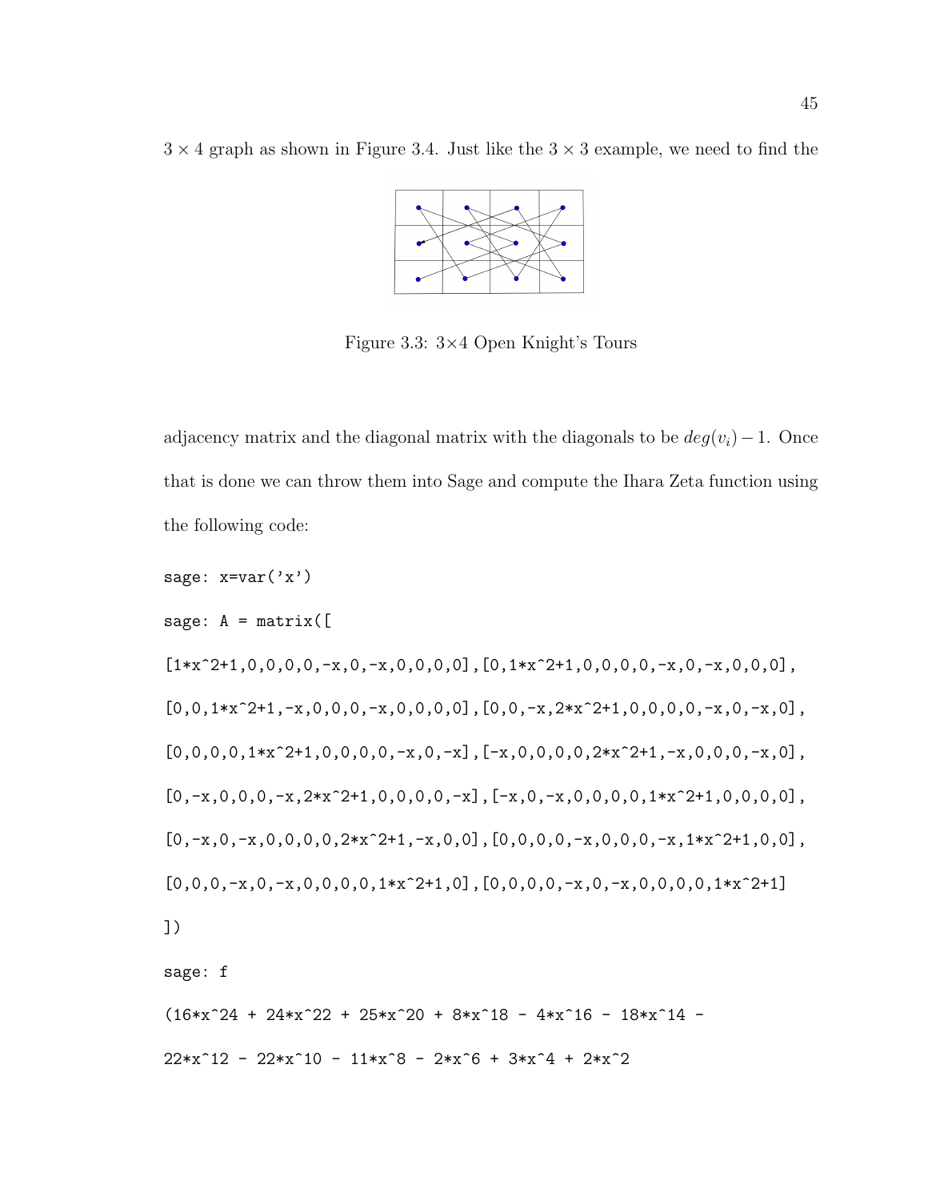$3 \times 4$ graph as shown in Figure 3.4. Just like the $3 \times 3$ example, we need to find the

Figure 3.3: 3×4 Open Knight's Tours

adjacency matrix and the diagonal matrix with the diagonals to be $deg(v_i) - 1$. Once that is done we can throw them into Sage and compute the Ihara Zeta function using the following code:

```
sage: x=var('x')

sage: A = matrix([

[1*x^2+1,0,0,0,0,-x,0,-x,0,0,0,0],[0,1*x^2+1,0,0,0,0,-x,0,-x,0,0,0],

[0,0,1*x^2+1,-x,0,0,0,0,-x,0,0,0,0],[0,0,-x,2*x^2+1,0,0,0,0,0,-x,0,-x,0],

[0,0,0,0,1*x^2+1,0,0,0,0,0,-x,0,-x],[-x,0,0,0,0,2*x^2+1,-x,0,0,0,0,-x,0],

[0,-x,0,0,0,-x,2*x^2+1,0,0,0,0,0,-x],[-x,0,-x,0,0,0,0,0,1*x^2+1,0,0,0,0,0],

[0,-x,0,-x,0,0,0,0,0,2*x^2+1,-x,0,0],[0,0,0,0,-x,0,0,0,0,-x,1*x^2+1,0,0],

[0,0,0,-x,0,-x,0,0,0,0,0,1*x^2+1,0],[0,0,0,0,-x,0,-x,0,0,0,0,0,1*x^2+1]

])

sage: f

(16*x^24 + 24*x^22 + 25*x^20 + 8*x^18 - 4*x^16 - 18*x^14 -

22*x^12 - 22*x^10 - 11*x^8 - 2*x^6 + 3*x^4 + 2*x^2
```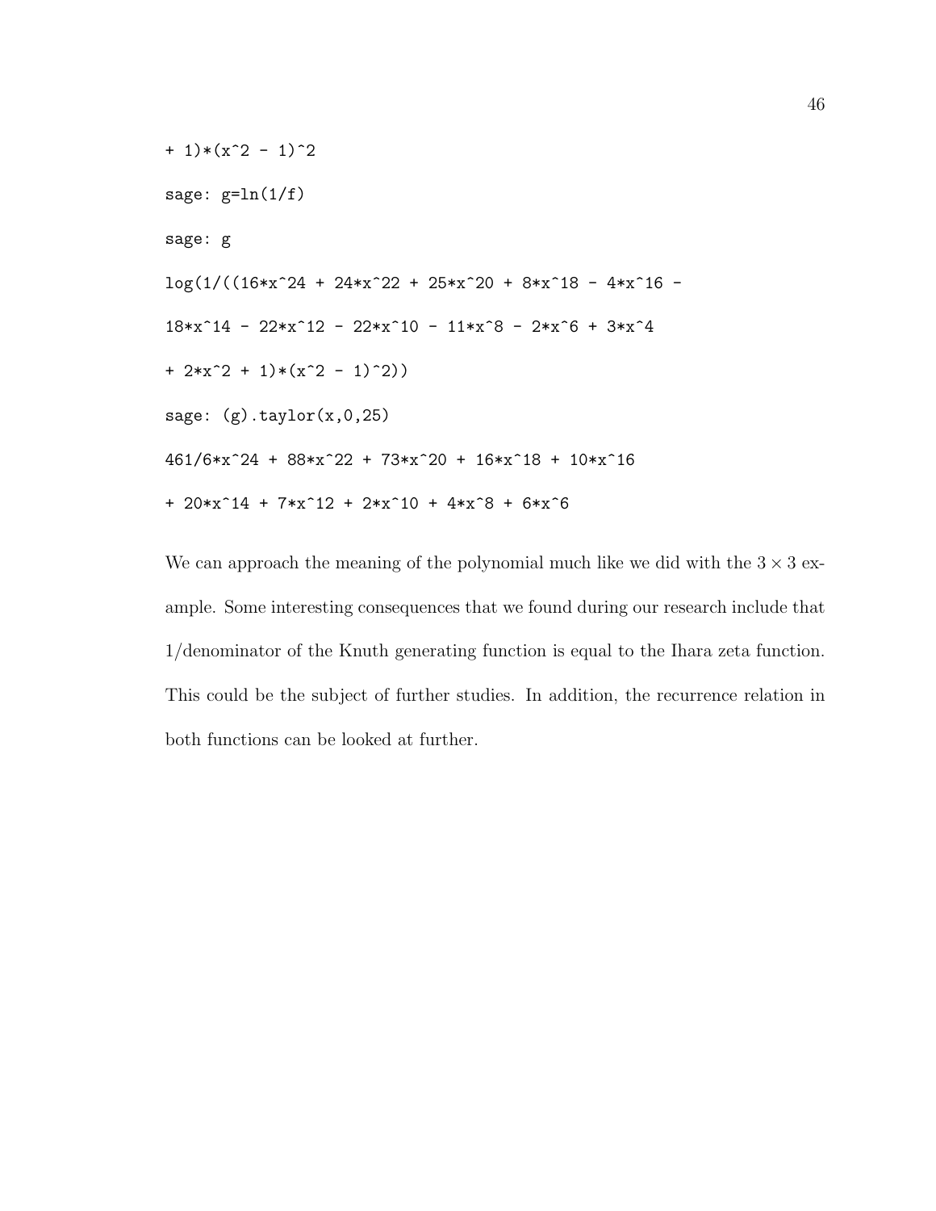```
+ 1)*(x^2 - 1)^2

sage: g=ln(1/f)

sage: g

log(1/((16*x^24 + 24*x^22 + 25*x^20 + 8*x^18 - 4*x^16 -

18*x^14 - 22*x^12 - 22*x^10 - 11*x^8 - 2*x^6 + 3*x^4

+ 2*x^2 + 1)*(x^2 - 1)^2))

sage: (g).taylor(x,0,25)

461/6*x^24 + 88*x^22 + 73*x^20 + 16*x^18 + 10*x^16

+ 20*x^14 + 7*x^12 + 2*x^10 + 4*x^8 + 6*x^6
```

We can approach the meaning of the polynomial much like we did with the $3 \times 3$ example. Some interesting consequences that we found during our research include that 1/denominator of the Knuth generating function is equal to the Ihara zeta function. This could be the subject of further studies. In addition, the recurrence relation in both functions can be looked at further.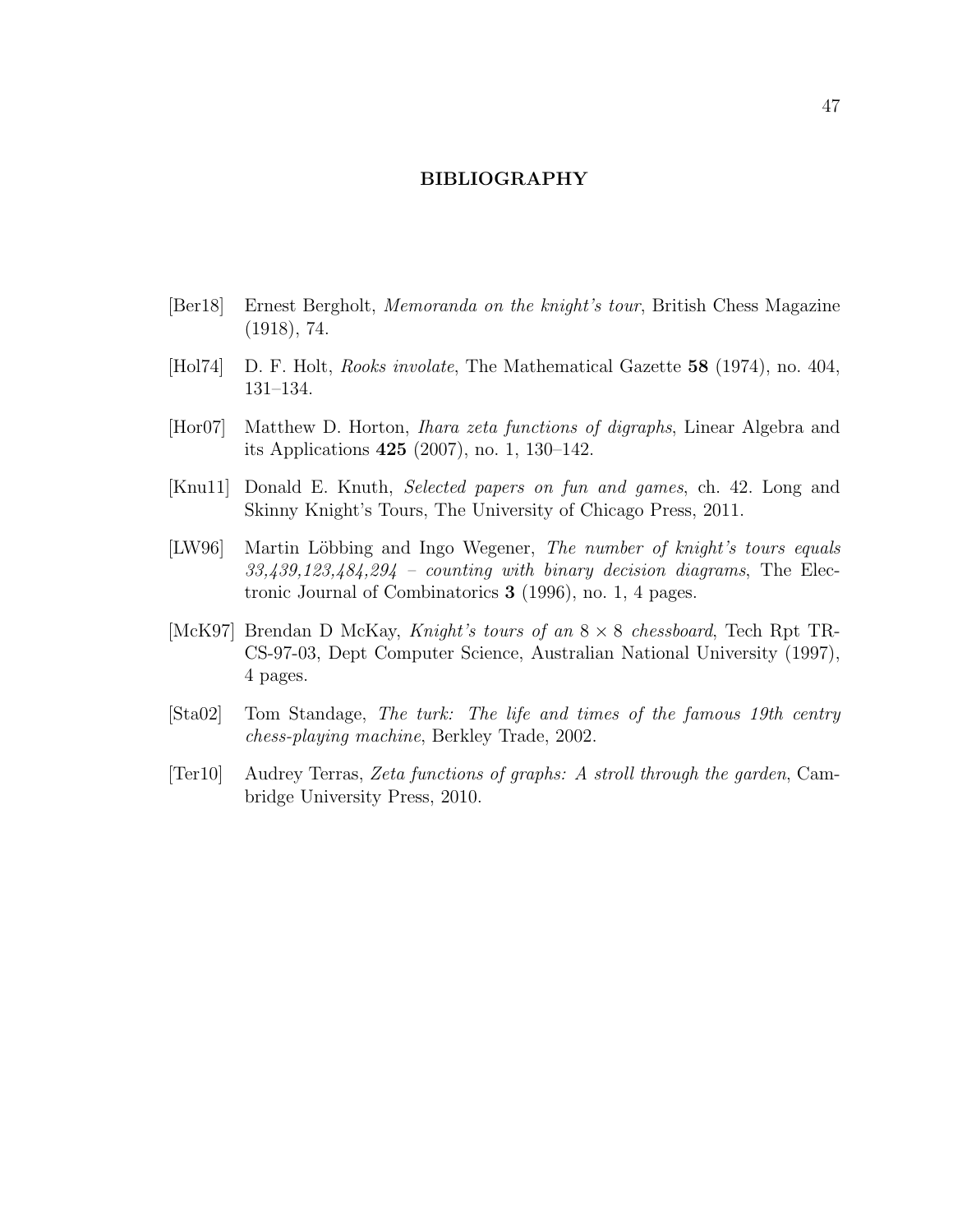# BIBLIOGRAPHY

[Ber18] Ernest Bergholt, *Memoranda on the knight's tour*, British Chess Magazine (1918), 74.

[Hol74] D. F. Holt, *Rooks involate*, The Mathematical Gazette **58** (1974), no. 404, 131–134.

[Hor07] Matthew D. Horton, *Ihara zeta functions of digraphs*, Linear Algebra and its Applications **425** (2007), no. 1, 130–142.

[Knu11] Donald E. Knuth, *Selected papers on fun and games*, ch. 42. Long and Skinny Knight's Tours, The University of Chicago Press, 2011.

[LW96] Martin Löbbing and Ingo Wegener, *The number of knight's tours equals 33,439,123,484,294 – counting with binary decision diagrams*, The Electronic Journal of Combinatorics **3** (1996), no. 1, 4 pages.

[McK97] Brendan D McKay, *Knight's tours of an* $8 \times 8$ *chessboard*, Tech Rpt TR-CS-97-03, Dept Computer Science, Australian National University (1997), 4 pages.

[Sta02] Tom Standage, *The turk: The life and times of the famous 19th centry chess-playing machine*, Berkley Trade, 2002.

[Ter10] Audrey Terras, *Zeta functions of graphs: A stroll through the garden*, Cambridge University Press, 2010.